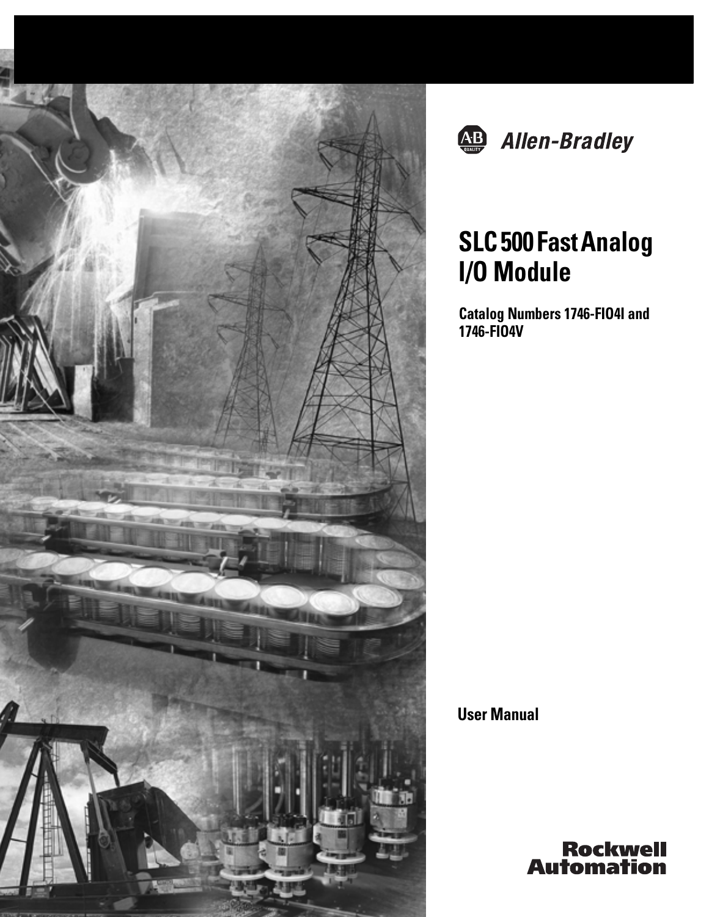Allen-Bradley

# SLC 500 Fast Analog I/O Module

**Catalog Numbers 1746-FIO4I and 1746-FIO4V**

**User Manual**

Rockwell Automation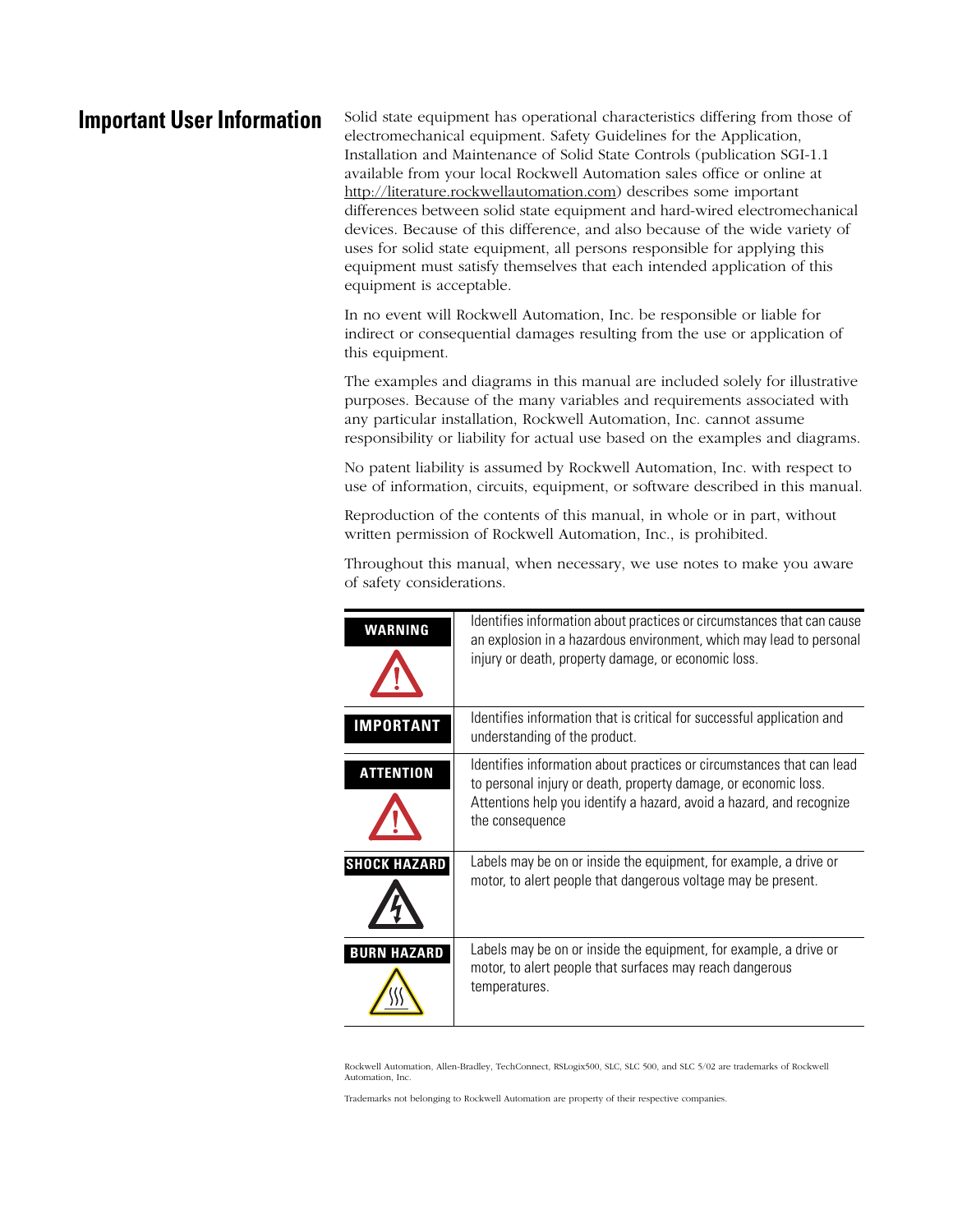# Important User Information

Solid state equipment has operational characteristics differing from those of electromechanical equipment. Safety Guidelines for the Application, Installation and Maintenance of Solid State Controls (publication SGI-1.1 available from your local Rockwell Automation sales office or online at http://literature.rockwellautomation.com) describes some important differences between solid state equipment and hard-wired electromechanical devices. Because of this difference, and also because of the wide variety of uses for solid state equipment, all persons responsible for applying this equipment must satisfy themselves that each intended application of this equipment is acceptable.

In no event will Rockwell Automation, Inc. be responsible or liable for indirect or consequential damages resulting from the use or application of this equipment.

The examples and diagrams in this manual are included solely for illustrative purposes. Because of the many variables and requirements associated with any particular installation, Rockwell Automation, Inc. cannot assume responsibility or liability for actual use based on the examples and diagrams.

No patent liability is assumed by Rockwell Automation, Inc. with respect to use of information, circuits, equipment, or software described in this manual.

Reproduction of the contents of this manual, in whole or in part, without written permission of Rockwell Automation, Inc., is prohibited.

Throughout this manual, when necessary, we use notes to make you aware of safety considerations.

| | |
|---|---|
| **WARNING** | Identifies information about practices or circumstances that can cause an explosion in a hazardous environment, which may lead to personal injury or death, property damage, or economic loss. |
| **IMPORTANT** | Identifies information that is critical for successful application and understanding of the product. |
| **ATTENTION** | Identifies information about practices or circumstances that can lead to personal injury or death, property damage, or economic loss. Attentions help you identify a hazard, avoid a hazard, and recognize the consequence |
| **SHOCK HAZARD** | Labels may be on or inside the equipment, for example, a drive or motor, to alert people that dangerous voltage may be present. |
| **BURN HAZARD** | Labels may be on or inside the equipment, for example, a drive or motor, to alert people that surfaces may reach dangerous temperatures. |

Rockwell Automation, Allen-Bradley, TechConnect, RSLogix500, SLC, SLC 500, and SLC 5/02 are trademarks of Rockwell Automation, Inc.

Trademarks not belonging to Rockwell Automation are property of their respective companies.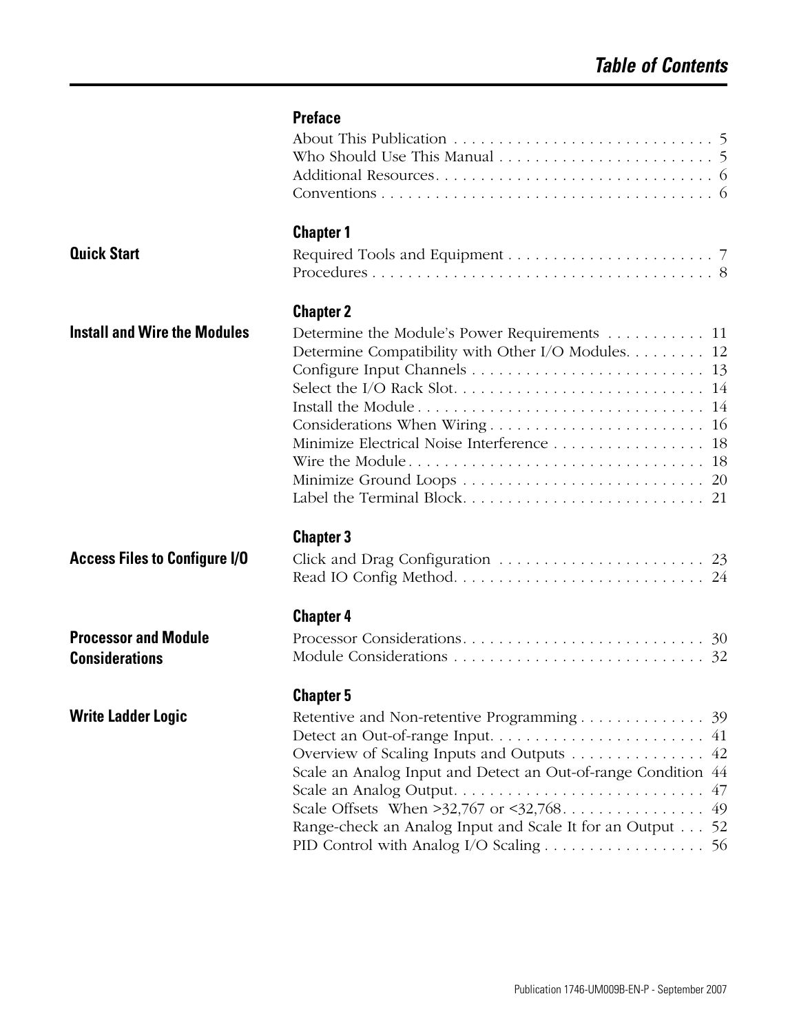# Table of Contents

## Preface

About This Publication . . . . . . . . . . . . . . . . . . . . . . . . . . . . 5
Who Should Use This Manual . . . . . . . . . . . . . . . . . . . . . . . . 5
Additional Resources. . . . . . . . . . . . . . . . . . . . . . . . . . . . . . 6
Conventions . . . . . . . . . . . . . . . . . . . . . . . . . . . . . . . . . . . 6

## Chapter 1 — Quick Start

Required Tools and Equipment . . . . . . . . . . . . . . . . . . . . . . . 7
Procedures . . . . . . . . . . . . . . . . . . . . . . . . . . . . . . . . . . . 8

## Chapter 2 — Install and Wire the Modules

Determine the Module's Power Requirements . . . . . . . . . . . 11
Determine Compatibility with Other I/O Modules. . . . . . . . . 12
Configure Input Channels . . . . . . . . . . . . . . . . . . . . . . . . . 13
Select the I/O Rack Slot. . . . . . . . . . . . . . . . . . . . . . . . . . . 14
Install the Module . . . . . . . . . . . . . . . . . . . . . . . . . . . . . . . 14
Considerations When Wiring . . . . . . . . . . . . . . . . . . . . . . . 16
Minimize Electrical Noise Interference . . . . . . . . . . . . . . . . . 18
Wire the Module . . . . . . . . . . . . . . . . . . . . . . . . . . . . . . . . 18
Minimize Ground Loops . . . . . . . . . . . . . . . . . . . . . . . . . . . 20
Label the Terminal Block. . . . . . . . . . . . . . . . . . . . . . . . . . . 21

## Chapter 3 — Access Files to Configure I/O

Click and Drag Configuration . . . . . . . . . . . . . . . . . . . . . . . 23
Read IO Config Method. . . . . . . . . . . . . . . . . . . . . . . . . . . . 24

## Chapter 4 — Processor and Module Considerations

Processor Considerations. . . . . . . . . . . . . . . . . . . . . . . . . . . 30
Module Considerations . . . . . . . . . . . . . . . . . . . . . . . . . . . . 32

## Chapter 5 — Write Ladder Logic

Retentive and Non-retentive Programming . . . . . . . . . . . . . . 39
Detect an Out-of-range Input. . . . . . . . . . . . . . . . . . . . . . . . 41
Overview of Scaling Inputs and Outputs . . . . . . . . . . . . . . . 42
Scale an Analog Input and Detect an Out-of-range Condition 44
Scale an Analog Output. . . . . . . . . . . . . . . . . . . . . . . . . . . . 47
Scale Offsets When >32,767 or <32,768. . . . . . . . . . . . . . . . 49
Range-check an Analog Input and Scale It for an Output . . . 52
PID Control with Analog I/O Scaling . . . . . . . . . . . . . . . . . . 56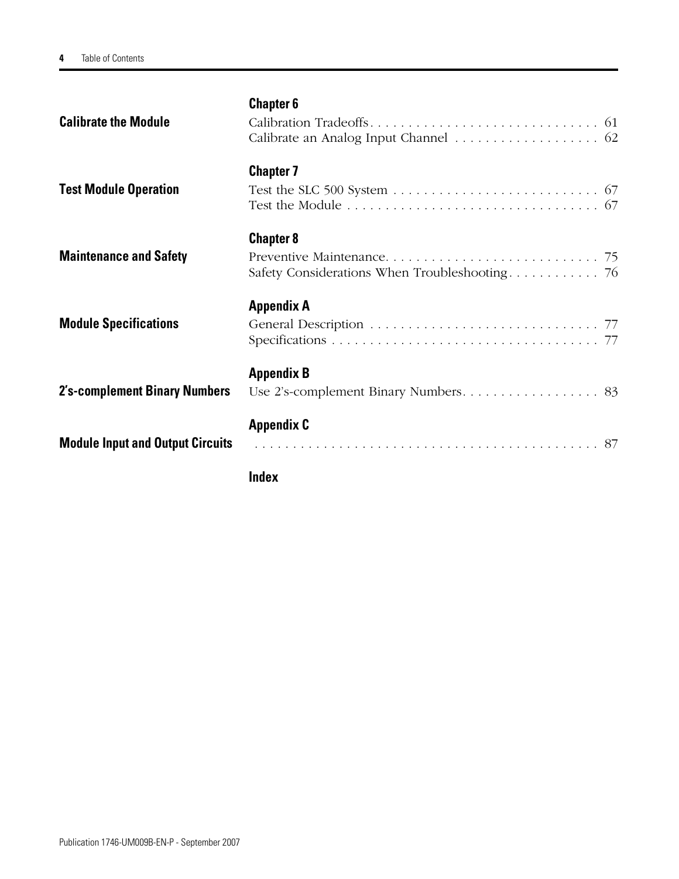**Chapter 6**

**Calibrate the Module**

Calibration Tradeoffs . . . . . . . . . . . . . . . . . . . . . . . . . . . . . . 61
Calibrate an Analog Input Channel . . . . . . . . . . . . . . . . . . . 62

**Chapter 7**

**Test Module Operation**

Test the SLC 500 System . . . . . . . . . . . . . . . . . . . . . . . . . . . 67
Test the Module . . . . . . . . . . . . . . . . . . . . . . . . . . . . . . . . . 67

**Chapter 8**

**Maintenance and Safety**

Preventive Maintenance. . . . . . . . . . . . . . . . . . . . . . . . . . . . 75
Safety Considerations When Troubleshooting . . . . . . . . . . . . 76

**Appendix A**

**Module Specifications**

General Description . . . . . . . . . . . . . . . . . . . . . . . . . . . . . . 77
Specifications . . . . . . . . . . . . . . . . . . . . . . . . . . . . . . . . . . . 77

**Appendix B**

**2's-complement Binary Numbers**

Use 2's-complement Binary Numbers. . . . . . . . . . . . . . . . . . 83

**Appendix C**

**Module Input and Output Circuits**

. . . . . . . . . . . . . . . . . . . . . . . . . . . . . . . . . . . . . . . . . . 87

**Index**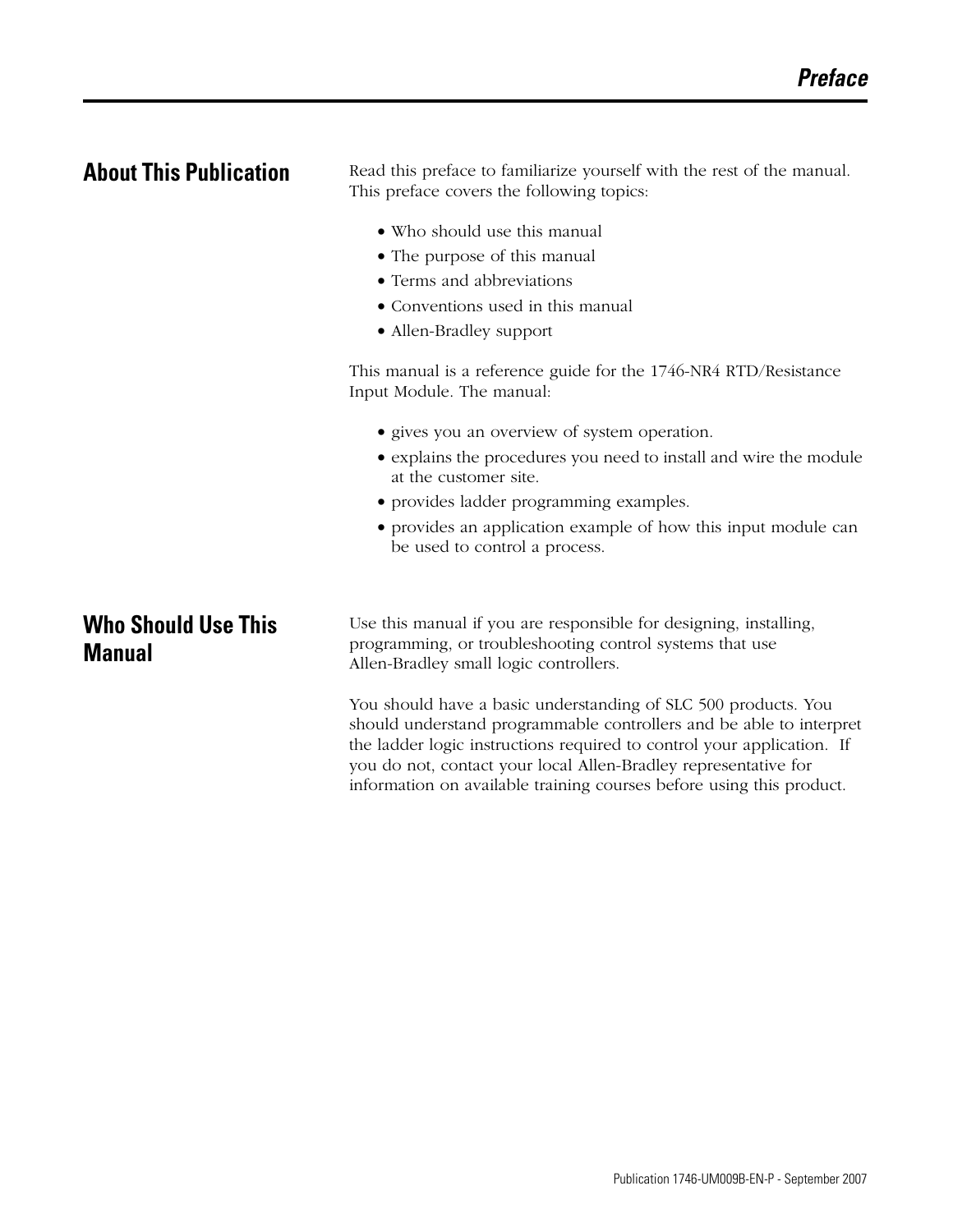# Preface

## About This Publication

Read this preface to familiarize yourself with the rest of the manual. This preface covers the following topics:

- Who should use this manual
- The purpose of this manual
- Terms and abbreviations
- Conventions used in this manual
- Allen-Bradley support

This manual is a reference guide for the 1746-NR4 RTD/Resistance Input Module. The manual:

- gives you an overview of system operation.
- explains the procedures you need to install and wire the module at the customer site.
- provides ladder programming examples.
- provides an application example of how this input module can be used to control a process.

## Who Should Use This Manual

Use this manual if you are responsible for designing, installing, programming, or troubleshooting control systems that use Allen-Bradley small logic controllers.

You should have a basic understanding of SLC 500 products. You should understand programmable controllers and be able to interpret the ladder logic instructions required to control your application. If you do not, contact your local Allen-Bradley representative for information on available training courses before using this product.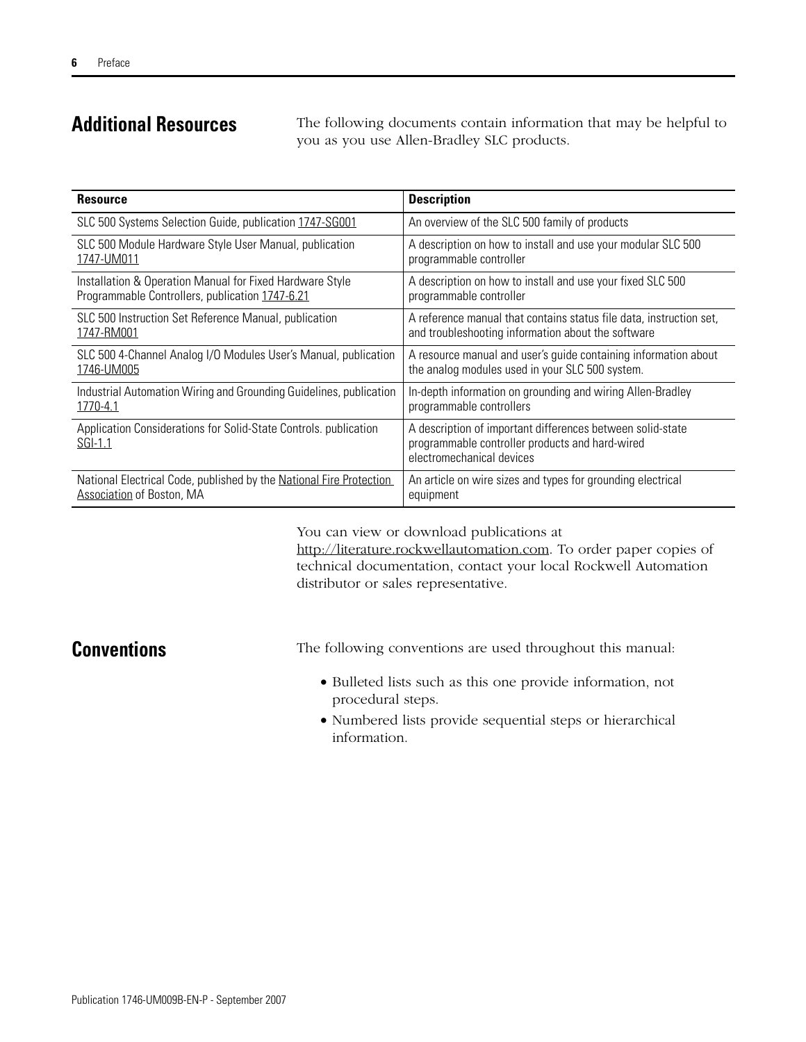## Additional Resources

The following documents contain information that may be helpful to you as you use Allen-Bradley SLC products.

| Resource | Description |
|---|---|
| SLC 500 Systems Selection Guide, publication 1747-SG001 | An overview of the SLC 500 family of products |
| SLC 500 Module Hardware Style User Manual, publication 1747-UM011 | A description on how to install and use your modular SLC 500 programmable controller |
| Installation & Operation Manual for Fixed Hardware Style Programmable Controllers, publication 1747-6.21 | A description on how to install and use your fixed SLC 500 programmable controller |
| SLC 500 Instruction Set Reference Manual, publication 1747-RM001 | A reference manual that contains status file data, instruction set, and troubleshooting information about the software |
| SLC 500 4-Channel Analog I/O Modules User's Manual, publication 1746-UM005 | A resource manual and user's guide containing information about the analog modules used in your SLC 500 system. |
| Industrial Automation Wiring and Grounding Guidelines, publication 1770-4.1 | In-depth information on grounding and wiring Allen-Bradley programmable controllers |
| Application Considerations for Solid-State Controls. publication SGI-1.1 | A description of important differences between solid-state programmable controller products and hard-wired electromechanical devices |
| National Electrical Code, published by the National Fire Protection Association of Boston, MA | An article on wire sizes and types for grounding electrical equipment |

You can view or download publications at http://literature.rockwellautomation.com. To order paper copies of technical documentation, contact your local Rockwell Automation distributor or sales representative.

## Conventions

The following conventions are used throughout this manual:

- Bulleted lists such as this one provide information, not procedural steps.
- Numbered lists provide sequential steps or hierarchical information.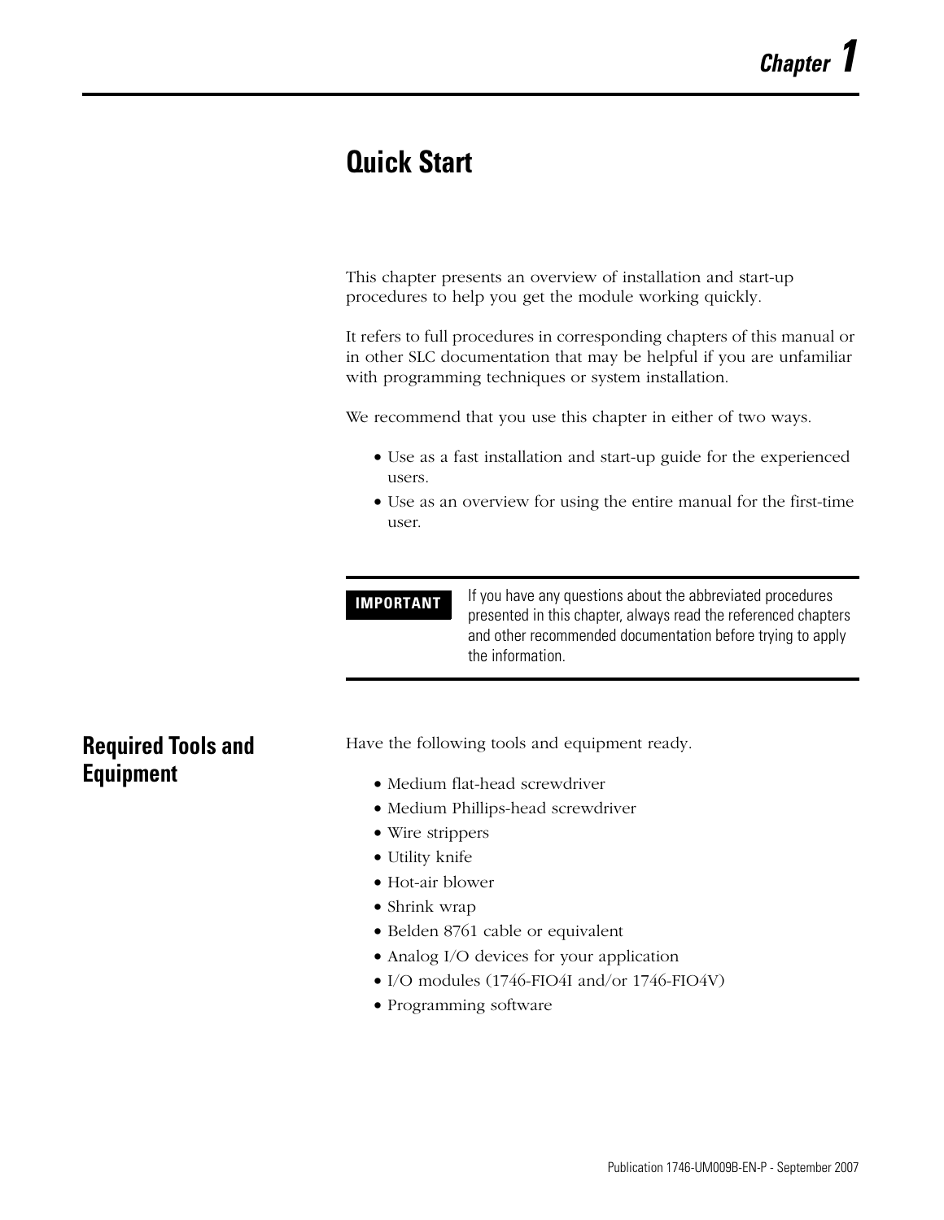# Chapter 1

## Quick Start

This chapter presents an overview of installation and start-up procedures to help you get the module working quickly.

It refers to full procedures in corresponding chapters of this manual or in other SLC documentation that may be helpful if you are unfamiliar with programming techniques or system installation.

We recommend that you use this chapter in either of two ways.

- Use as a fast installation and start-up guide for the experienced users.
- Use as an overview for using the entire manual for the first-time user.

| IMPORTANT | If you have any questions about the abbreviated procedures presented in this chapter, always read the referenced chapters and other recommended documentation before trying to apply the information. |
|---|---|

## Required Tools and Equipment

Have the following tools and equipment ready.

- Medium flat-head screwdriver
- Medium Phillips-head screwdriver
- Wire strippers
- Utility knife
- Hot-air blower
- Shrink wrap
- Belden 8761 cable or equivalent
- Analog I/O devices for your application
- I/O modules (1746-FIO4I and/or 1746-FIO4V)
- Programming software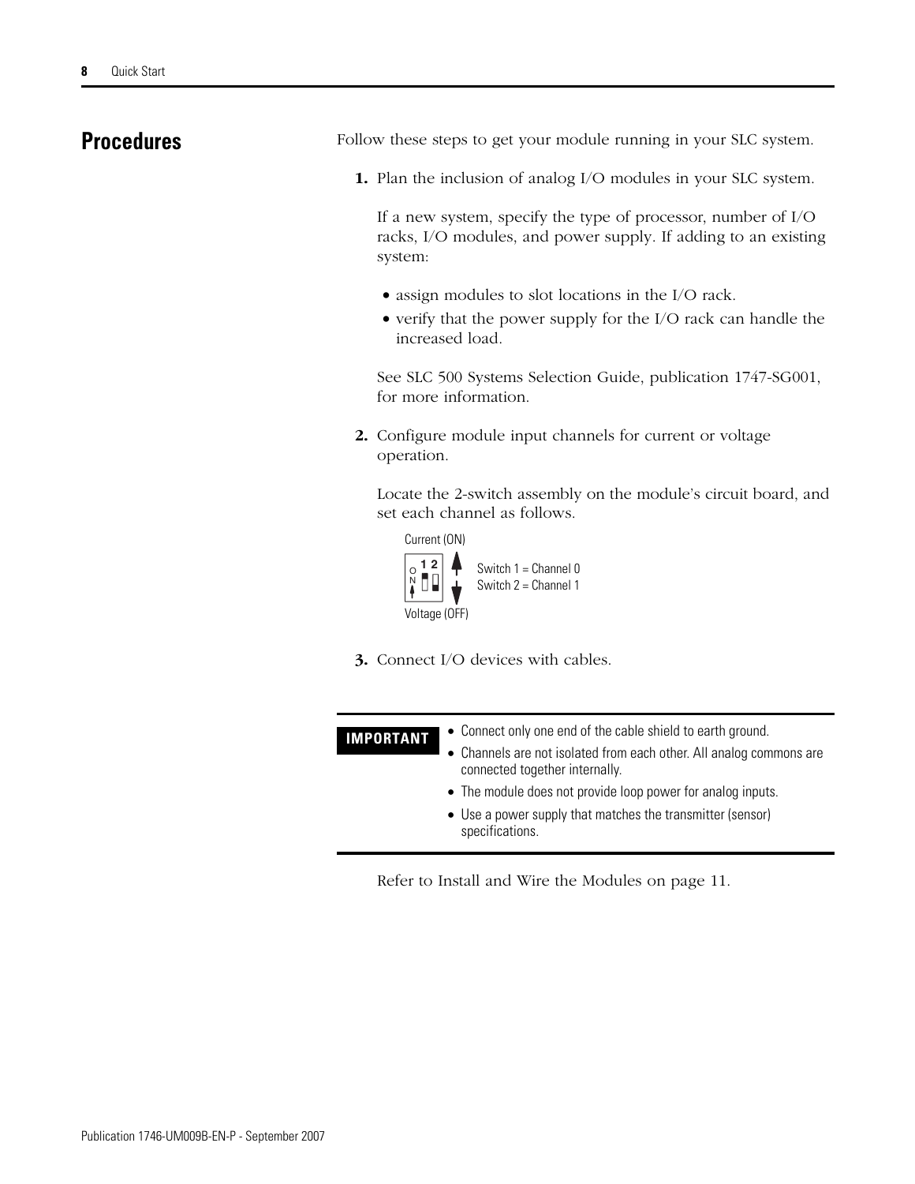## Procedures

Follow these steps to get your module running in your SLC system.

1. Plan the inclusion of analog I/O modules in your SLC system.

   If a new system, specify the type of processor, number of I/O racks, I/O modules, and power supply. If adding to an existing system:

   - assign modules to slot locations in the I/O rack.
   - verify that the power supply for the I/O rack can handle the increased load.

   See SLC 500 Systems Selection Guide, publication 1747-SG001, for more information.

2. Configure module input channels for current or voltage operation.

   Locate the 2-switch assembly on the module's circuit board, and set each channel as follows.

   Current (ON)

   Switch 1 = Channel 0
   Switch 2 = Channel 1

   Voltage (OFF)

3. Connect I/O devices with cables.

**IMPORTANT**

- Connect only one end of the cable shield to earth ground.
- Channels are not isolated from each other. All analog commons are connected together internally.
- The module does not provide loop power for analog inputs.
- Use a power supply that matches the transmitter (sensor) specifications.

Refer to Install and Wire the Modules on page 11.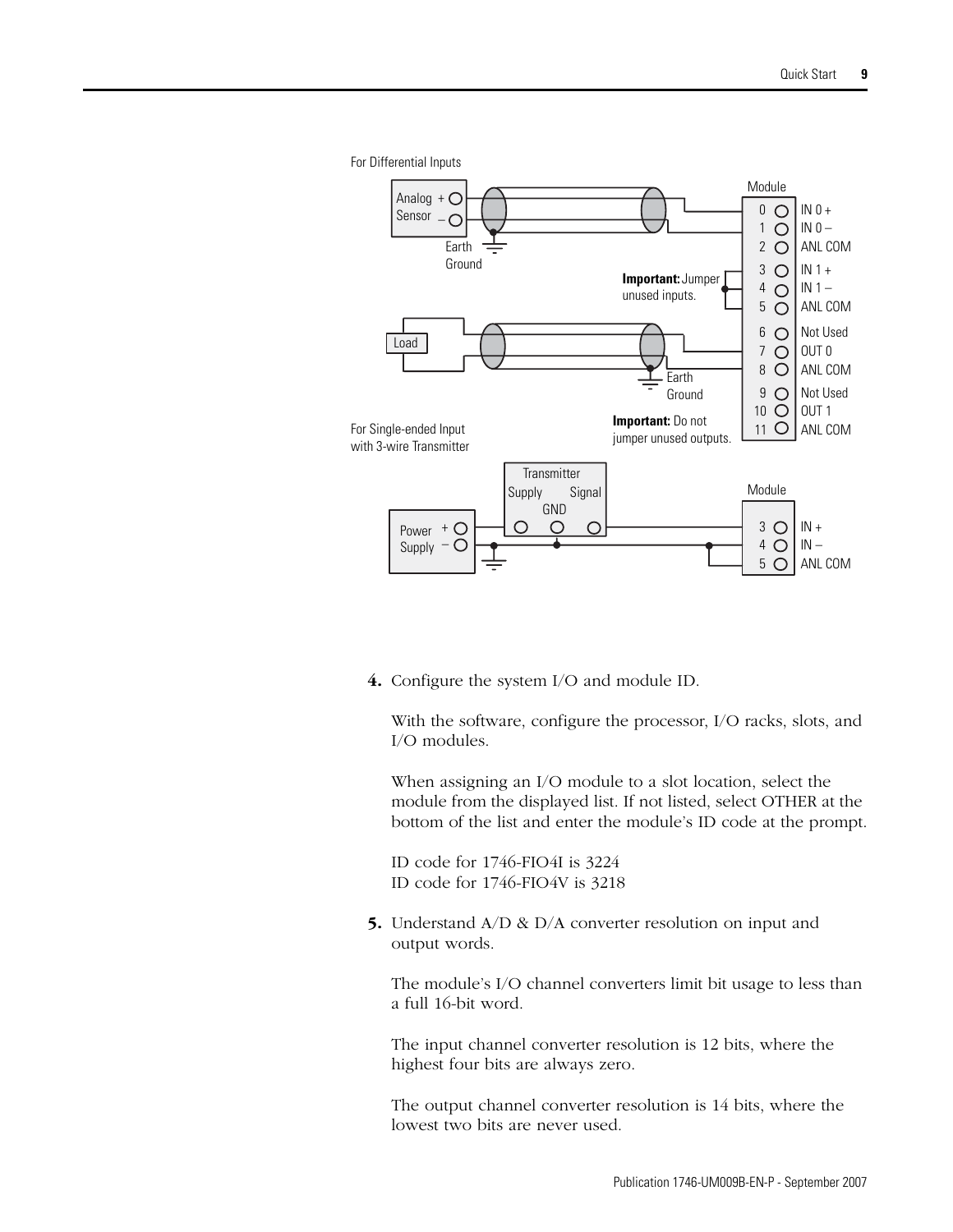For Differential Inputs

Module

| Terminal | Signal |
|---|---|
| 0 | IN 0 + |
| 1 | IN 0 – |
| 2 | ANL COM |
| 3 | IN 1 + |
| 4 | IN 1 – |
| 5 | ANL COM |
| 6 | Not Used |
| 7 | OUT 0 |
| 8 | ANL COM |
| 9 | Not Used |
| 10 | OUT 1 |
| 11 | ANL COM |

Analog Sensor + –

Earth Ground

**Important:** Jumper unused inputs.

Load

Earth Ground

**Important:** Do not jumper unused outputs.

For Single-ended Input with 3-wire Transmitter

Transmitter: Supply, GND, Signal

Power Supply + –

Module

| Terminal | Signal |
|---|---|
| 3 | IN + |
| 4 | IN – |
| 5 | ANL COM |

**4.** Configure the system I/O and module ID.

With the software, configure the processor, I/O racks, slots, and I/O modules.

When assigning an I/O module to a slot location, select the module from the displayed list. If not listed, select OTHER at the bottom of the list and enter the module's ID code at the prompt.

ID code for 1746-FIO4I is 3224
ID code for 1746-FIO4V is 3218

**5.** Understand A/D & D/A converter resolution on input and output words.

The module's I/O channel converters limit bit usage to less than a full 16-bit word.

The input channel converter resolution is 12 bits, where the highest four bits are always zero.

The output channel converter resolution is 14 bits, where the lowest two bits are never used.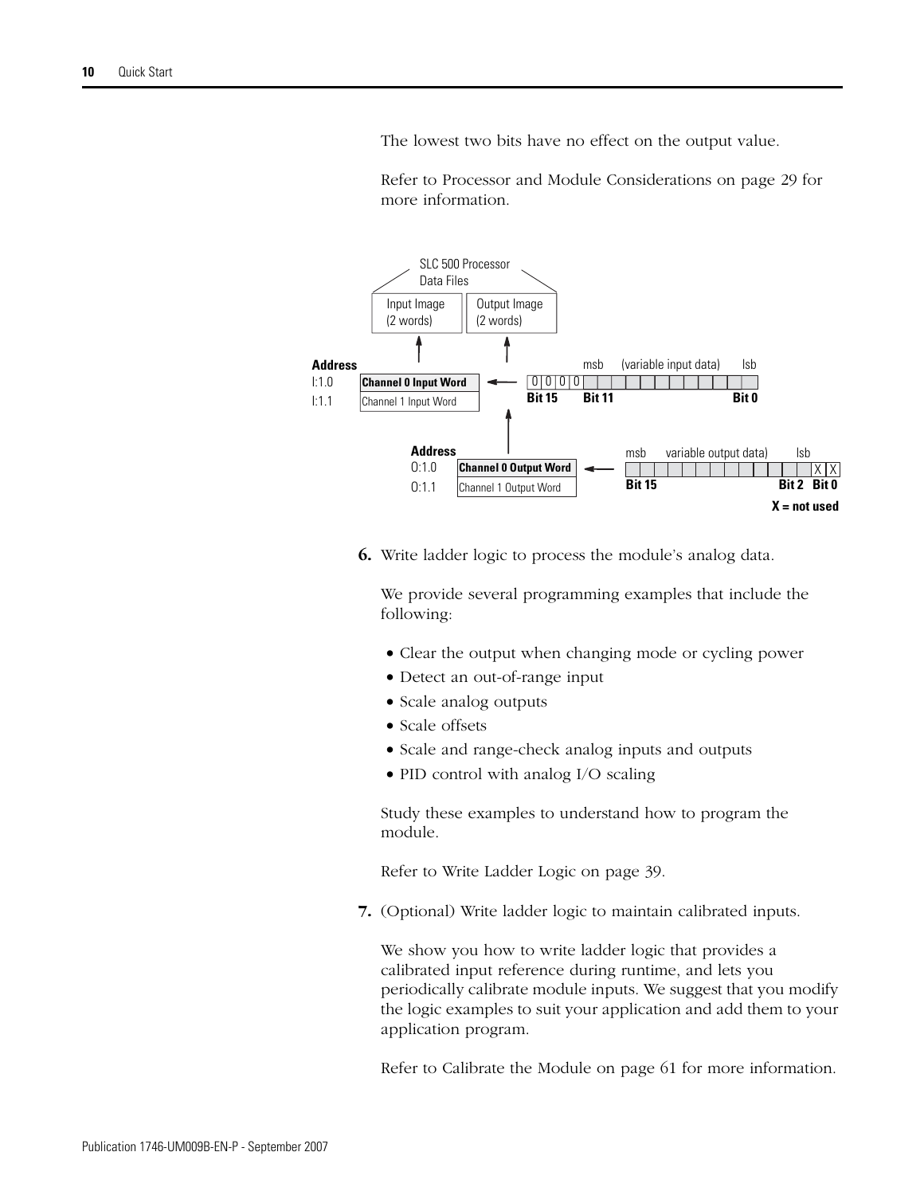The lowest two bits have no effect on the output value.

Refer to Processor and Module Considerations on page 29 for more information.

SLC 500 Processor Data Files

| Input Image (2 words) | Output Image (2 words) |
| --- | --- |

**Address**

| Address | Word |
| --- | --- |
| I:1.0 | **Channel 0 Input Word** |
| I:1.1 | Channel 1 Input Word |

msb (variable input data) lsb — 0 0 0 0 — **Bit 15** **Bit 11** **Bit 0**

**Address**

| Address | Word |
| --- | --- |
| O:1.0 | **Channel 0 Output Word** |
| O:1.1 | Channel 1 Output Word |

msb variable output data) lsb — X X — **Bit 15** **Bit 2** **Bit 0**

**X = not used**

**6.** Write ladder logic to process the module's analog data.

We provide several programming examples that include the following:

- Clear the output when changing mode or cycling power
- Detect an out-of-range input
- Scale analog outputs
- Scale offsets
- Scale and range-check analog inputs and outputs
- PID control with analog I/O scaling

Study these examples to understand how to program the module.

Refer to Write Ladder Logic on page 39.

**7.** (Optional) Write ladder logic to maintain calibrated inputs.

We show you how to write ladder logic that provides a calibrated input reference during runtime, and lets you periodically calibrate module inputs. We suggest that you modify the logic examples to suit your application and add them to your application program.

Refer to Calibrate the Module on page 61 for more information.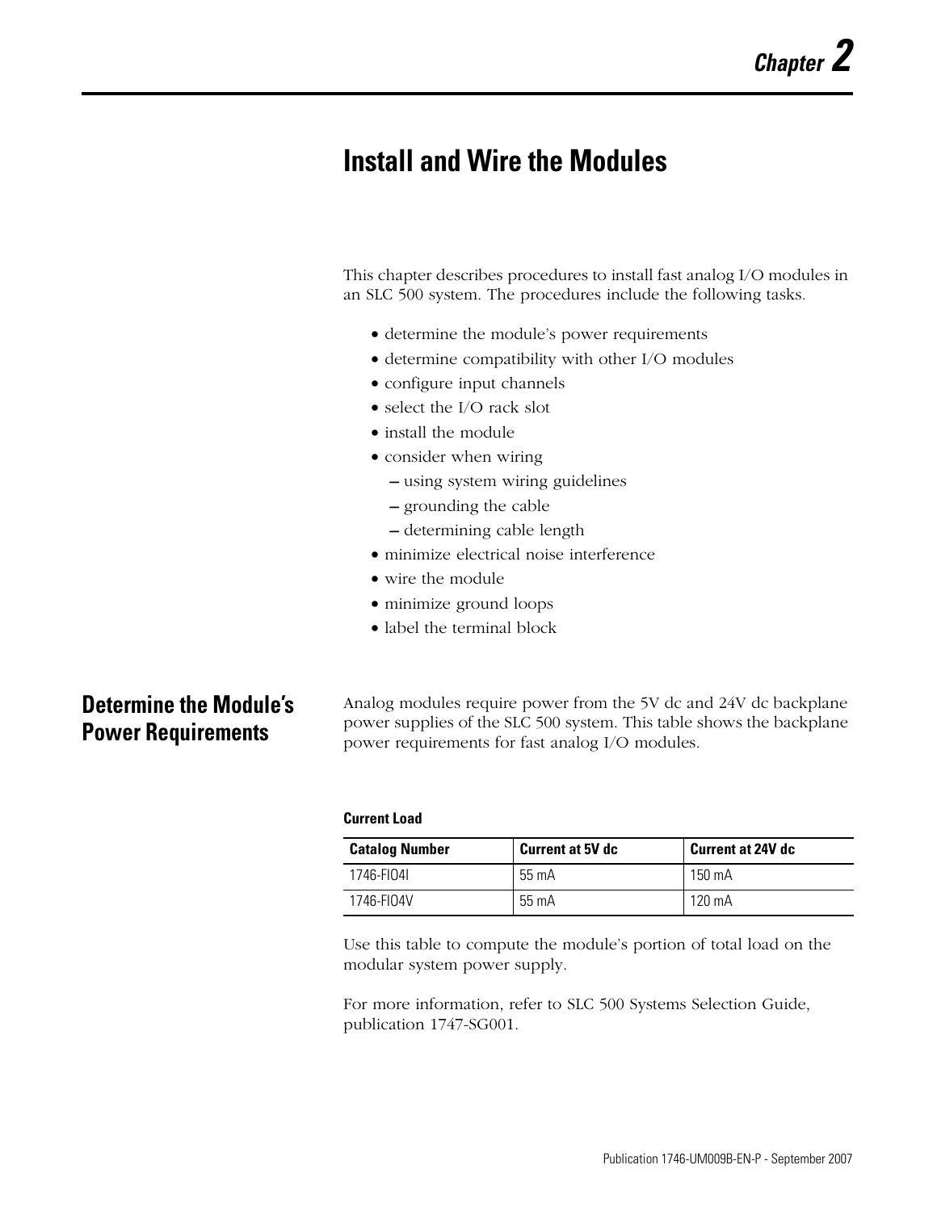# Chapter 2

# Install and Wire the Modules

This chapter describes procedures to install fast analog I/O modules in an SLC 500 system. The procedures include the following tasks.

- determine the module's power requirements
- determine compatibility with other I/O modules
- configure input channels
- select the I/O rack slot
- install the module
- consider when wiring
  - using system wiring guidelines
  - grounding the cable
  - determining cable length
- minimize electrical noise interference
- wire the module
- minimize ground loops
- label the terminal block

## Determine the Module's Power Requirements

Analog modules require power from the 5V dc and 24V dc backplane power supplies of the SLC 500 system. This table shows the backplane power requirements for fast analog I/O modules.

**Current Load**

| Catalog Number | Current at 5V dc | Current at 24V dc |
|---|---|---|
| 1746-FIO4I | 55 mA | 150 mA |
| 1746-FIO4V | 55 mA | 120 mA |

Use this table to compute the module's portion of total load on the modular system power supply.

For more information, refer to SLC 500 Systems Selection Guide, publication 1747-SG001.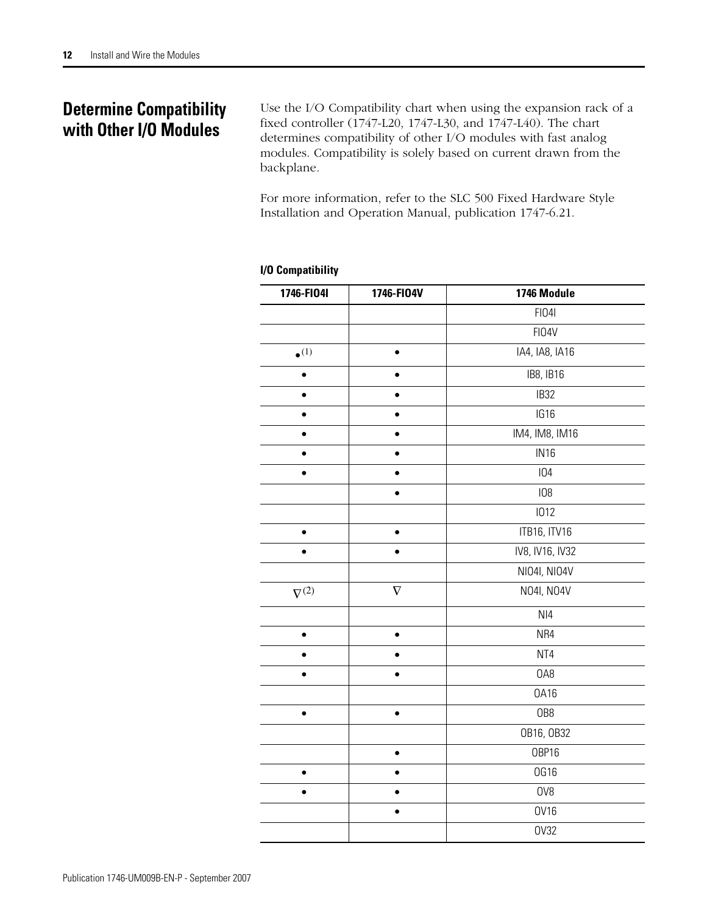## Determine Compatibility with Other I/O Modules

Use the I/O Compatibility chart when using the expansion rack of a fixed controller (1747-L20, 1747-L30, and 1747-L40). The chart determines compatibility of other I/O modules with fast analog modules. Compatibility is solely based on current drawn from the backplane.

For more information, refer to the SLC 500 Fixed Hardware Style Installation and Operation Manual, publication 1747-6.21.

**I/O Compatibility**

| 1746-FIO4I | 1746-FIO4V | 1746 Module |
|---|---|---|
| | | FIO4I |
| | | FIO4V |
| •[1] | • | IA4, IA8, IA16 |
| • | • | IB8, IB16 |
| • | • | IB32 |
| • | • | IG16 |
| • | • | IM4, IM8, IM16 |
| • | • | IN16 |
| • | • | IO4 |
| | • | IO8 |
| | | IO12 |
| • | • | ITB16, ITV16 |
| • | • | IV8, IV16, IV32 |
| | | NIO4I, NIO4V |
| ∇[2] | ∇ | NO4I, NO4V |
| | | NI4 |
| • | • | NR4 |
| • | • | NT4 |
| • | • | OA8 |
| | | OA16 |
| • | • | OB8 |
| | | OB16, OB32 |
| | • | OBP16 |
| • | • | OG16 |
| • | • | OV8 |
| | • | OV16 |
| | | OV32 |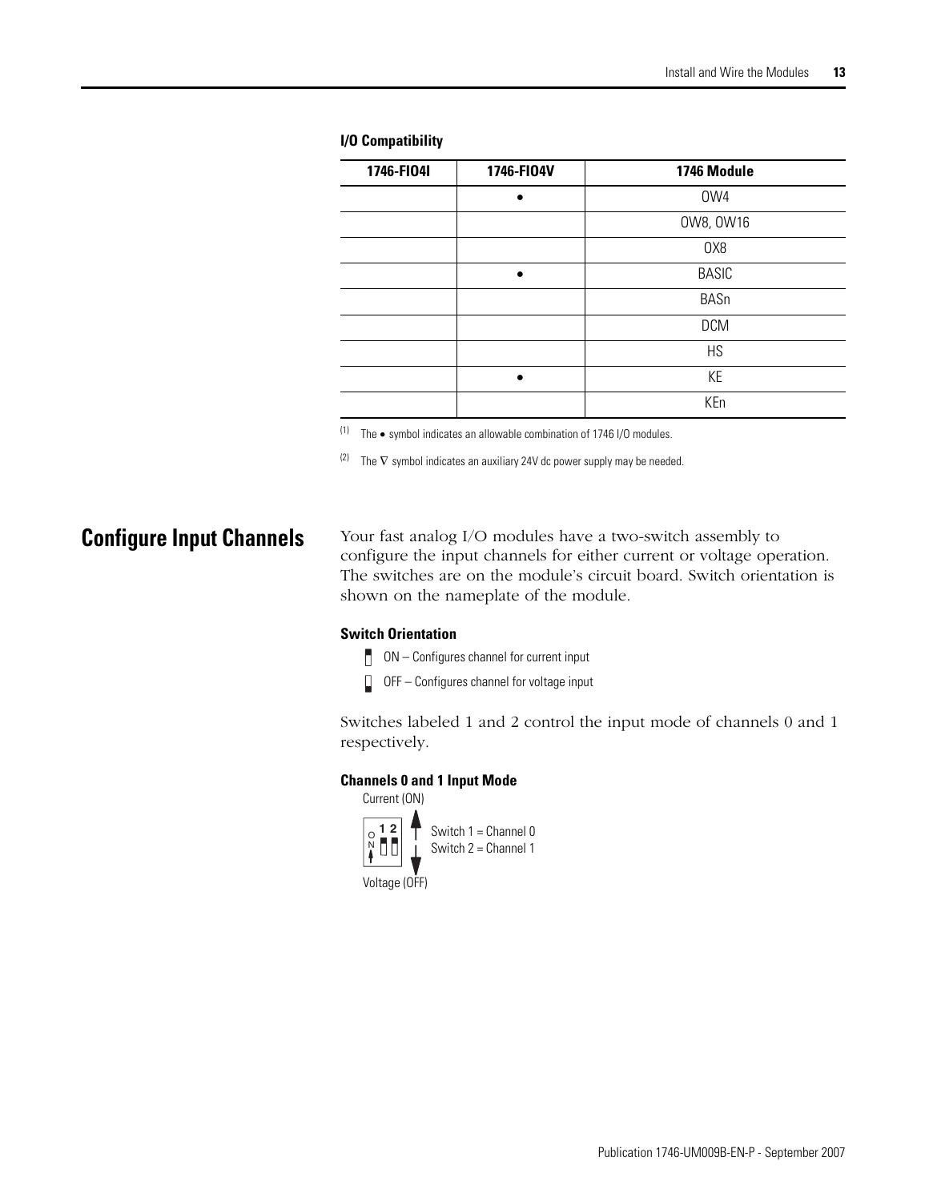**I/O Compatibility**

| 1746-FIO4I | 1746-FIO4V | 1746 Module |
|---|---|---|
| | • | OW4 |
| | | OW8, OW16 |
| | | OX8 |
| | • | BASIC |
| | | BASn |
| | | DCM |
| | | HS |
| | • | KE |
| | | KEn |

(1) The • symbol indicates an allowable combination of 1746 I/O modules.

(2) The ∇ symbol indicates an auxiliary 24V dc power supply may be needed.

## Configure Input Channels

Your fast analog I/O modules have a two-switch assembly to configure the input channels for either current or voltage operation. The switches are on the module's circuit board. Switch orientation is shown on the nameplate of the module.

**Switch Orientation**

- ON – Configures channel for current input
- OFF – Configures channel for voltage input

Switches labeled 1 and 2 control the input mode of channels 0 and 1 respectively.

**Channels 0 and 1 Input Mode**

Current (ON)

Switch 1 = Channel 0
Switch 2 = Channel 1

Voltage (OFF)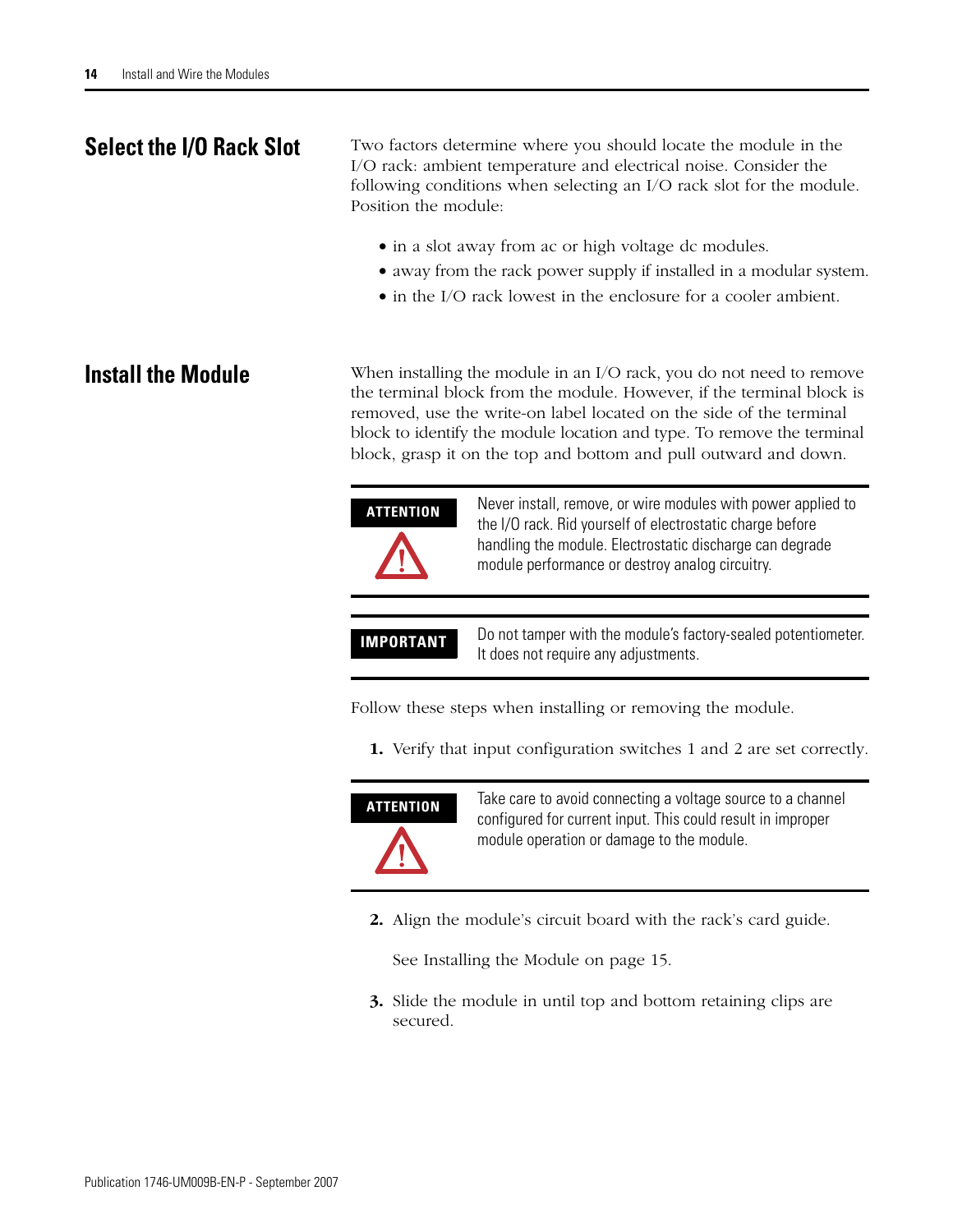## Select the I/O Rack Slot

Two factors determine where you should locate the module in the I/O rack: ambient temperature and electrical noise. Consider the following conditions when selecting an I/O rack slot for the module. Position the module:

- in a slot away from ac or high voltage dc modules.
- away from the rack power supply if installed in a modular system.
- in the I/O rack lowest in the enclosure for a cooler ambient.

## Install the Module

When installing the module in an I/O rack, you do not need to remove the terminal block from the module. However, if the terminal block is removed, use the write-on label located on the side of the terminal block to identify the module location and type. To remove the terminal block, grasp it on the top and bottom and pull outward and down.

**ATTENTION**: Never install, remove, or wire modules with power applied to the I/O rack. Rid yourself of electrostatic charge before handling the module. Electrostatic discharge can degrade module performance or destroy analog circuitry.

**IMPORTANT**: Do not tamper with the module's factory-sealed potentiometer. It does not require any adjustments.

Follow these steps when installing or removing the module.

1. Verify that input configuration switches 1 and 2 are set correctly.

**ATTENTION**: Take care to avoid connecting a voltage source to a channel configured for current input. This could result in improper module operation or damage to the module.

2. Align the module's circuit board with the rack's card guide.

   See Installing the Module on page 15.

3. Slide the module in until top and bottom retaining clips are secured.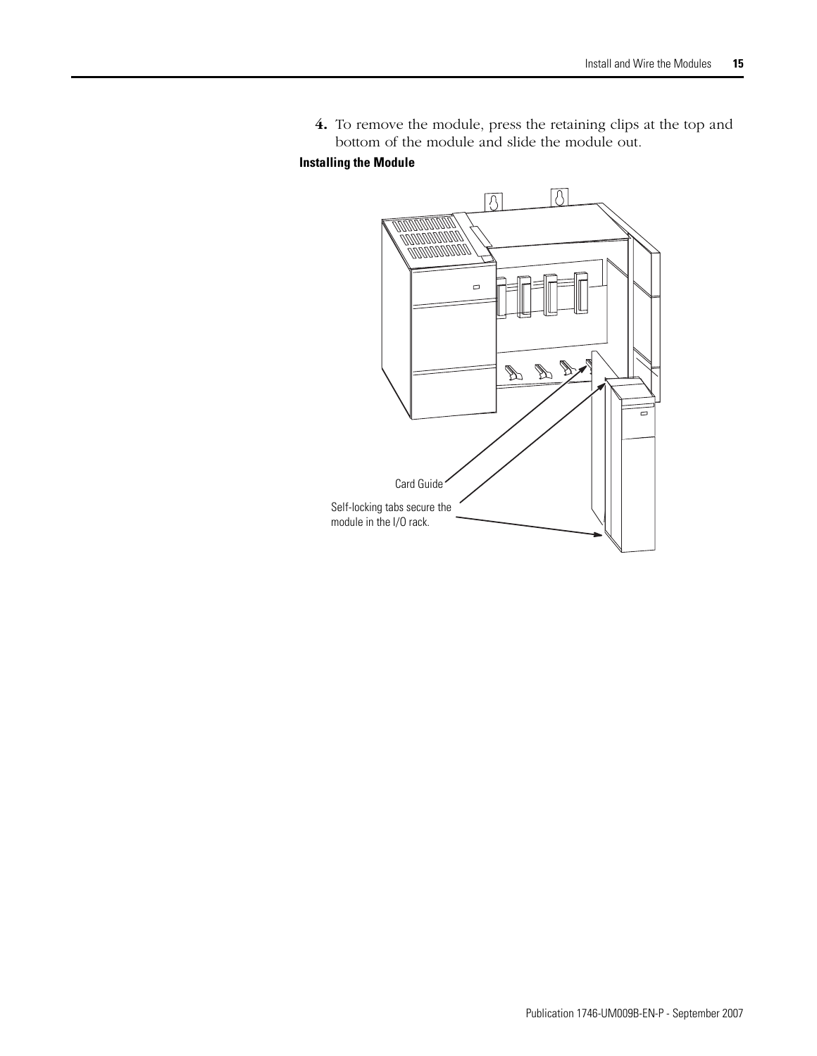4. To remove the module, press the retaining clips at the top and bottom of the module and slide the module out.

**Installing the Module**

Card Guide

Self-locking tabs secure the module in the I/O rack.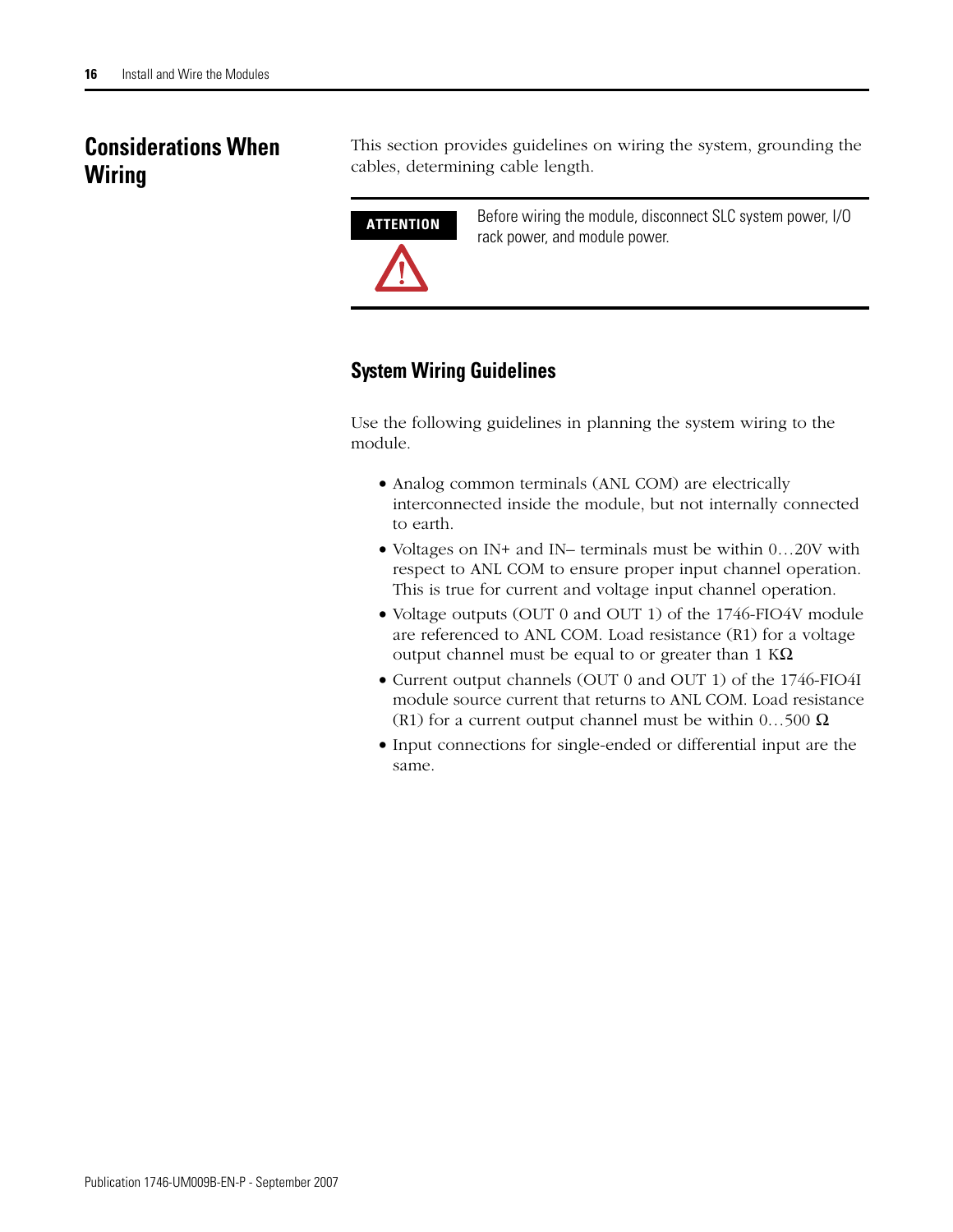## Considerations When Wiring

This section provides guidelines on wiring the system, grounding the cables, determining cable length.

| ATTENTION | Before wiring the module, disconnect SLC system power, I/O rack power, and module power. |
|---|---|

### System Wiring Guidelines

Use the following guidelines in planning the system wiring to the module.

- Analog common terminals (ANL COM) are electrically interconnected inside the module, but not internally connected to earth.
- Voltages on IN+ and IN– terminals must be within 0…20V with respect to ANL COM to ensure proper input channel operation. This is true for current and voltage input channel operation.
- Voltage outputs (OUT 0 and OUT 1) of the 1746-FIO4V module are referenced to ANL COM. Load resistance (R1) for a voltage output channel must be equal to or greater than 1 KΩ
- Current output channels (OUT 0 and OUT 1) of the 1746-FIO4I module source current that returns to ANL COM. Load resistance (R1) for a current output channel must be within 0…500 Ω
- Input connections for single-ended or differential input are the same.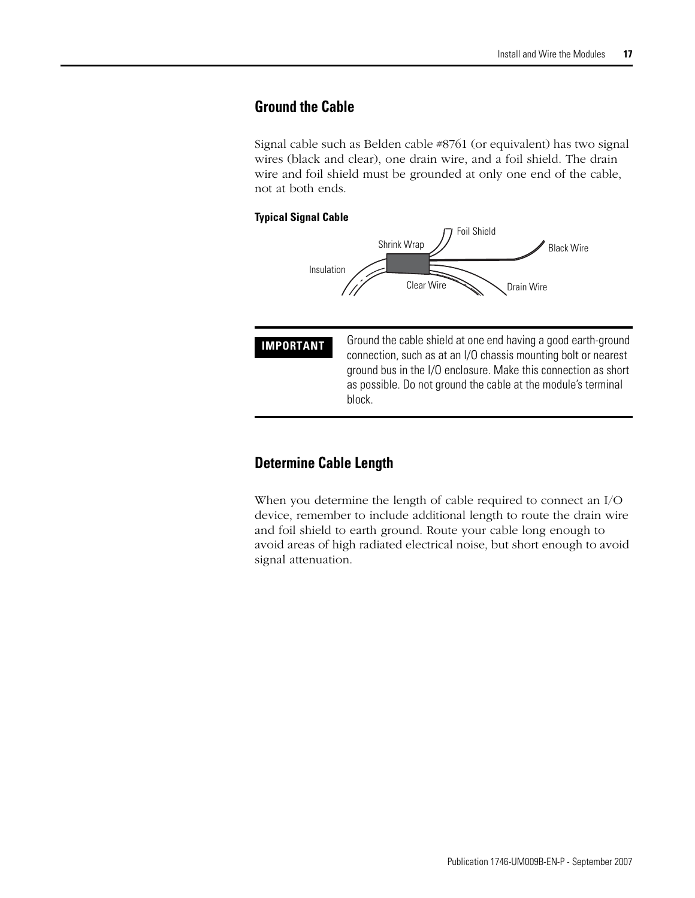## Ground the Cable

Signal cable such as Belden cable #8761 (or equivalent) has two signal wires (black and clear), one drain wire, and a foil shield. The drain wire and foil shield must be grounded at only one end of the cable, not at both ends.

**Typical Signal Cable**

Foil Shield
Shrink Wrap
Black Wire
Insulation
Clear Wire
Drain Wire

| IMPORTANT | Ground the cable shield at one end having a good earth-ground connection, such as at an I/O chassis mounting bolt or nearest ground bus in the I/O enclosure. Make this connection as short as possible. Do not ground the cable at the module's terminal block. |
|---|---|

## Determine Cable Length

When you determine the length of cable required to connect an I/O device, remember to include additional length to route the drain wire and foil shield to earth ground. Route your cable long enough to avoid areas of high radiated electrical noise, but short enough to avoid signal attenuation.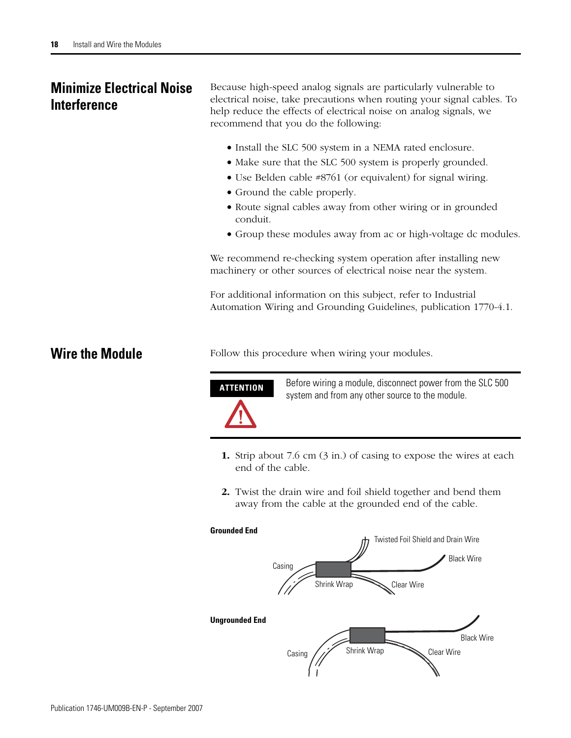## Minimize Electrical Noise Interference

Because high-speed analog signals are particularly vulnerable to electrical noise, take precautions when routing your signal cables. To help reduce the effects of electrical noise on analog signals, we recommend that you do the following:

- Install the SLC 500 system in a NEMA rated enclosure.
- Make sure that the SLC 500 system is properly grounded.
- Use Belden cable #8761 (or equivalent) for signal wiring.
- Ground the cable properly.
- Route signal cables away from other wiring or in grounded conduit.
- Group these modules away from ac or high-voltage dc modules.

We recommend re-checking system operation after installing new machinery or other sources of electrical noise near the system.

For additional information on this subject, refer to Industrial Automation Wiring and Grounding Guidelines, publication 1770-4.1.

## Wire the Module

Follow this procedure when wiring your modules.

**ATTENTION**

Before wiring a module, disconnect power from the SLC 500 system and from any other source to the module.

1. Strip about 7.6 cm (3 in.) of casing to expose the wires at each end of the cable.
2. Twist the drain wire and foil shield together and bend them away from the cable at the grounded end of the cable.

**Grounded End**

Twisted Foil Shield and Drain Wire, Black Wire, Casing, Shrink Wrap, Clear Wire

**Ungrounded End**

Black Wire, Casing, Shrink Wrap, Clear Wire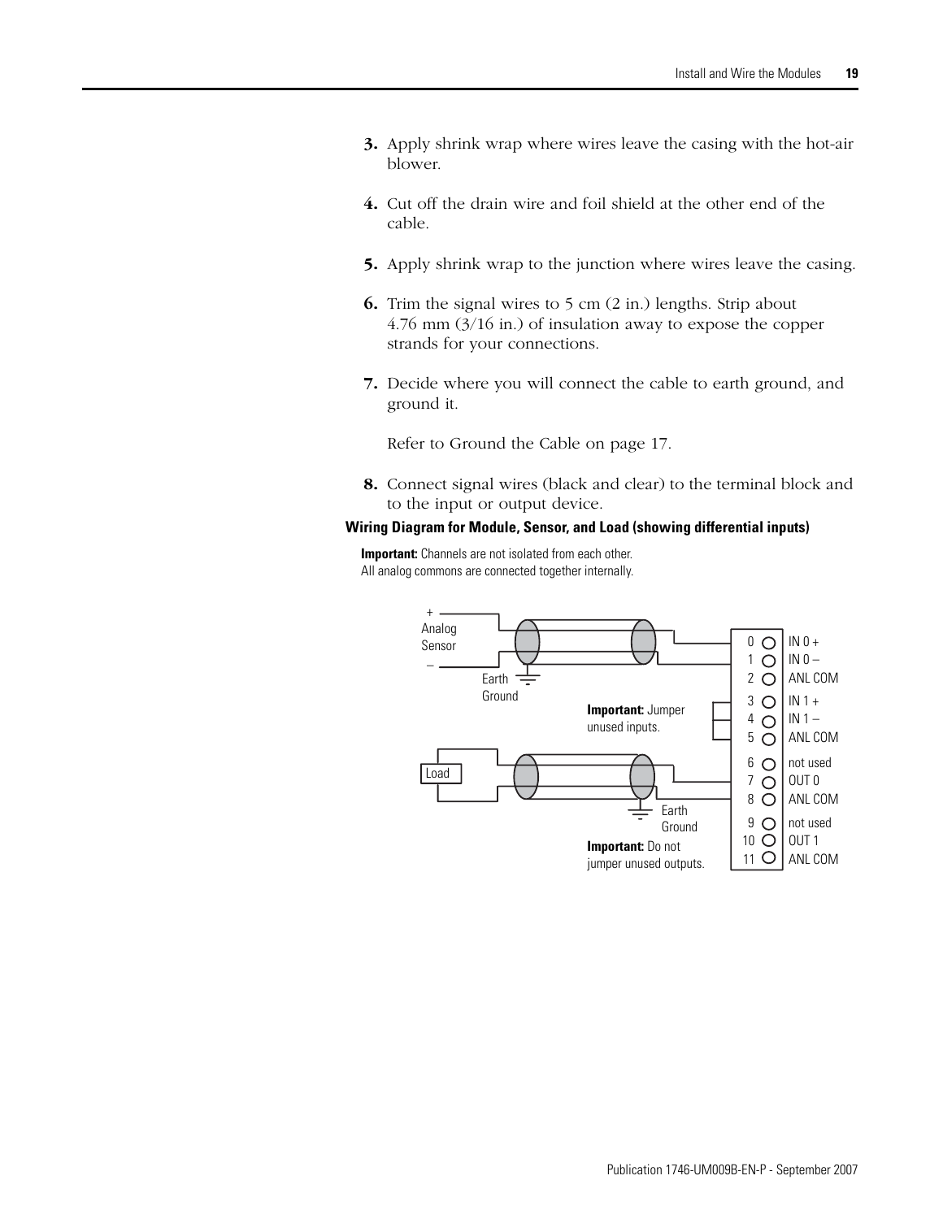3. Apply shrink wrap where wires leave the casing with the hot-air blower.

4. Cut off the drain wire and foil shield at the other end of the cable.

5. Apply shrink wrap to the junction where wires leave the casing.

6. Trim the signal wires to 5 cm (2 in.) lengths. Strip about 4.76 mm (3/16 in.) of insulation away to expose the copper strands for your connections.

7. Decide where you will connect the cable to earth ground, and ground it.

   Refer to Ground the Cable on page 17.

8. Connect signal wires (black and clear) to the terminal block and to the input or output device.

**Wiring Diagram for Module, Sensor, and Load (showing differential inputs)**

**Important:** Channels are not isolated from each other.
All analog commons are connected together internally.

+ Analog Sensor –

Earth Ground

**Important:** Jumper unused inputs.

Load

Earth Ground

**Important:** Do not jumper unused outputs.

| Terminal | Signal |
| --- | --- |
| 0 | IN 0 + |
| 1 | IN 0 – |
| 2 | ANL COM |
| 3 | IN 1 + |
| 4 | IN 1 – |
| 5 | ANL COM |
| 6 | not used |
| 7 | OUT 0 |
| 8 | ANL COM |
| 9 | not used |
| 10 | OUT 1 |
| 11 | ANL COM |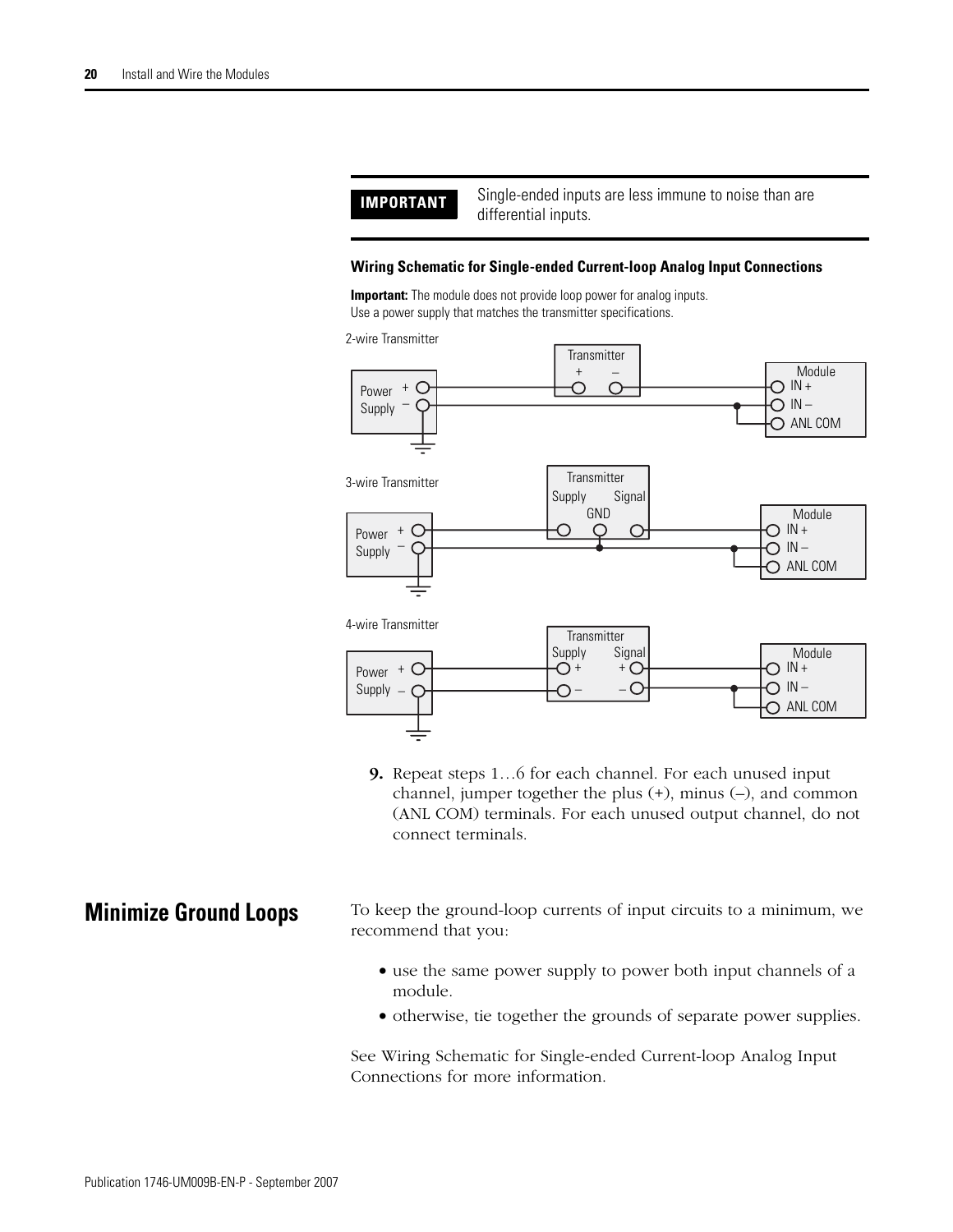| IMPORTANT | Single-ended inputs are less immune to noise than are differential inputs. |
|---|---|

**Wiring Schematic for Single-ended Current-loop Analog Input Connections**

**Important:** The module does not provide loop power for analog inputs.
Use a power supply that matches the transmitter specifications.

2-wire Transmitter

3-wire Transmitter

4-wire Transmitter

9. Repeat steps 1…6 for each channel. For each unused input channel, jumper together the plus (+), minus (–), and common (ANL COM) terminals. For each unused output channel, do not connect terminals.

## Minimize Ground Loops

To keep the ground-loop currents of input circuits to a minimum, we recommend that you:

- use the same power supply to power both input channels of a module.
- otherwise, tie together the grounds of separate power supplies.

See Wiring Schematic for Single-ended Current-loop Analog Input Connections for more information.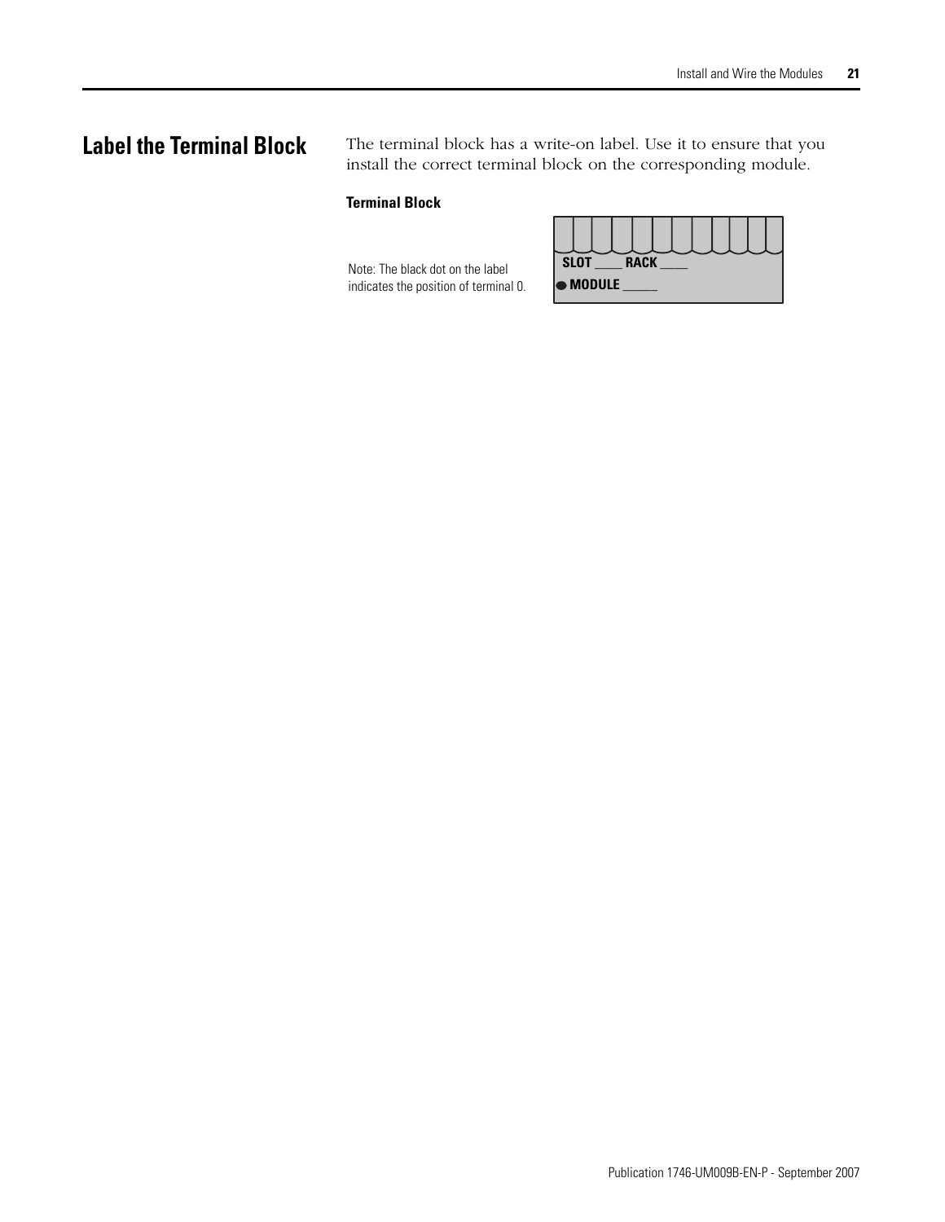## Label the Terminal Block

The terminal block has a write-on label. Use it to ensure that you install the correct terminal block on the corresponding module.

**Terminal Block**

Note: The black dot on the label indicates the position of terminal 0.

SLOT ____ RACK ____

MODULE _____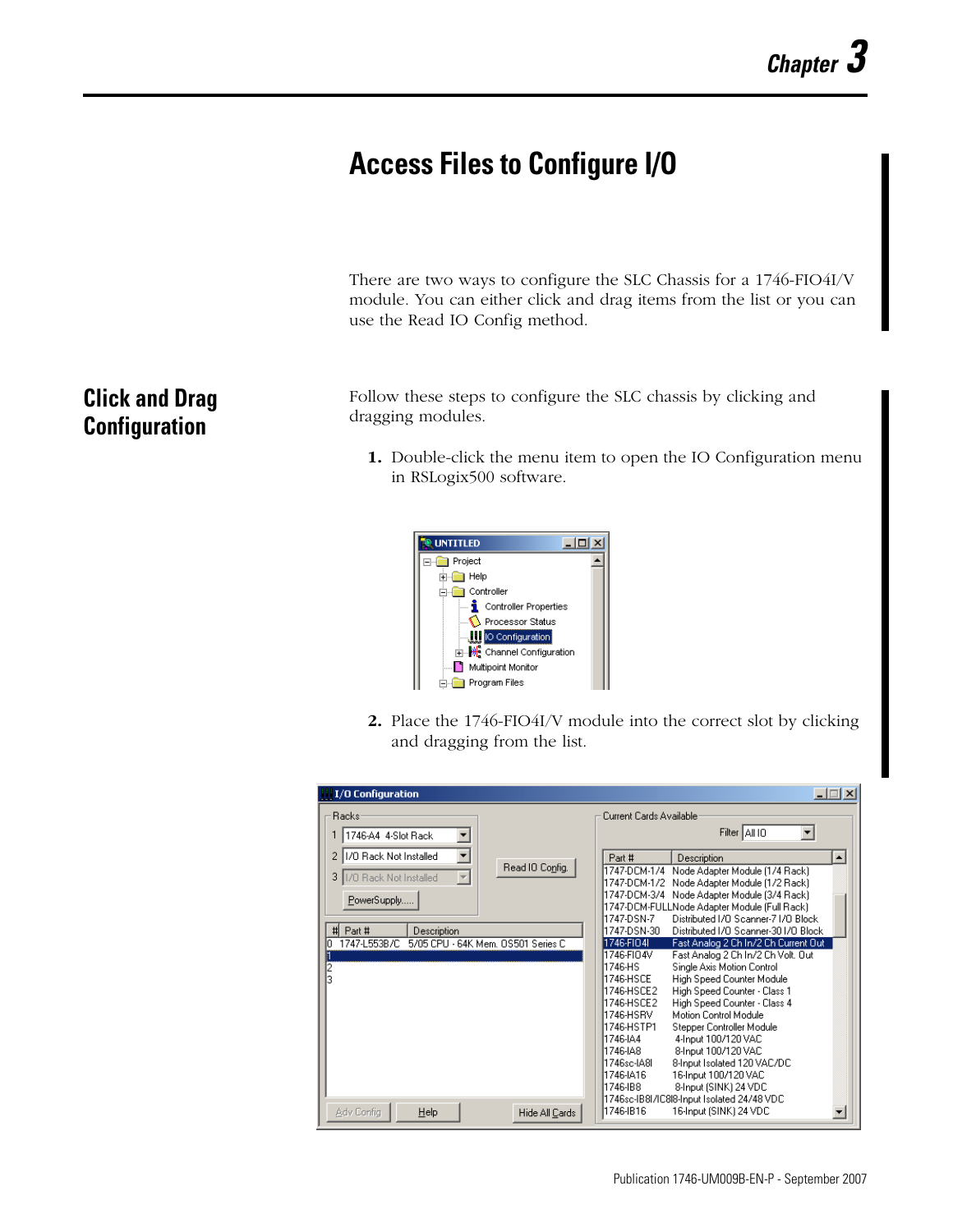# Chapter 3

# Access Files to Configure I/O

There are two ways to configure the SLC Chassis for a 1746-FIO4I/V module. You can either click and drag items from the list or you can use the Read IO Config method.

## Click and Drag Configuration

Follow these steps to configure the SLC chassis by clicking and dragging modules.

1. Double-click the menu item to open the IO Configuration menu in RSLogix500 software.

2. Place the 1746-FIO4I/V module into the correct slot by clicking and dragging from the list.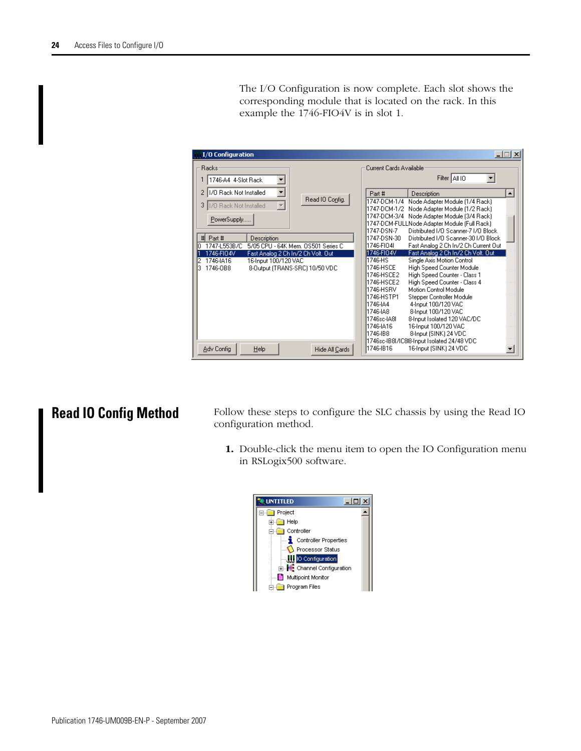The I/O Configuration is now complete. Each slot shows the corresponding module that is located on the rack. In this example the 1746-FIO4V is in slot 1.

## Read IO Config Method

Follow these steps to configure the SLC chassis by using the Read IO configuration method.

1. Double-click the menu item to open the IO Configuration menu in RSLogix500 software.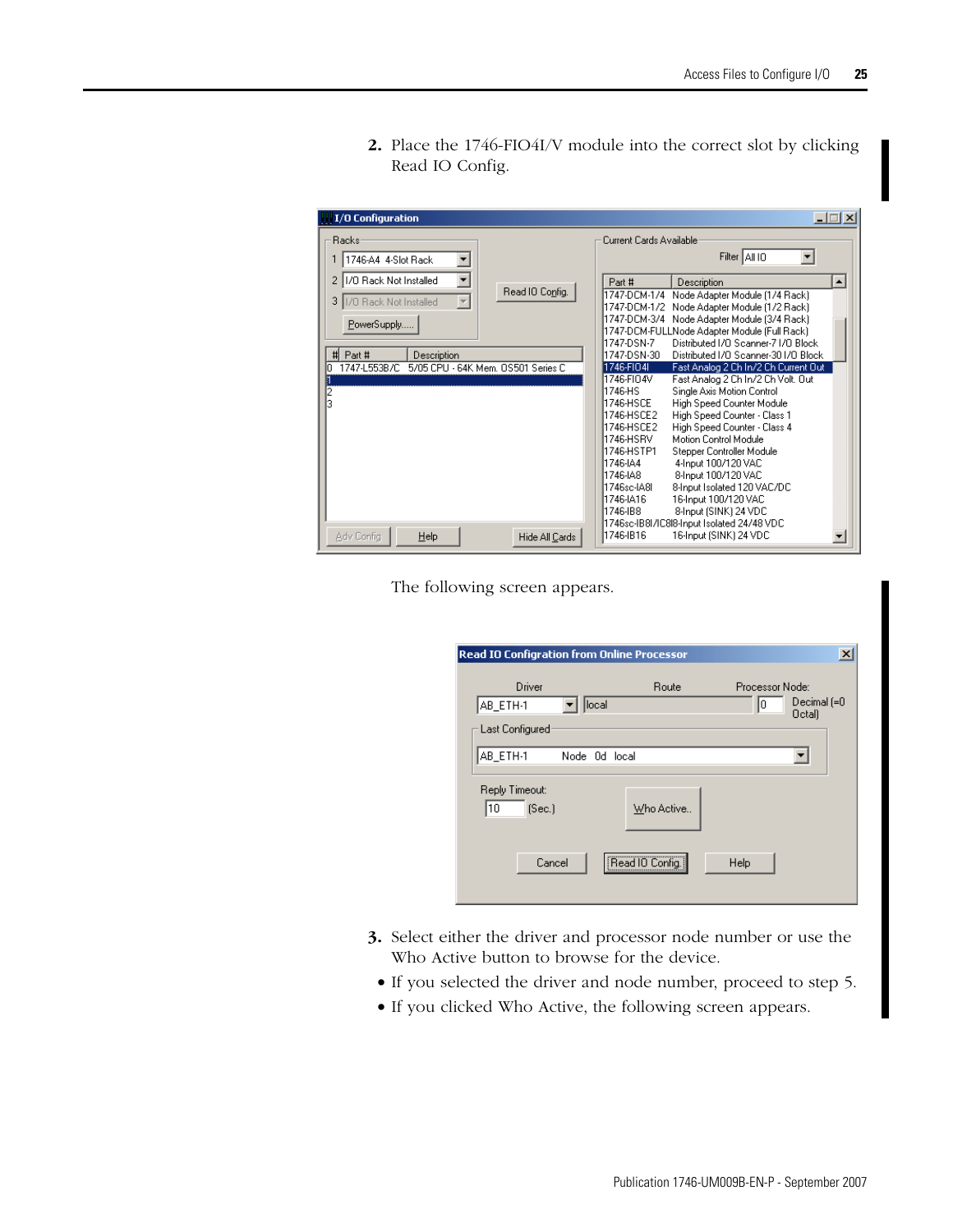2. Place the 1746-FIO4I/V module into the correct slot by clicking Read IO Config.

The following screen appears.

3. Select either the driver and processor node number or use the Who Active button to browse for the device.

- If you selected the driver and node number, proceed to step 5.
- If you clicked Who Active, the following screen appears.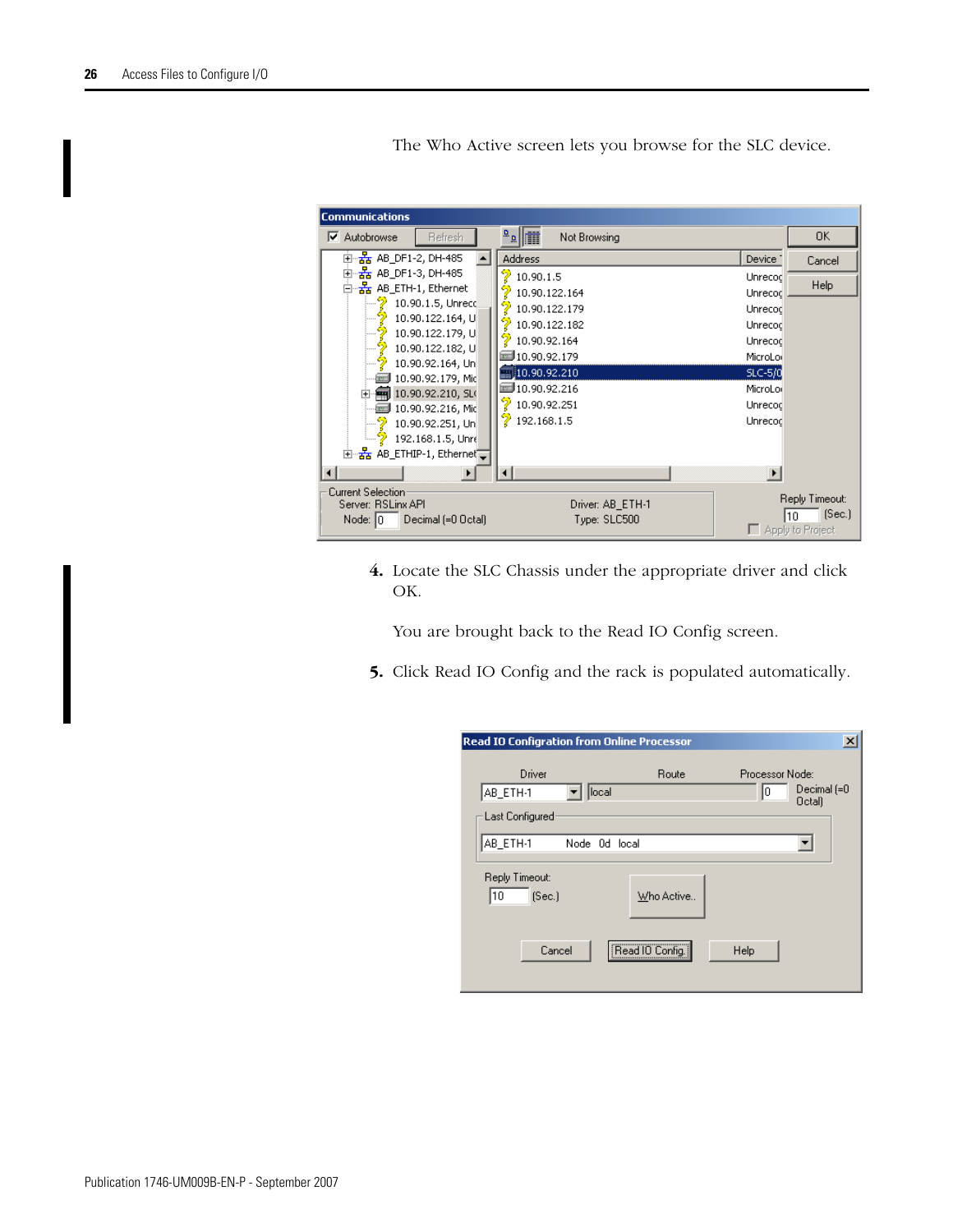The Who Active screen lets you browse for the SLC device.

4. Locate the SLC Chassis under the appropriate driver and click OK.

   You are brought back to the Read IO Config screen.

5. Click Read IO Config and the rack is populated automatically.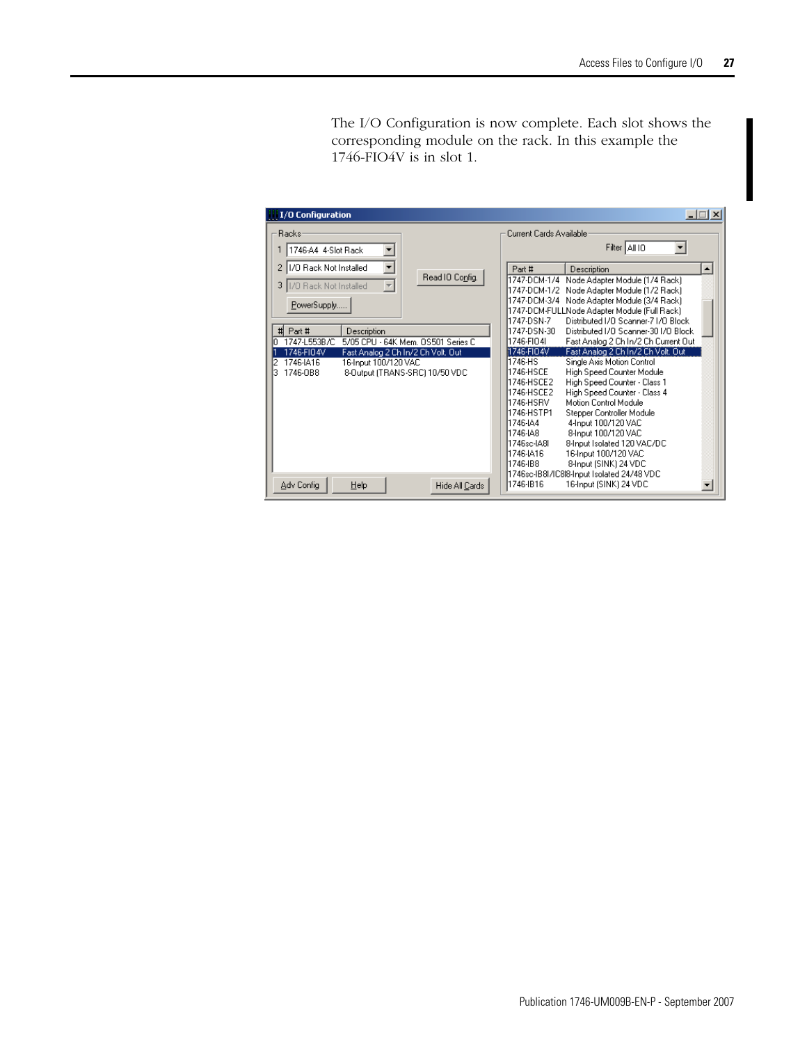The I/O Configuration is now complete. Each slot shows the corresponding module on the rack. In this example the 1746-FIO4V is in slot 1.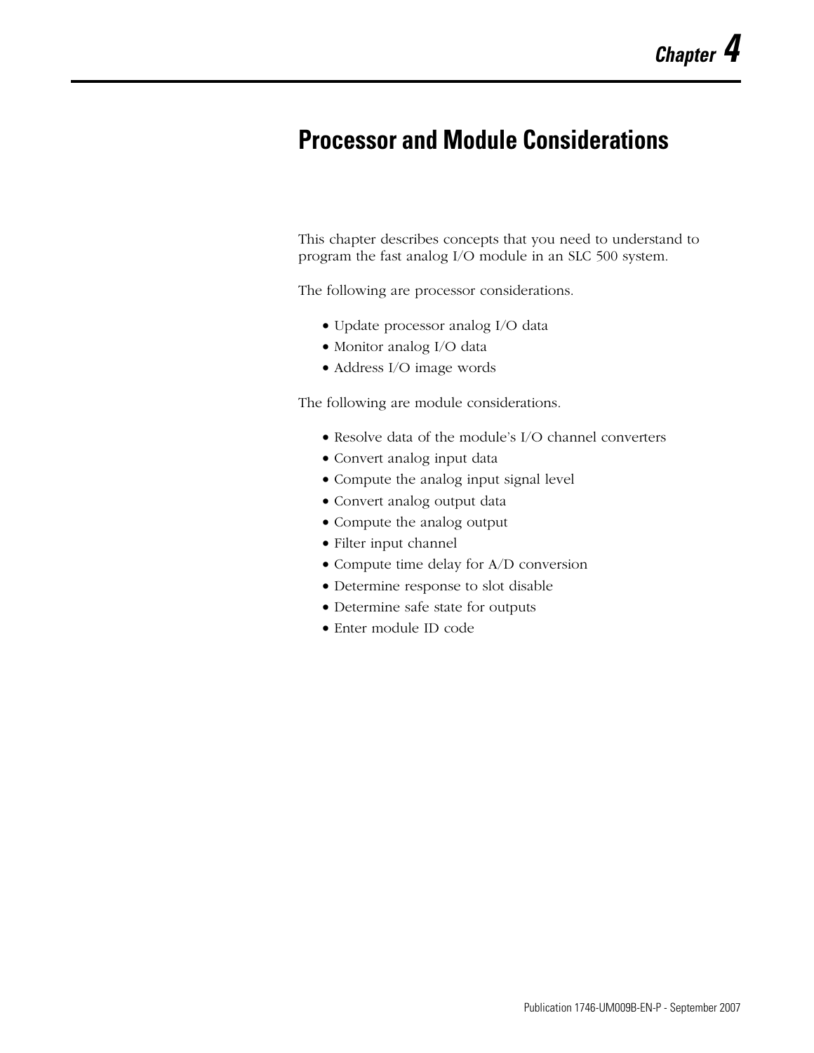# Chapter 4

## Processor and Module Considerations

This chapter describes concepts that you need to understand to program the fast analog I/O module in an SLC 500 system.

The following are processor considerations.

- Update processor analog I/O data
- Monitor analog I/O data
- Address I/O image words

The following are module considerations.

- Resolve data of the module's I/O channel converters
- Convert analog input data
- Compute the analog input signal level
- Convert analog output data
- Compute the analog output
- Filter input channel
- Compute time delay for A/D conversion
- Determine response to slot disable
- Determine safe state for outputs
- Enter module ID code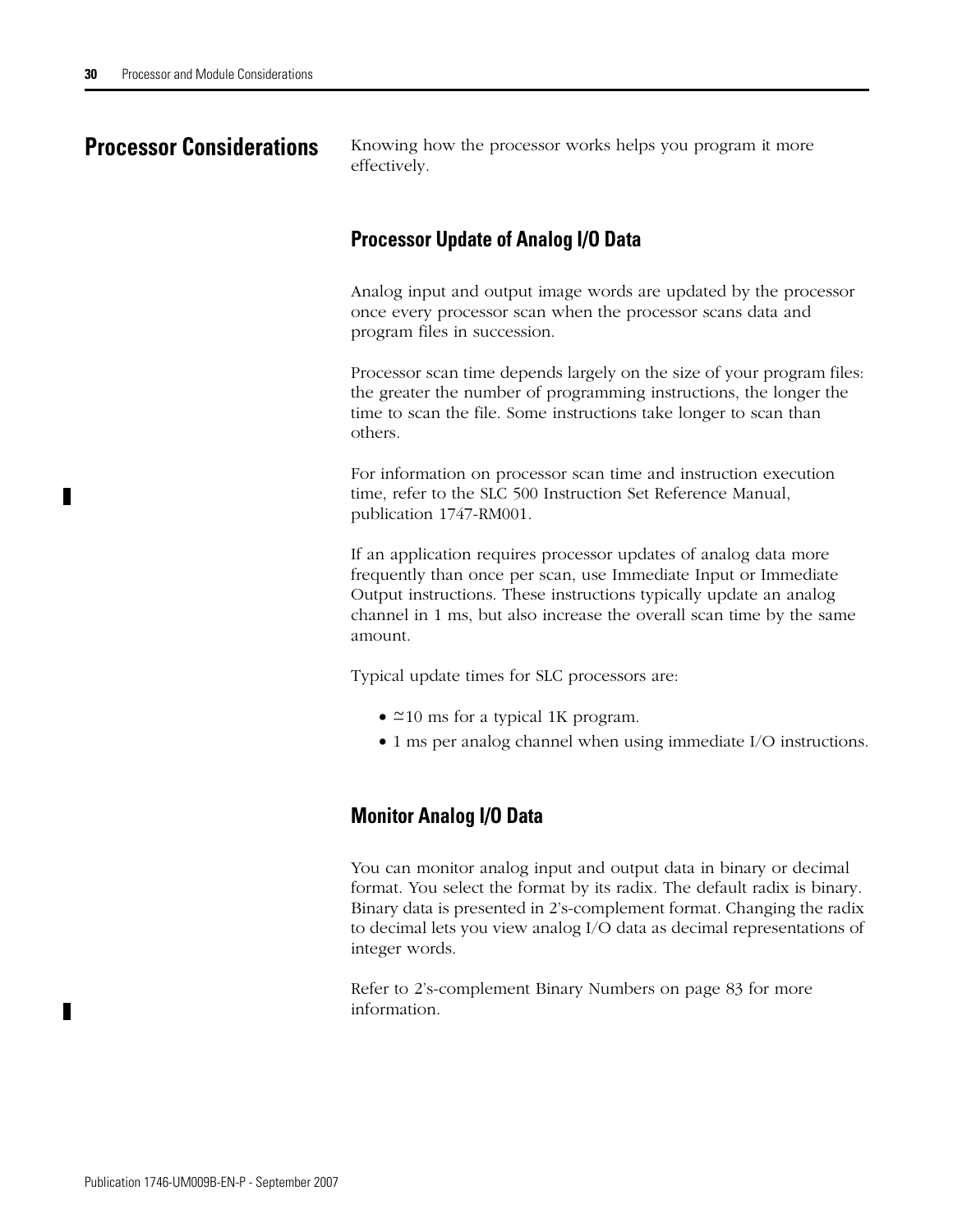## Processor Considerations

Knowing how the processor works helps you program it more effectively.

### Processor Update of Analog I/O Data

Analog input and output image words are updated by the processor once every processor scan when the processor scans data and program files in succession.

Processor scan time depends largely on the size of your program files: the greater the number of programming instructions, the longer the time to scan the file. Some instructions take longer to scan than others.

For information on processor scan time and instruction execution time, refer to the SLC 500 Instruction Set Reference Manual, publication 1747-RM001.

If an application requires processor updates of analog data more frequently than once per scan, use Immediate Input or Immediate Output instructions. These instructions typically update an analog channel in 1 ms, but also increase the overall scan time by the same amount.

Typical update times for SLC processors are:

- ≃10 ms for a typical 1K program.
- 1 ms per analog channel when using immediate I/O instructions.

### Monitor Analog I/O Data

You can monitor analog input and output data in binary or decimal format. You select the format by its radix. The default radix is binary. Binary data is presented in 2's-complement format. Changing the radix to decimal lets you view analog I/O data as decimal representations of integer words.

Refer to 2's-complement Binary Numbers on page 83 for more information.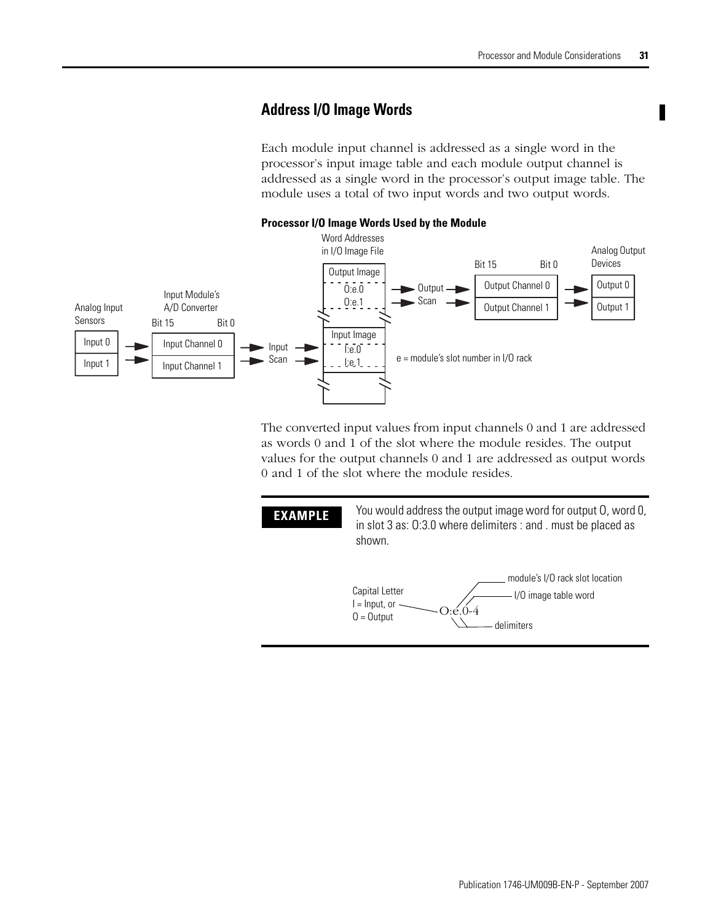## Address I/O Image Words

Each module input channel is addressed as a single word in the processor's input image table and each module output channel is addressed as a single word in the processor's output image table. The module uses a total of two input words and two output words.

**Processor I/O Image Words Used by the Module**

Word Addresses in I/O Image File

| Analog Input Sensors | Input Module's A/D Converter (Bit 15 … Bit 0) | | Output Image / Input Image | | Bit 15 … Bit 0 | Analog Output Devices |
|---|---|---|---|---|---|---|
| Input 0 | Input Channel 0 | Input Scan | I:e.0 | Output Scan | Output Channel 0 | Output 0 |
| Input 1 | Input Channel 1 | | I:e.1 | | Output Channel 1 | Output 1 |

Output Image: O:e.0, O:e.1

Input Image: I:e.0, I:e.1

e = module's slot number in I/O rack

The converted input values from input channels 0 and 1 are addressed as words 0 and 1 of the slot where the module resides. The output values for the output channels 0 and 1 are addressed as output words 0 and 1 of the slot where the module resides.

**EXAMPLE** You would address the output image word for output 0, word 0, in slot 3 as: O:3.0 where delimiters : and . must be placed as shown.

O:e.0-4

- Capital Letter I = Input, or O = Output
- module's I/O rack slot location
- I/O image table word
- delimiters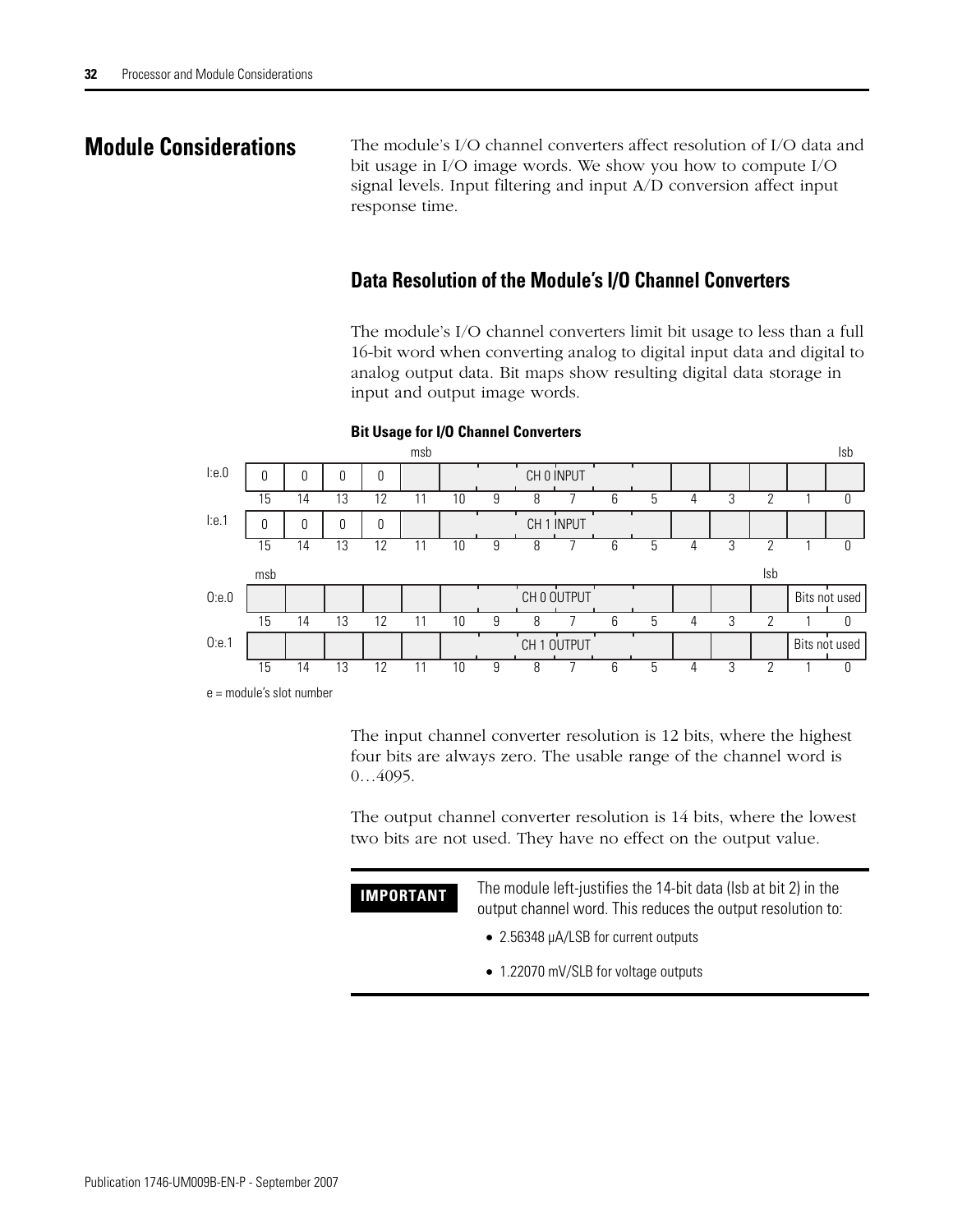## Module Considerations

The module's I/O channel converters affect resolution of I/O data and bit usage in I/O image words. We show you how to compute I/O signal levels. Input filtering and input A/D conversion affect input response time.

### Data Resolution of the Module's I/O Channel Converters

The module's I/O channel converters limit bit usage to less than a full 16-bit word when converting analog to digital input data and digital to analog output data. Bit maps show resulting digital data storage in input and output image words.

**Bit Usage for I/O Channel Converters**

| Word | 15 | 14 | 13 | 12 | 11 | 10 | 9 | 8 | 7 | 6 | 5 | 4 | 3 | 2 | 1 | 0 |
|---|---|---|---|---|---|---|---|---|---|---|---|---|---|---|---|---|
| I:e.0 | 0 | 0 | 0 | 0 | CH 0 INPUT (msb) | | | | | | | | | | | (lsb) |
| I:e.1 | 0 | 0 | 0 | 0 | CH 1 INPUT (msb) | | | | | | | | | | | (lsb) |
| O:e.0 | CH 0 OUTPUT (msb) | | | | | | | | | | | | | (lsb) | Bits not used | |
| O:e.1 | CH 1 OUTPUT (msb) | | | | | | | | | | | | | (lsb) | Bits not used | |

e = module's slot number

The input channel converter resolution is 12 bits, where the highest four bits are always zero. The usable range of the channel word is 0…4095.

The output channel converter resolution is 14 bits, where the lowest two bits are not used. They have no effect on the output value.

**IMPORTANT** The module left-justifies the 14-bit data (lsb at bit 2) in the output channel word. This reduces the output resolution to:

- 2.56348 μA/LSB for current outputs
- 1.22070 mV/SLB for voltage outputs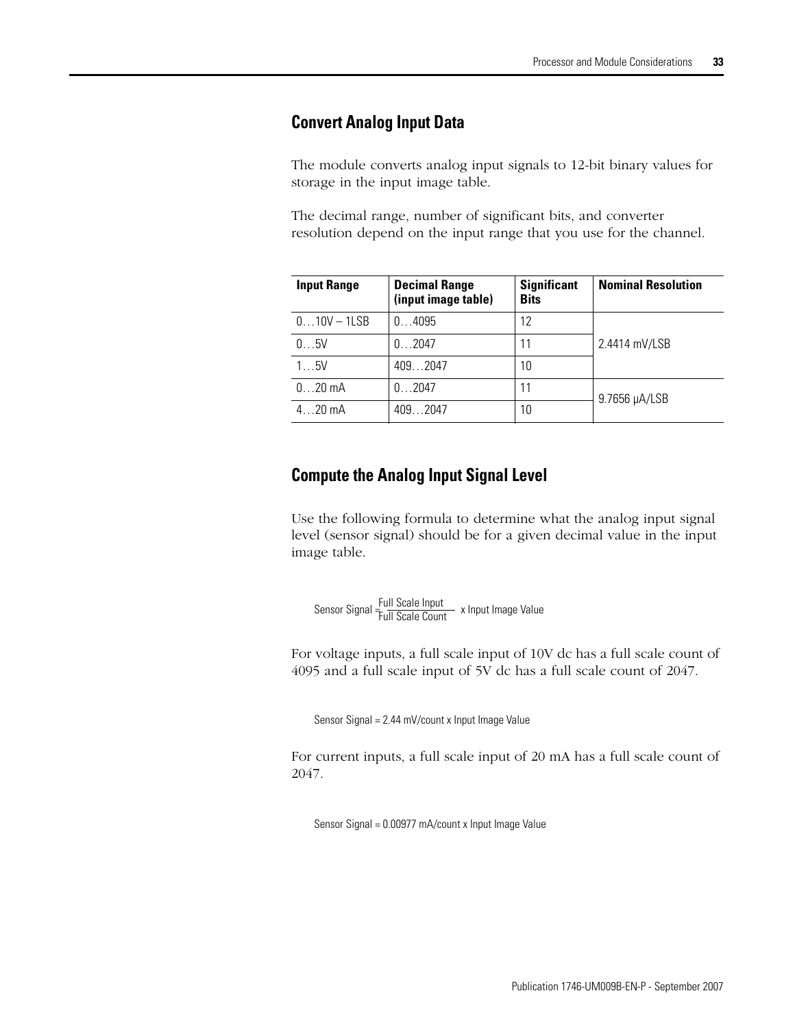## Convert Analog Input Data

The module converts analog input signals to 12-bit binary values for storage in the input image table.

The decimal range, number of significant bits, and converter resolution depend on the input range that you use for the channel.

| Input Range | Decimal Range (input image table) | Significant Bits | Nominal Resolution |
|---|---|---|---|
| 0…10V – 1LSB | 0…4095 | 12 | 2.4414 mV/LSB |
| 0…5V | 0…2047 | 11 | |
| 1…5V | 409…2047 | 10 | |
| 0…20 mA | 0…2047 | 11 | 9.7656 µA/LSB |
| 4…20 mA | 409…2047 | 10 | |

## Compute the Analog Input Signal Level

Use the following formula to determine what the analog input signal level (sensor signal) should be for a given decimal value in the input image table.

$$\text{Sensor Signal} = \frac{\text{Full Scale Input}}{\text{Full Scale Count}} \times \text{Input Image Value}$$

For voltage inputs, a full scale input of 10V dc has a full scale count of 4095 and a full scale input of 5V dc has a full scale count of 2047.

Sensor Signal = 2.44 mV/count x Input Image Value

For current inputs, a full scale input of 20 mA has a full scale count of 2047.

Sensor Signal = 0.00977 mA/count x Input Image Value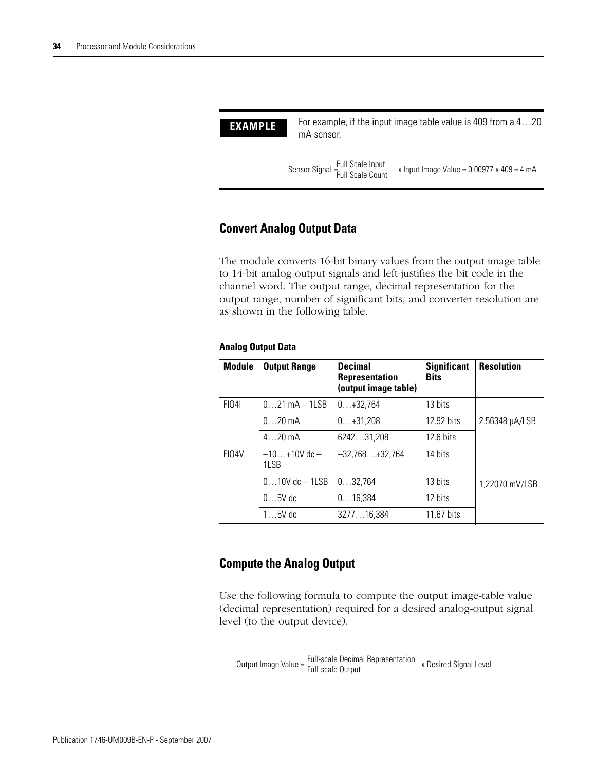**EXAMPLE** For example, if the input image table value is 409 from a 4…20 mA sensor.

$$\text{Sensor Signal} = \frac{\text{Full Scale Input}}{\text{Full Scale Count}} \times \text{Input Image Value} = 0.00977 \times 409 = 4 \text{ mA}$$

## Convert Analog Output Data

The module converts 16-bit binary values from the output image table to 14-bit analog output signals and left-justifies the bit code in the channel word. The output range, decimal representation for the output range, number of significant bits, and converter resolution are as shown in the following table.

**Analog Output Data**

| Module | Output Range | Decimal Representation (output image table) | Significant Bits | Resolution |
|---|---|---|---|---|
| FIO4I | 0…21 mA – 1LSB | 0…+32,764 | 13 bits | 2.56348 μA/LSB |
| | 0…20 mA | 0…+31,208 | 12.92 bits | |
| | 4…20 mA | 6242…31,208 | 12.6 bits | |
| FIO4V | –10…+10V dc – 1LSB | –32,768…+32,764 | 14 bits | 1,22070 mV/LSB |
| | 0…10V dc – 1LSB | 0…32,764 | 13 bits | |
| | 0…5V dc | 0…16,384 | 12 bits | |
| | 1…5V dc | 3277…16,384 | 11.67 bits | |

## Compute the Analog Output

Use the following formula to compute the output image-table value (decimal representation) required for a desired analog-output signal level (to the output device).

$$\text{Output Image Value} = \frac{\text{Full-scale Decimal Representation}}{\text{Full-scale Output}} \times \text{Desired Signal Level}$$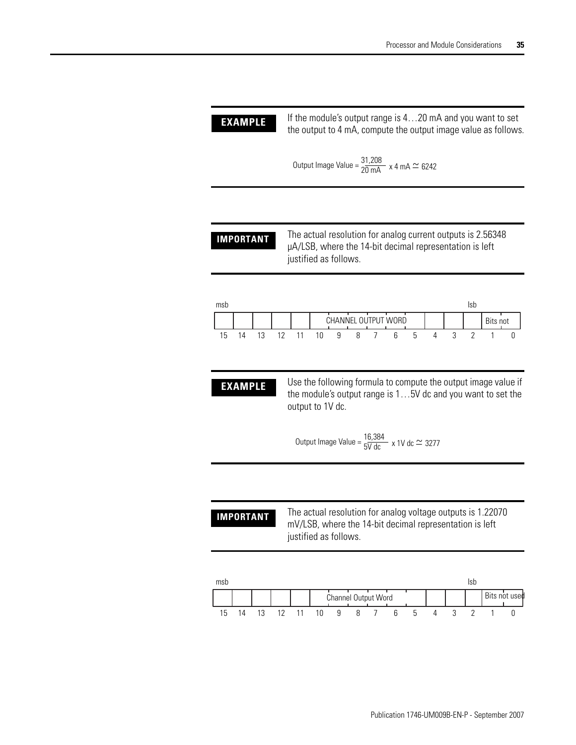**EXAMPLE**

If the module's output range is 4…20 mA and you want to set the output to 4 mA, compute the output image value as follows.

$$\text{Output Image Value} = \frac{31{,}208}{20\text{ mA}} \times 4\text{ mA} \simeq 6242$$

**IMPORTANT**

The actual resolution for analog current outputs is 2.56348 μA/LSB, where the 14-bit decimal representation is left justified as follows.

| msb | | | | | | | | | | | | | lsb | | |
|---|---|---|---|---|---|---|---|---|---|---|---|---|---|---|---|
| | | | | | CHANNEL OUTPUT WORD | | | | | | | | | Bits not | |
| 15 | 14 | 13 | 12 | 11 | 10 | 9 | 8 | 7 | 6 | 5 | 4 | 3 | 2 | 1 | 0 |

**EXAMPLE**

Use the following formula to compute the output image value if the module's output range is 1…5V dc and you want to set the output to 1V dc.

$$\text{Output Image Value} = \frac{16{,}384}{5\text{V dc}} \times 1\text{V dc} \simeq 3277$$

**IMPORTANT**

The actual resolution for analog voltage outputs is 1.22070 mV/LSB, where the 14-bit decimal representation is left justified as follows.

| msb | | | | | | | | | | | | | lsb | | |
|---|---|---|---|---|---|---|---|---|---|---|---|---|---|---|---|
| | | | | | Channel Output Word | | | | | | | | | Bits not used | |
| 15 | 14 | 13 | 12 | 11 | 10 | 9 | 8 | 7 | 6 | 5 | 4 | 3 | 2 | 1 | 0 |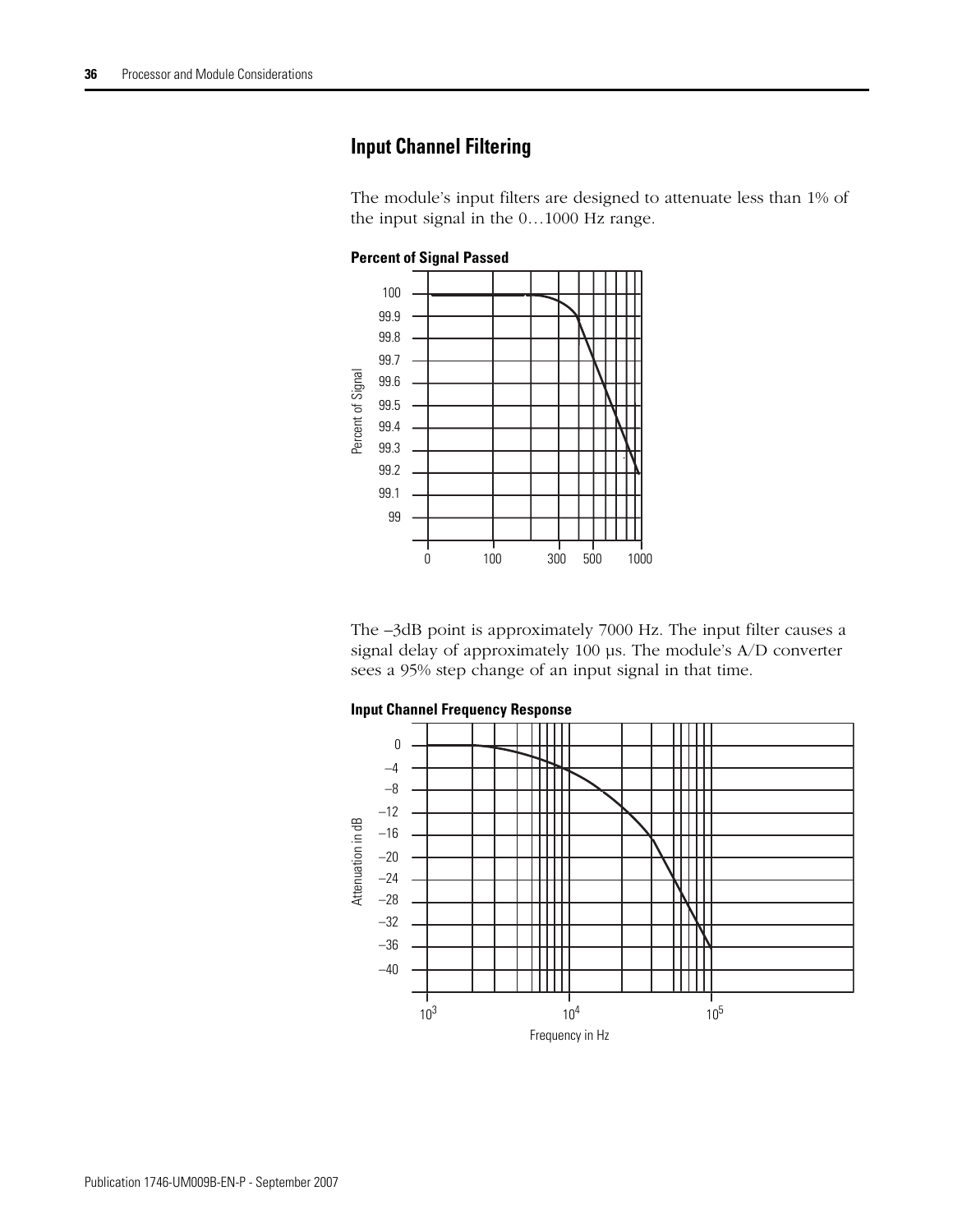## Input Channel Filtering

The module's input filters are designed to attenuate less than 1% of the input signal in the 0…1000 Hz range.

**Percent of Signal Passed**

The –3dB point is approximately 7000 Hz. The input filter causes a signal delay of approximately 100 µs. The module's A/D converter sees a 95% step change of an input signal in that time.

**Input Channel Frequency Response**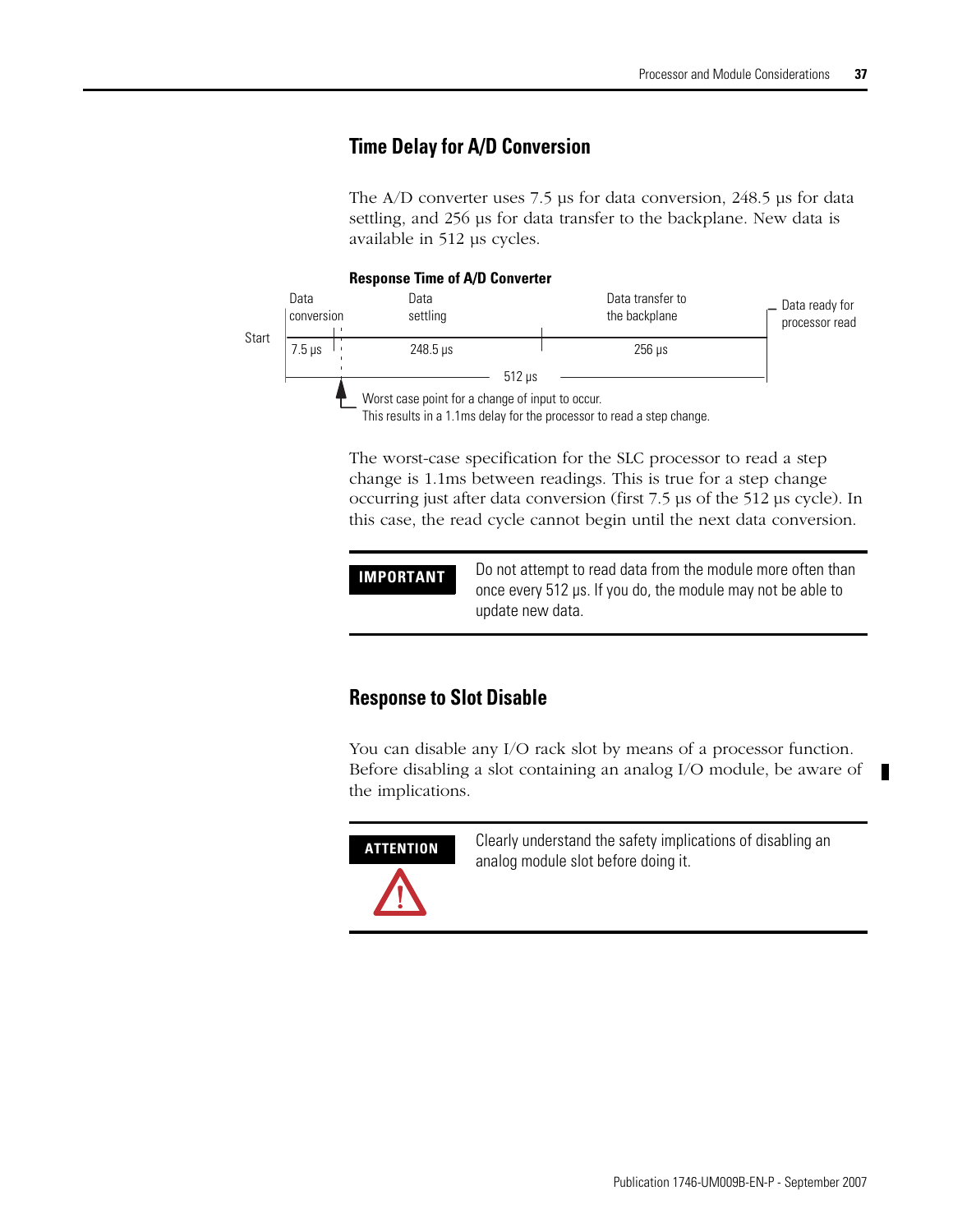## Time Delay for A/D Conversion

The A/D converter uses 7.5 µs for data conversion, 248.5 µs for data settling, and 256 µs for data transfer to the backplane. New data is available in 512 µs cycles.

**Response Time of A/D Converter**

| | Data conversion | Data settling | Data transfer to the backplane | |
|---|---|---|---|---|
| Start | 7.5 µs | 248.5 µs | 256 µs | Data ready for processor read |
| | | 512 µs | | |

Worst case point for a change of input to occur. This results in a 1.1ms delay for the processor to read a step change.

The worst-case specification for the SLC processor to read a step change is 1.1ms between readings. This is true for a step change occurring just after data conversion (first 7.5 µs of the 512 µs cycle). In this case, the read cycle cannot begin until the next data conversion.

**IMPORTANT** Do not attempt to read data from the module more often than once every 512 µs. If you do, the module may not be able to update new data.

## Response to Slot Disable

You can disable any I/O rack slot by means of a processor function. Before disabling a slot containing an analog I/O module, be aware of the implications.

**ATTENTION** Clearly understand the safety implications of disabling an analog module slot before doing it.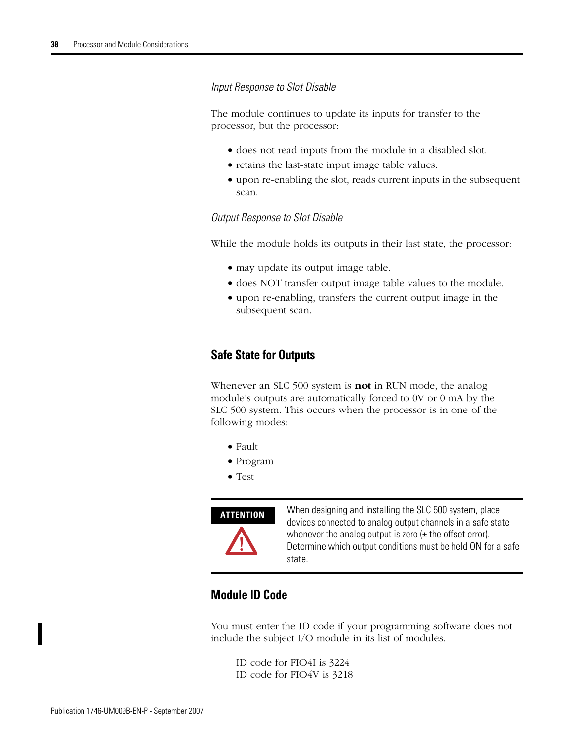*Input Response to Slot Disable*

The module continues to update its inputs for transfer to the processor, but the processor:

- does not read inputs from the module in a disabled slot.
- retains the last-state input image table values.
- upon re-enabling the slot, reads current inputs in the subsequent scan.

*Output Response to Slot Disable*

While the module holds its outputs in their last state, the processor:

- may update its output image table.
- does NOT transfer output image table values to the module.
- upon re-enabling, transfers the current output image in the subsequent scan.

## Safe State for Outputs

Whenever an SLC 500 system is **not** in RUN mode, the analog module's outputs are automatically forced to 0V or 0 mA by the SLC 500 system. This occurs when the processor is in one of the following modes:

- Fault
- Program
- Test

| ATTENTION | When designing and installing the SLC 500 system, place devices connected to analog output channels in a safe state whenever the analog output is zero (± the offset error). Determine which output conditions must be held ON for a safe state. |
|---|---|

## Module ID Code

You must enter the ID code if your programming software does not include the subject I/O module in its list of modules.

ID code for FIO4I is 3224
ID code for FIO4V is 3218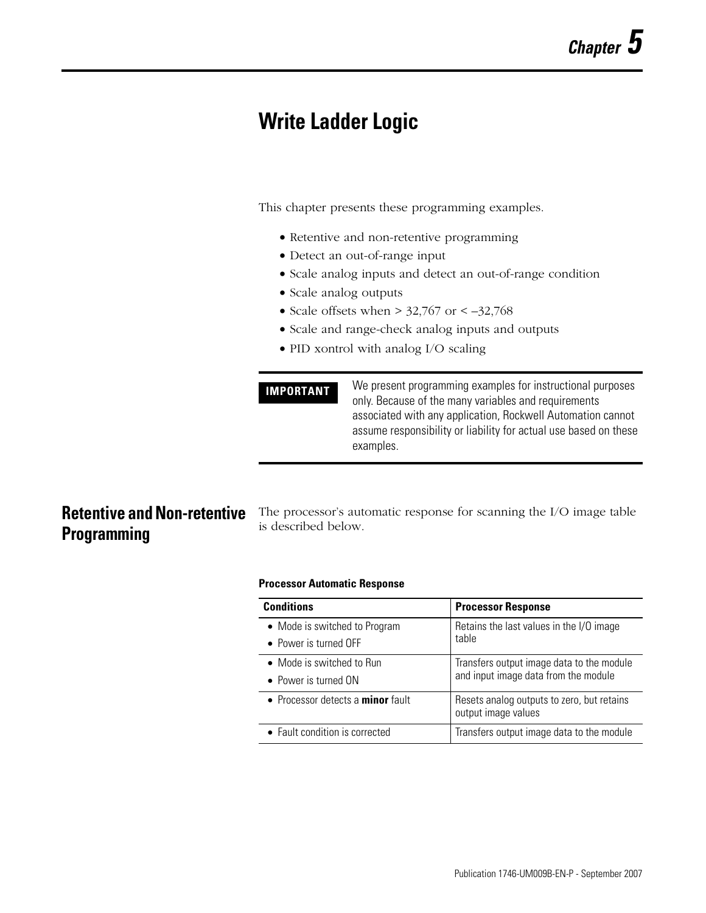# Chapter 5

# Write Ladder Logic

This chapter presents these programming examples.

- Retentive and non-retentive programming
- Detect an out-of-range input
- Scale analog inputs and detect an out-of-range condition
- Scale analog outputs
- Scale offsets when > 32,767 or < –32,768
- Scale and range-check analog inputs and outputs
- PID xontrol with analog I/O scaling

**IMPORTANT** We present programming examples for instructional purposes only. Because of the many variables and requirements associated with any application, Rockwell Automation cannot assume responsibility or liability for actual use based on these examples.

## Retentive and Non-retentive Programming

The processor's automatic response for scanning the I/O image table is described below.

**Processor Automatic Response**

| Conditions | Processor Response |
|---|---|
| • Mode is switched to Program<br>• Power is turned OFF | Retains the last values in the I/O image table |
| • Mode is switched to Run<br>• Power is turned ON | Transfers output image data to the module and input image data from the module |
| • Processor detects a **minor** fault | Resets analog outputs to zero, but retains output image values |
| • Fault condition is corrected | Transfers output image data to the module |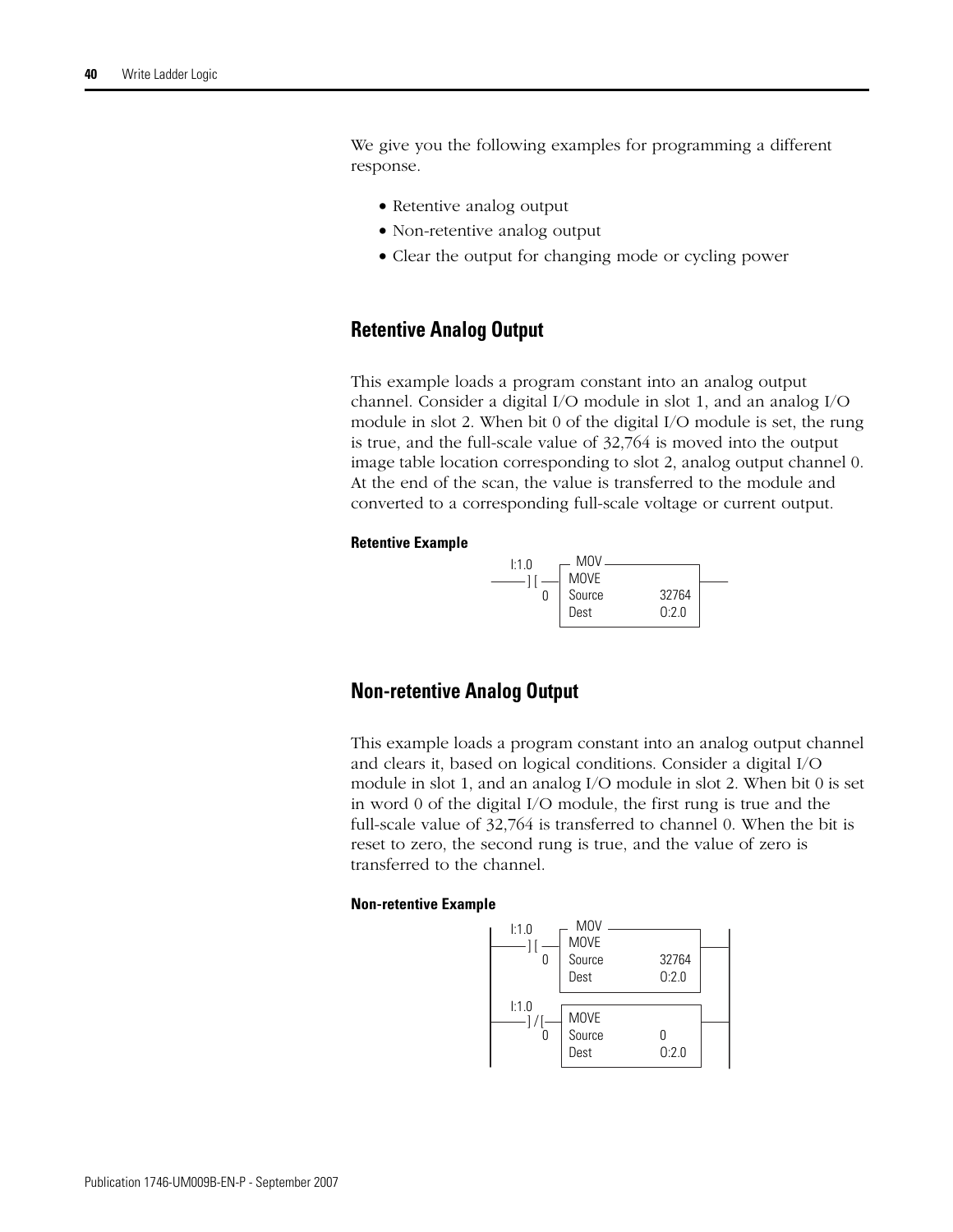We give you the following examples for programming a different response.

- Retentive analog output
- Non-retentive analog output
- Clear the output for changing mode or cycling power

## Retentive Analog Output

This example loads a program constant into an analog output channel. Consider a digital I/O module in slot 1, and an analog I/O module in slot 2. When bit 0 of the digital I/O module is set, the rung is true, and the full-scale value of 32,764 is moved into the output image table location corresponding to slot 2, analog output channel 0. At the end of the scan, the value is transferred to the module and converted to a corresponding full-scale voltage or current output.

**Retentive Example**

```
   I:1.0      MOV
 ----] [----| MOVE              |----
       0    | Source     32764  |
            | Dest       O:2.0  |
```

## Non-retentive Analog Output

This example loads a program constant into an analog output channel and clears it, based on logical conditions. Consider a digital I/O module in slot 1, and an analog I/O module in slot 2. When bit 0 is set in word 0 of the digital I/O module, the first rung is true and the full-scale value of 32,764 is transferred to channel 0. When the bit is reset to zero, the second rung is true, and the value of zero is transferred to the channel.

**Non-retentive Example**

```
 |  I:1.0      MOV                      |
 |----] [----| MOVE              |------|
 |      0    | Source     32764  |      |
 |           | Dest       O:2.0  |      |
 |                                      |
 |  I:1.0                               |
 |----]/[----| MOVE              |------|
 |      0    | Source     0      |      |
 |           | Dest       O:2.0  |      |
```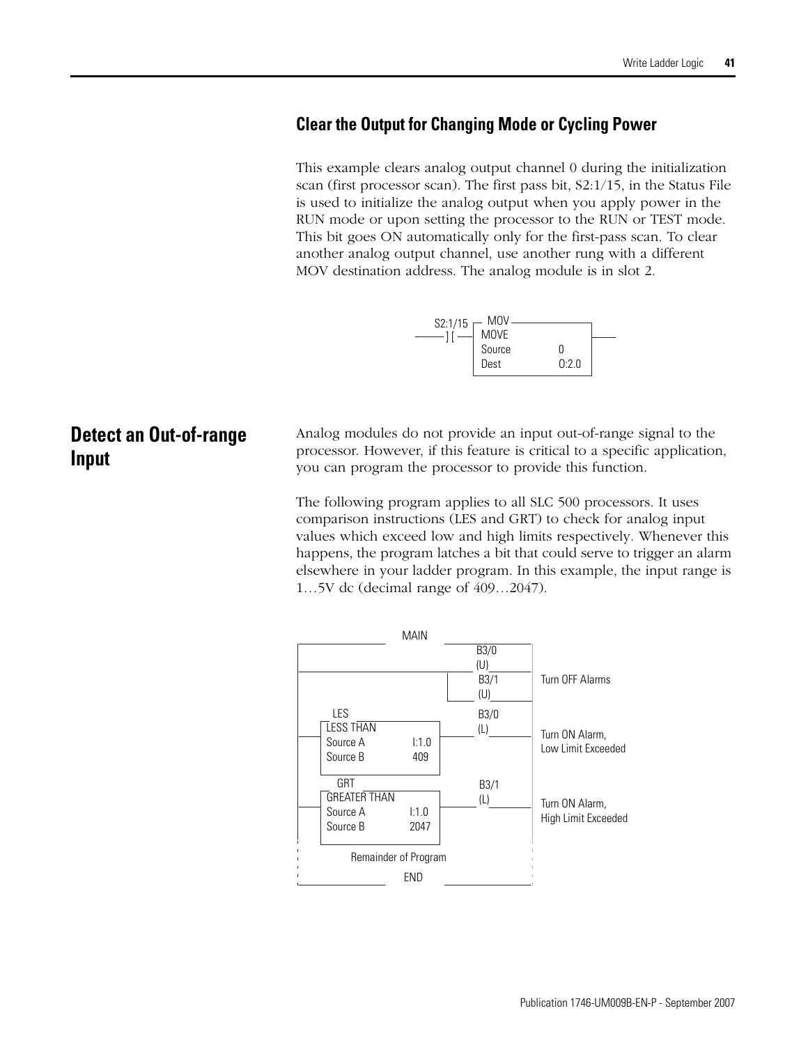### Clear the Output for Changing Mode or Cycling Power

This example clears analog output channel 0 during the initialization scan (first processor scan). The first pass bit, S2:1/15, in the Status File is used to initialize the analog output when you apply power in the RUN mode or upon setting the processor to the RUN or TEST mode. This bit goes ON automatically only for the first-pass scan. To clear another analog output channel, use another rung with a different MOV destination address. The analog module is in slot 2.

```
S2:1/15   MOV
---] [----MOVE
          Source    0
          Dest      O:2.0
```

## Detect an Out-of-range Input

Analog modules do not provide an input out-of-range signal to the processor. However, if this feature is critical to a specific application, you can program the processor to provide this function.

The following program applies to all SLC 500 processors. It uses comparison instructions (LES and GRT) to check for analog input values which exceed low and high limits respectively. Whenever this happens, the program latches a bit that could serve to trigger an alarm elsewhere in your ladder program. In this example, the input range is 1…5V dc (decimal range of 409…2047).

```
                    MAIN
|                                   B3/0
|                                   (U)
|---------------------------------+--------    Turn OFF Alarms
|                                 | B3/1
|                                 +-(U)----
|
|    LES                            B3/0
|----LESS THAN                      (L)        Turn ON Alarm,
|    Source A      I:1.0  ----------(L)----    Low Limit Exceeded
|    Source B      409
|
|    GRT                            B3/1
|----GREATER THAN                   (L)        Turn ON Alarm,
|    Source A      I:1.0  ----------(L)----    High Limit Exceeded
|    Source B      2047
|
|         Remainder of Program
|                    END
```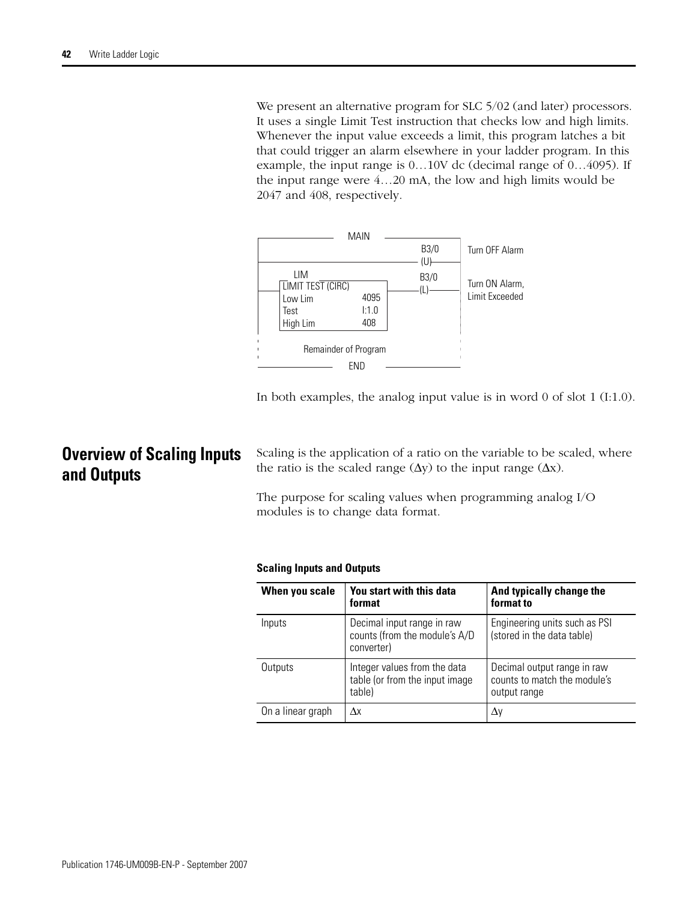We present an alternative program for SLC 5/02 (and later) processors. It uses a single Limit Test instruction that checks low and high limits. Whenever the input value exceeds a limit, this program latches a bit that could trigger an alarm elsewhere in your ladder program. In this example, the input range is 0…10V dc (decimal range of 0…4095). If the input range were 4…20 mA, the low and high limits would be 2047 and 408, respectively.

```
                    MAIN
|                                          B3/0       Turn OFF Alarm
|------------------------------------------(U)----
|
|    LIM                                   B3/0       Turn ON Alarm,
|---[LIMIT TEST (CIRC)     ]---------------(L)----    Limit Exceeded
|   [Low Lim        4095   ]
|   [Test           I:1.0  ]
|   [High Lim       408    ]
|
:        Remainder of Program
                    END
```

In both examples, the analog input value is in word 0 of slot 1 (I:1.0).

## Overview of Scaling Inputs and Outputs

Scaling is the application of a ratio on the variable to be scaled, where the ratio is the scaled range ($\Delta y$) to the input range ($\Delta x$).

The purpose for scaling values when programming analog I/O modules is to change data format.

**Scaling Inputs and Outputs**

| When you scale | You start with this data format | And typically change the format to |
|---|---|---|
| Inputs | Decimal input range in raw counts (from the module's A/D converter) | Engineering units such as PSI (stored in the data table) |
| Outputs | Integer values from the data table (or from the input image table) | Decimal output range in raw counts to match the module's output range |
| On a linear graph | $\Delta x$ | $\Delta y$ |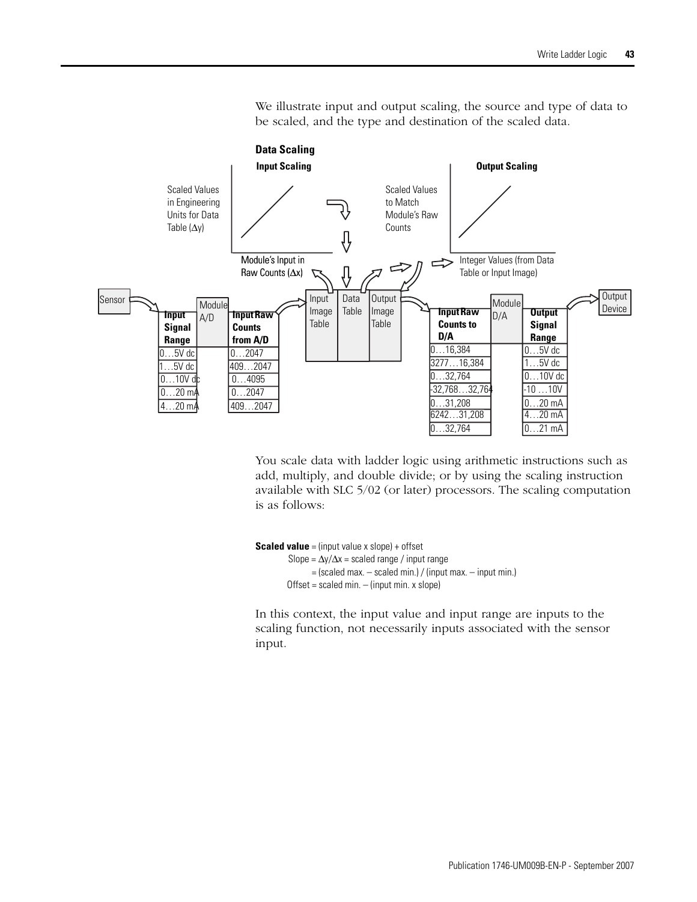We illustrate input and output scaling, the source and type of data to be scaled, and the type and destination of the scaled data.

**Data Scaling**

**Input Scaling**

Scaled Values in Engineering Units for Data Table (Δy)

Module's Input in Raw Counts (Δx)

**Output Scaling**

Scaled Values to Match Module's Raw Counts

Integer Values (from Data Table or Input Image)

Sensor → Module A/D → Input Image Table → Data Table → Output Image Table → Module D/A → Output Device

| Input Signal Range | Input Raw Counts from A/D |
|---|---|
| 0…5V dc | 0…2047 |
| 1…5V dc | 409…2047 |
| 0…10V dc | 0…4095 |
| 0…20 mA | 0…2047 |
| 4…20 mA | 409…2047 |

| Input Raw Counts to D/A | Output Signal Range |
|---|---|
| 0…16,384 | 0…5V dc |
| 3277…16,384 | 1…5V dc |
| 0…32,764 | 0…10V dc |
| -32,768…32,764 | -10 …10V |
| 0…31,208 | 0…20 mA |
| 6242…31,208 | 4…20 mA |
| 0…32,764 | 0…21 mA |

You scale data with ladder logic using arithmetic instructions such as add, multiply, and double divide; or by using the scaling instruction available with SLC 5/02 (or later) processors. The scaling computation is as follows:

**Scaled value** = (input value x slope) + offset

Slope = $\Delta y / \Delta x$ = scaled range / input range

= (scaled max. – scaled min.) / (input max. – input min.)

Offset = scaled min. – (input min. x slope)

In this context, the input value and input range are inputs to the scaling function, not necessarily inputs associated with the sensor input.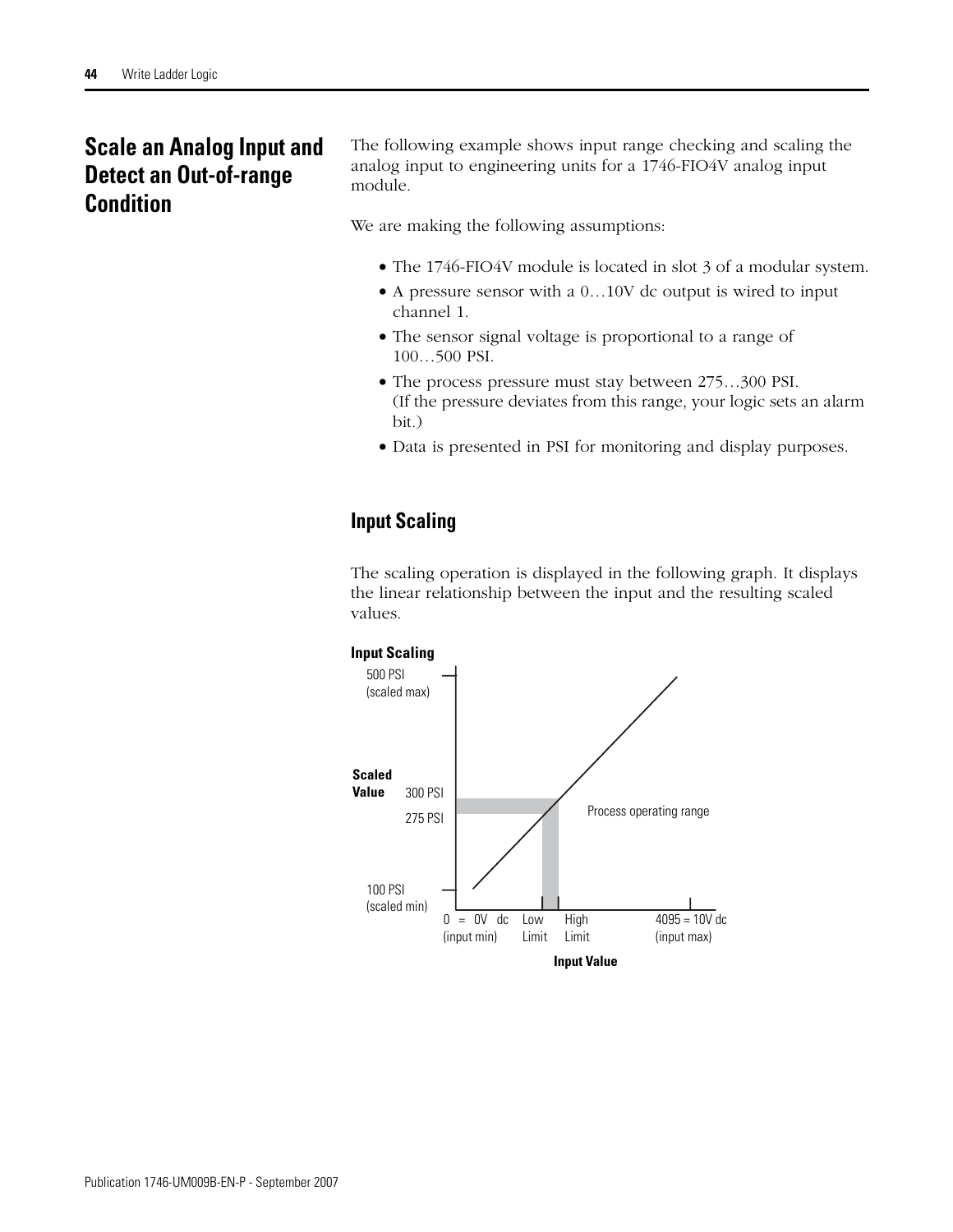# Scale an Analog Input and Detect an Out-of-range Condition

The following example shows input range checking and scaling the analog input to engineering units for a 1746-FIO4V analog input module.

We are making the following assumptions:

- The 1746-FIO4V module is located in slot 3 of a modular system.
- A pressure sensor with a 0…10V dc output is wired to input channel 1.
- The sensor signal voltage is proportional to a range of 100…500 PSI.
- The process pressure must stay between 275…300 PSI. (If the pressure deviates from this range, your logic sets an alarm bit.)
- Data is presented in PSI for monitoring and display purposes.

## Input Scaling

The scaling operation is displayed in the following graph. It displays the linear relationship between the input and the resulting scaled values.

**Input Scaling**

500 PSI (scaled max)

Scaled Value

300 PSI

275 PSI

Process operating range

100 PSI (scaled min)

0 = 0V dc (input min) | Low Limit | High Limit | 4095 = 10V dc (input max)

**Input Value**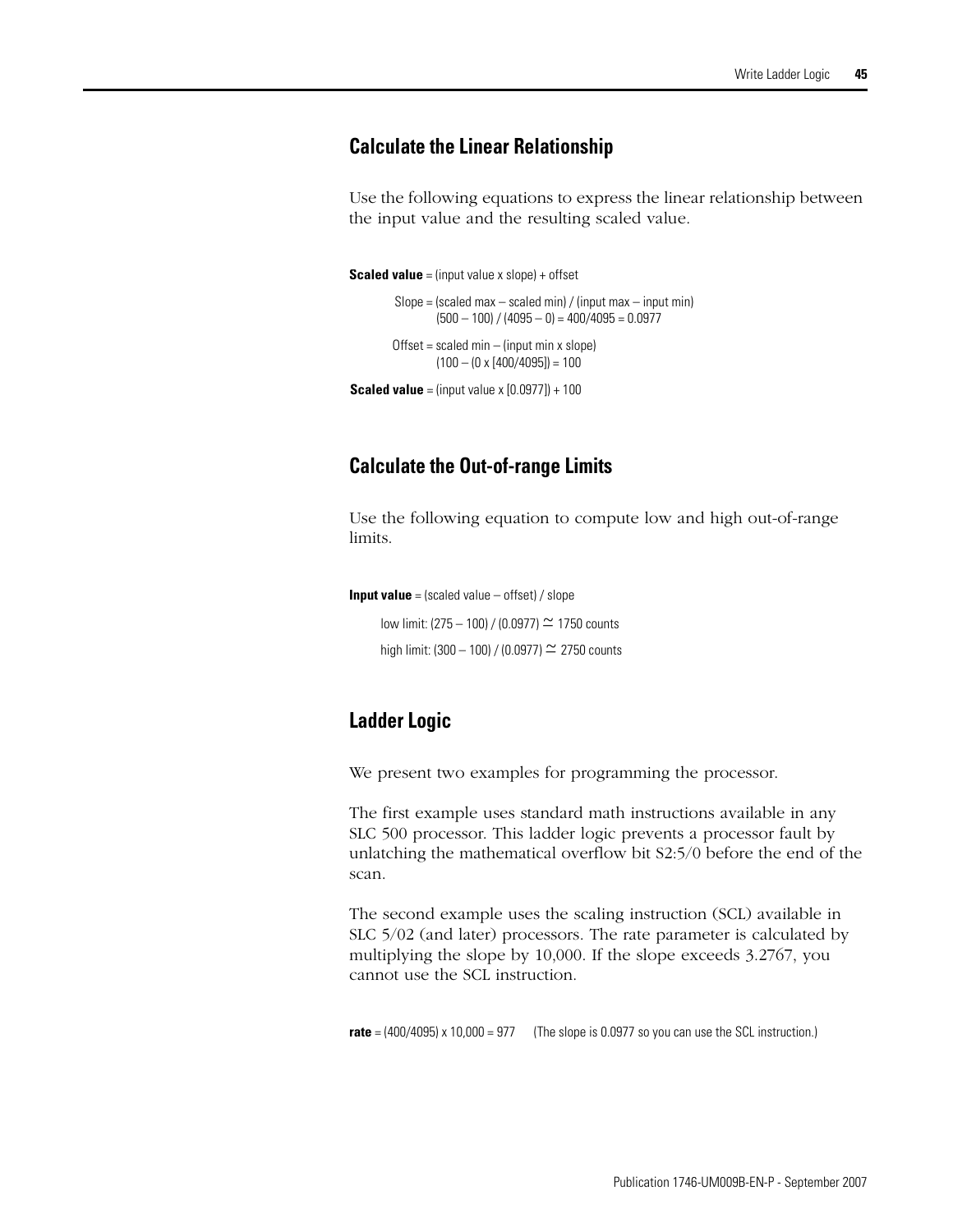## Calculate the Linear Relationship

Use the following equations to express the linear relationship between the input value and the resulting scaled value.

**Scaled value** = (input value x slope) + offset

Slope = (scaled max – scaled min) / (input max – input min)
(500 – 100) / (4095 – 0) = 400/4095 = 0.0977

Offset = scaled min – (input min x slope)
(100 – (0 x [400/4095]) = 100

**Scaled value** = (input value x [0.0977]) + 100

## Calculate the Out-of-range Limits

Use the following equation to compute low and high out-of-range limits.

**Input value** = (scaled value – offset) / slope

low limit: (275 – 100) / (0.0977) $\simeq$ 1750 counts

high limit: (300 – 100) / (0.0977) $\simeq$ 2750 counts

## Ladder Logic

We present two examples for programming the processor.

The first example uses standard math instructions available in any SLC 500 processor. This ladder logic prevents a processor fault by unlatching the mathematical overflow bit S2:5/0 before the end of the scan.

The second example uses the scaling instruction (SCL) available in SLC 5/02 (and later) processors. The rate parameter is calculated by multiplying the slope by 10,000. If the slope exceeds 3.2767, you cannot use the SCL instruction.

**rate** = (400/4095) x 10,000 = 977 (The slope is 0.0977 so you can use the SCL instruction.)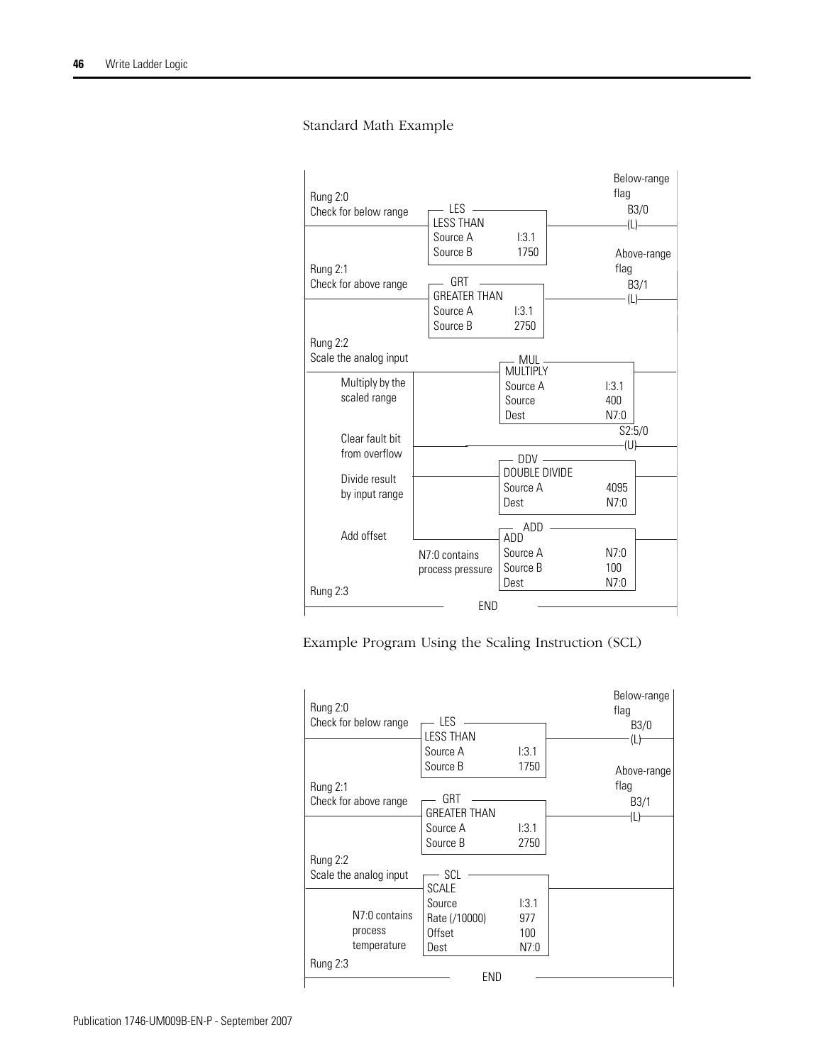Standard Math Example

```
                                                                  Below-range
Rung 2:0                                                          flag
Check for below range      LES                                      B3/0
---------------------------LESS THAN------------------------------(L)---
                           Source A        I:3.1
                           Source B        1750                   Above-range
Rung 2:1                                                          flag
Check for above range      GRT                                      B3/1
---------------------------GREATER THAN---------------------------(L)---
                           Source A        I:3.1
                           Source B        2750

Rung 2:2
Scale the analog input                     MUL
-------------------------------------------MULTIPLY------------------------
     Multiply by the                       Source A          I:3.1
     scaled range                          Source            400
                                           Dest              N7:0
                                                                S2:5/0
     Clear fault bit                                            (U)
     from overflow       ---------------------------------------(U)--------
                                           DDV
     Divide result                         DOUBLE DIVIDE
     by input range      ------------------Source A          4095 ---------
                                           Dest              N7:0

                                           ADD
     Add offset          ------------------ADD-----------------------------
                         N7:0 contains     Source A          N7:0
                         process pressure  Source B          100
                                           Dest              N7:0
Rung 2:3
-------------------------------------END-----------------------------------
```

Example Program Using the Scaling Instruction (SCL)

```
                                                                  Below-range
Rung 2:0                                                          flag
Check for below range      LES                                      B3/0
---------------------------LESS THAN------------------------------(L)---
                           Source A        I:3.1
                           Source B        1750                   Above-range
Rung 2:1                                                          flag
Check for above range      GRT                                      B3/1
---------------------------GREATER THAN---------------------------(L)---
                           Source A        I:3.1
                           Source B        2750

Rung 2:2
Scale the analog input     SCL
---------------------------SCALE---------------------------------------
     N7:0 contains         Source          I:3.1
     process               Rate (/10000)   977
     temperature           Offset          100
                           Dest            N7:0
Rung 2:3
-------------------------------------END-------------------------------
```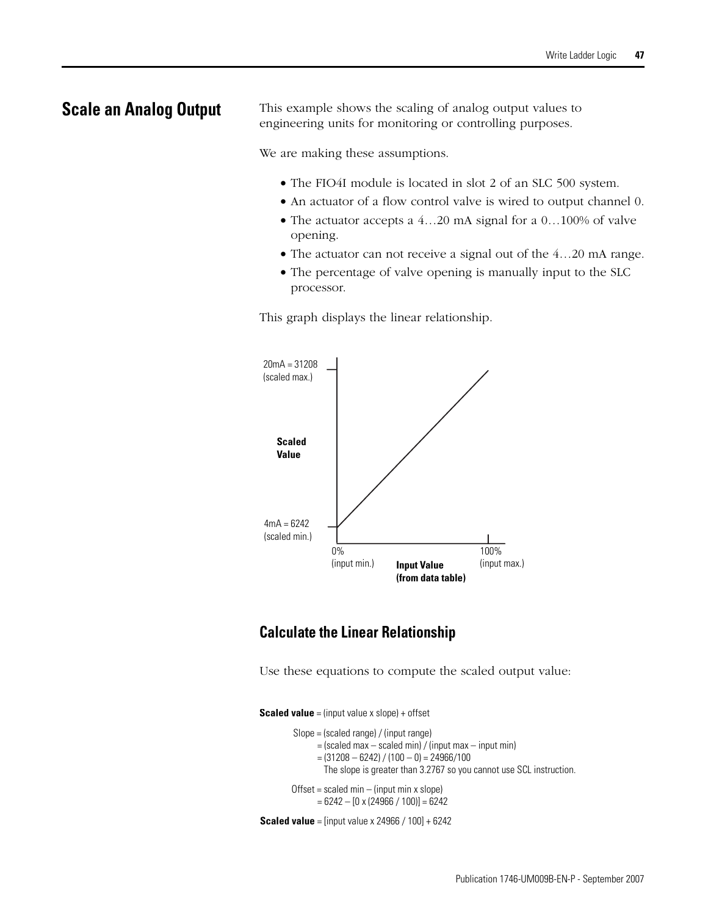# Scale an Analog Output

This example shows the scaling of analog output values to engineering units for monitoring or controlling purposes.

We are making these assumptions.

- The FIO4I module is located in slot 2 of an SLC 500 system.
- An actuator of a flow control valve is wired to output channel 0.
- The actuator accepts a 4…20 mA signal for a 0…100% of valve opening.
- The actuator can not receive a signal out of the 4…20 mA range.
- The percentage of valve opening is manually input to the SLC processor.

This graph displays the linear relationship.

20mA = 31208 (scaled max.)

Scaled Value

4mA = 6242 (scaled min.)

0% (input min.)

Input Value (from data table)

100% (input max.)

## Calculate the Linear Relationship

Use these equations to compute the scaled output value:

**Scaled value** = (input value x slope) + offset

Slope = (scaled range) / (input range)
= (scaled max – scaled min) / (input max – input min)
= (31208 – 6242) / (100 – 0) = 24966/100
The slope is greater than 3.2767 so you cannot use SCL instruction.

Offset = scaled min – (input min x slope)
= 6242 – [0 x (24966 / 100)] = 6242

**Scaled value** = [input value x 24966 / 100] + 6242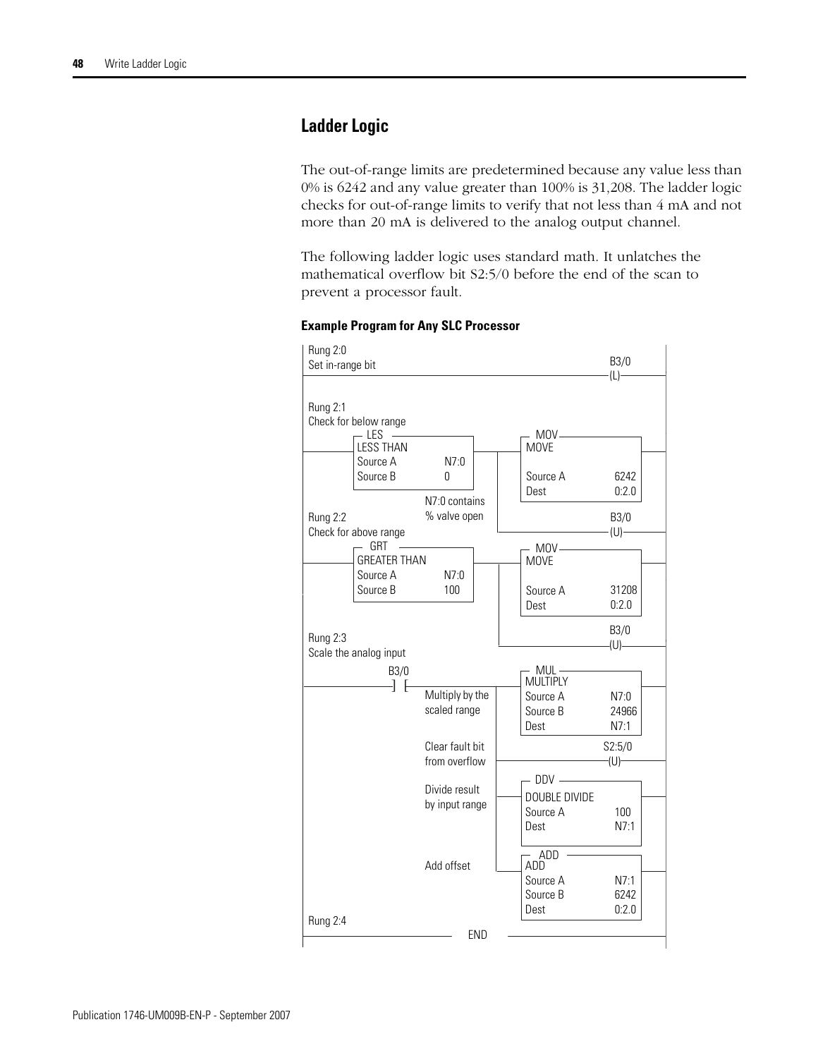## Ladder Logic

The out-of-range limits are predetermined because any value less than 0% is 6242 and any value greater than 100% is 31,208. The ladder logic checks for out-of-range limits to verify that not less than 4 mA and not more than 20 mA is delivered to the analog output channel.

The following ladder logic uses standard math. It unlatches the mathematical overflow bit S2:5/0 before the end of the scan to prevent a processor fault.

**Example Program for Any SLC Processor**

```
Rung 2:0
Set in-range bit                                                    B3/0
|------------------------------------------------------------------(L)---|

Rung 2:1
Check for below range
|      +- LES -----------+          +- MOV ----------------+
|------| LESS THAN       |-----+----| MOVE                 |----------|
|      | Source A   N7:0 |     |    |                      |
|      | Source B   0    |     |    | Source A       6242  |
|      +-----------------+     |    | Dest           0:2.0 |
|                N7:0 contains |    +----------------------+
Rung 2:2         % valve open  |                            B3/0
Check for above range          +---------------------------(U)-----|
|      +- GRT -----------+          +- MOV ----------------+
|------| GREATER THAN    |-----+----| MOVE                 |----------|
|      | Source A   N7:0 |     |    |                      |
|      | Source B   100  |     |    | Source A      31208  |
|      +-----------------+     |    | Dest          0:2.0  |
|                              |    +----------------------+
|                              |                            B3/0
Rung 2:3                       +---------------------------(U)-----|
Scale the analog input
|            B3/0                   +- MUL ----------------+
|-------------] [-------------+-----| MULTIPLY             |----------|
|                 Multiply by the   | Source A       N7:0  |
|                 scaled range  |   | Source B      24966  |
|                               |   | Dest           N7:1  |
|                               |   +----------------------+
|                 Clear fault bit                          S2:5/0
|                 from overflow +--------------------------(U)-----|
|                               |   +- DDV ----------------+
|                 Divide result +---| DOUBLE DIVIDE        |----------|
|                 by input range|   | Source A        100  |
|                               |   | Dest           N7:1  |
|                               |   +----------------------+
|                               |   +- ADD ----------------+
|                 Add offset    +---| ADD                  |----------|
|                                   | Source A       N7:1  |
|                                   | Source B       6242  |
|                                   | Dest          0:2.0  |
Rung 2:4                            +----------------------+
|------------------------------ END ------------------------------------|
```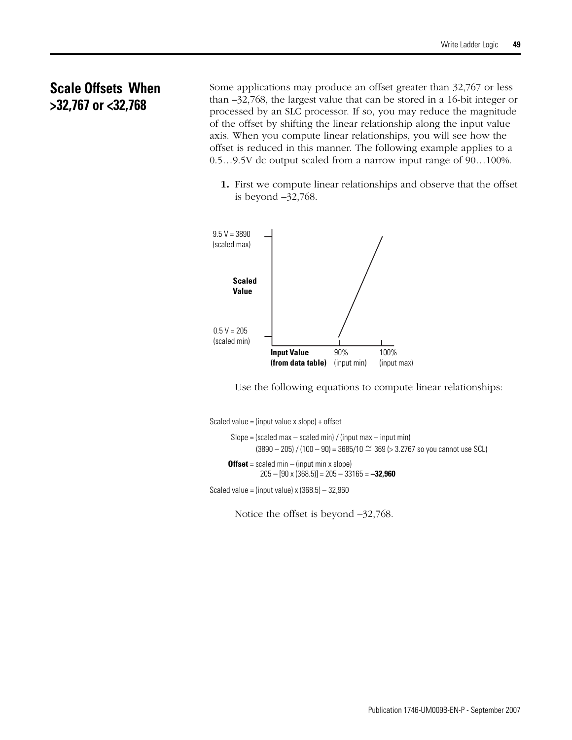## Scale Offsets When >32,767 or <32,768

Some applications may produce an offset greater than 32,767 or less than –32,768, the largest value that can be stored in a 16-bit integer or processed by an SLC processor. If so, you may reduce the magnitude of the offset by shifting the linear relationship along the input value axis. When you compute linear relationships, you will see how the offset is reduced in this manner. The following example applies to a 0.5…9.5V dc output scaled from a narrow input range of 90…100%.

1. First we compute linear relationships and observe that the offset is beyond –32,768.

9.5 V = 3890 (scaled max)

Scaled Value

0.5 V = 205 (scaled min)

Input Value (from data table) 90% (input min) 100% (input max)

Use the following equations to compute linear relationships:

Scaled value = (input value x slope) + offset

Slope = (scaled max – scaled min) / (input max – input min)
(3890 – 205) / (100 – 90) = 3685/10 $\simeq$ 369 (> 3.2767 so you cannot use SCL)

**Offset** = scaled min – (input min x slope)
205 – [90 x (368.5)] = 205 – 33165 = **–32,960**

Scaled value = (input value) x (368.5) – 32,960

Notice the offset is beyond –32,768.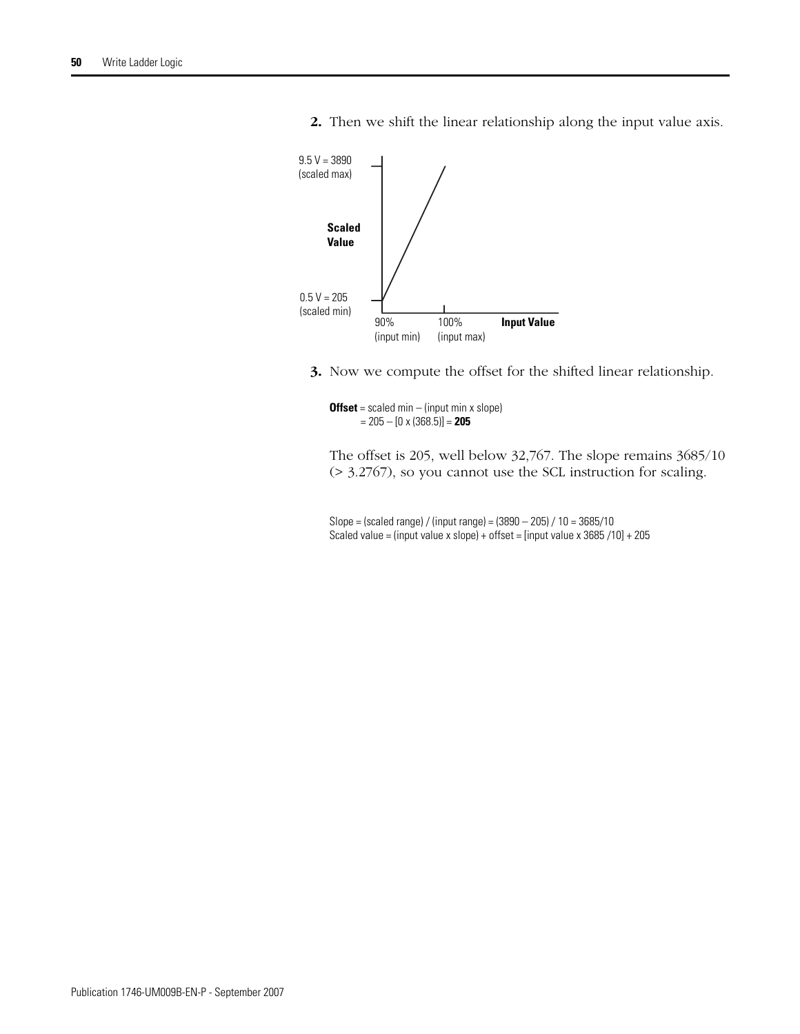2. Then we shift the linear relationship along the input value axis.

9.5 V = 3890 (scaled max)

Scaled Value

0.5 V = 205 (scaled min)

90% (input min) 100% (input max) **Input Value**

3. Now we compute the offset for the shifted linear relationship.

**Offset** = scaled min – (input min x slope)
= 205 – [0 x (368.5)] = **205**

The offset is 205, well below 32,767. The slope remains 3685/10 (> 3.2767), so you cannot use the SCL instruction for scaling.

Slope = (scaled range) / (input range) = (3890 – 205) / 10 = 3685/10
Scaled value = (input value x slope) + offset = [input value x 3685 /10] + 205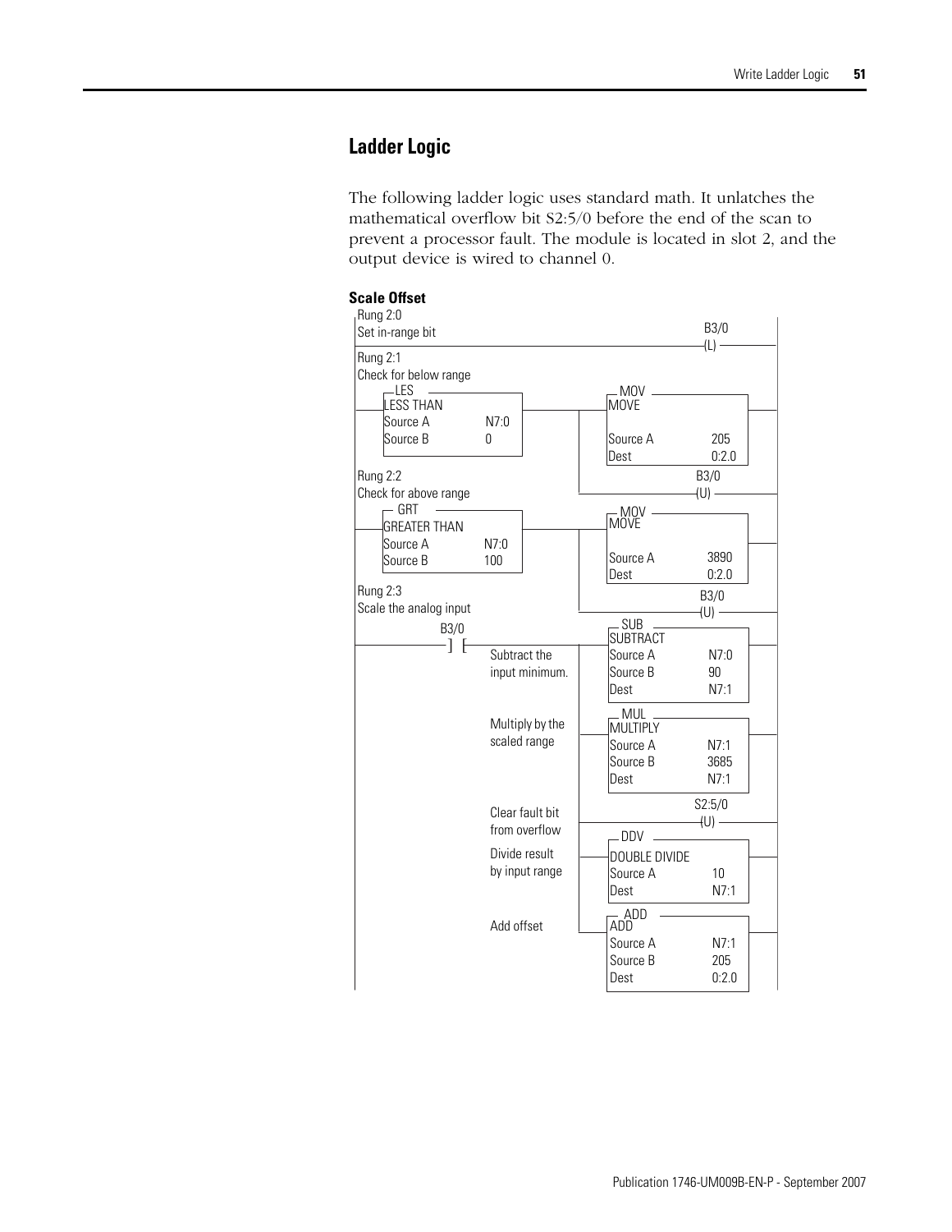## Ladder Logic

The following ladder logic uses standard math. It unlatches the mathematical overflow bit S2:5/0 before the end of the scan to prevent a processor fault. The module is located in slot 2, and the output device is wired to channel 0.

**Scale Offset**

```
Rung 2:0
Set in-range bit                                                    B3/0
|-------------------------------------------------------------------(L)----|

Rung 2:1
Check for below range
     LES                                        MOV
|---[LESS THAN          ]--------------+-------[MOVE              ]--------|
    [Source A     N7:0  ]              |       [                  ]
    [Source B     0     ]              |       [Source A     205  ]
                                       |       [Dest         0:2.0]
                                       |                          B3/0
                                       +--------------------------(U)------|
Rung 2:2
Check for above range
     GRT                                        MOV
|---[GREATER THAN       ]--------------+-------[MOVE              ]--------|
    [Source A     N7:0  ]              |       [                  ]
    [Source B     100   ]              |       [Source A     3890 ]
                                       |       [Dest         0:2.0]
                                       |                          B3/0
                                       +--------------------------(U)------|
Rung 2:3
Scale the analog input
             B3/0                               SUB
|------------] [----------------------+--------[SUBTRACT          ]--------|
                 Subtract the          |       [Source A     N7:0 ]
                 input minimum.        |       [Source B     90   ]
                                       |       [Dest         N7:1 ]
                                       |        MUL
                 Multiply by the       +-------[MULTIPLY          ]--------|
                 scaled range          |       [Source A     N7:1 ]
                                       |       [Source B     3685 ]
                                       |       [Dest         N7:1 ]
                                       |                          S2:5/0
                 Clear fault bit       +--------------------------(U)------|
                 from overflow         |        DDV
                 Divide result         +-------[DOUBLE DIVIDE     ]--------|
                 by input range        |       [Source A     10   ]
                                       |       [Dest         N7:1 ]
                                       |        ADD
                 Add offset            +-------[ADD               ]--------|
                                               [Source A     N7:1 ]
                                               [Source B     205  ]
                                               [Dest         0:2.0]
```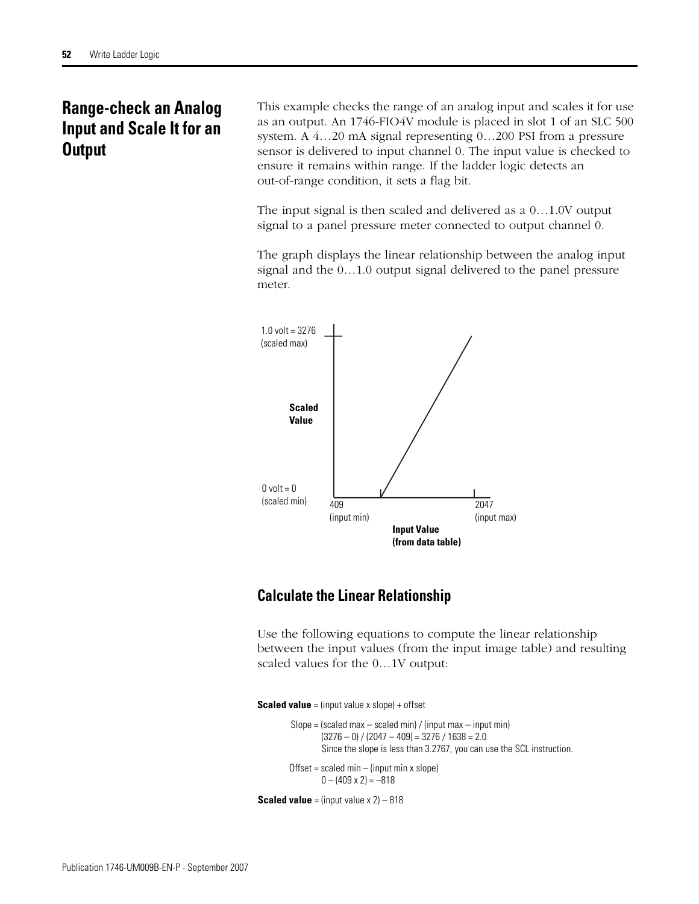# Range-check an Analog Input and Scale It for an Output

This example checks the range of an analog input and scales it for use as an output. An 1746-FIO4V module is placed in slot 1 of an SLC 500 system. A 4…20 mA signal representing 0…200 PSI from a pressure sensor is delivered to input channel 0. The input value is checked to ensure it remains within range. If the ladder logic detects an out-of-range condition, it sets a flag bit.

The input signal is then scaled and delivered as a 0…1.0V output signal to a panel pressure meter connected to output channel 0.

The graph displays the linear relationship between the analog input signal and the 0…1.0 output signal delivered to the panel pressure meter.

1.0 volt = 3276 (scaled max)

**Scaled Value**

0 volt = 0 (scaled min)

409 (input min)

2047 (input max)

**Input Value (from data table)**

## Calculate the Linear Relationship

Use the following equations to compute the linear relationship between the input values (from the input image table) and resulting scaled values for the 0…1V output:

**Scaled value** = (input value x slope) + offset

Slope = (scaled max – scaled min) / (input max – input min)
(3276 – 0) / (2047 – 409) = 3276 / 1638 = 2.0
Since the slope is less than 3.2767, you can use the SCL instruction.

Offset = scaled min – (input min x slope)
0 – (409 x 2) = –818

**Scaled value** = (input value x 2) – 818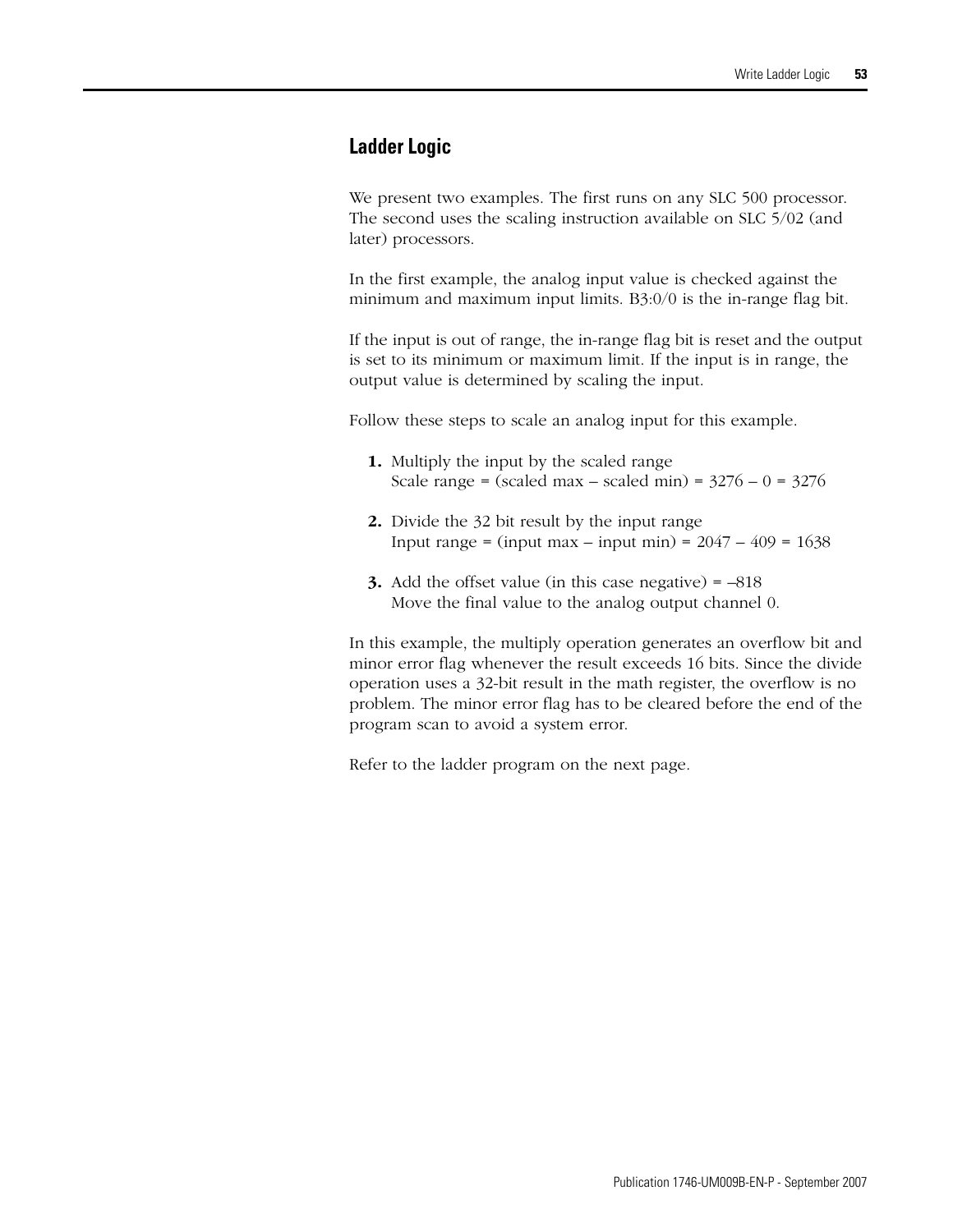## Ladder Logic

We present two examples. The first runs on any SLC 500 processor. The second uses the scaling instruction available on SLC 5/02 (and later) processors.

In the first example, the analog input value is checked against the minimum and maximum input limits. B3:0/0 is the in-range flag bit.

If the input is out of range, the in-range flag bit is reset and the output is set to its minimum or maximum limit. If the input is in range, the output value is determined by scaling the input.

Follow these steps to scale an analog input for this example.

1. Multiply the input by the scaled range
   Scale range = (scaled max – scaled min) = 3276 – 0 = 3276

2. Divide the 32 bit result by the input range
   Input range = (input max – input min) = 2047 – 409 = 1638

3. Add the offset value (in this case negative) = –818
   Move the final value to the analog output channel 0.

In this example, the multiply operation generates an overflow bit and minor error flag whenever the result exceeds 16 bits. Since the divide operation uses a 32-bit result in the math register, the overflow is no problem. The minor error flag has to be cleared before the end of the program scan to avoid a system error.

Refer to the ladder program on the next page.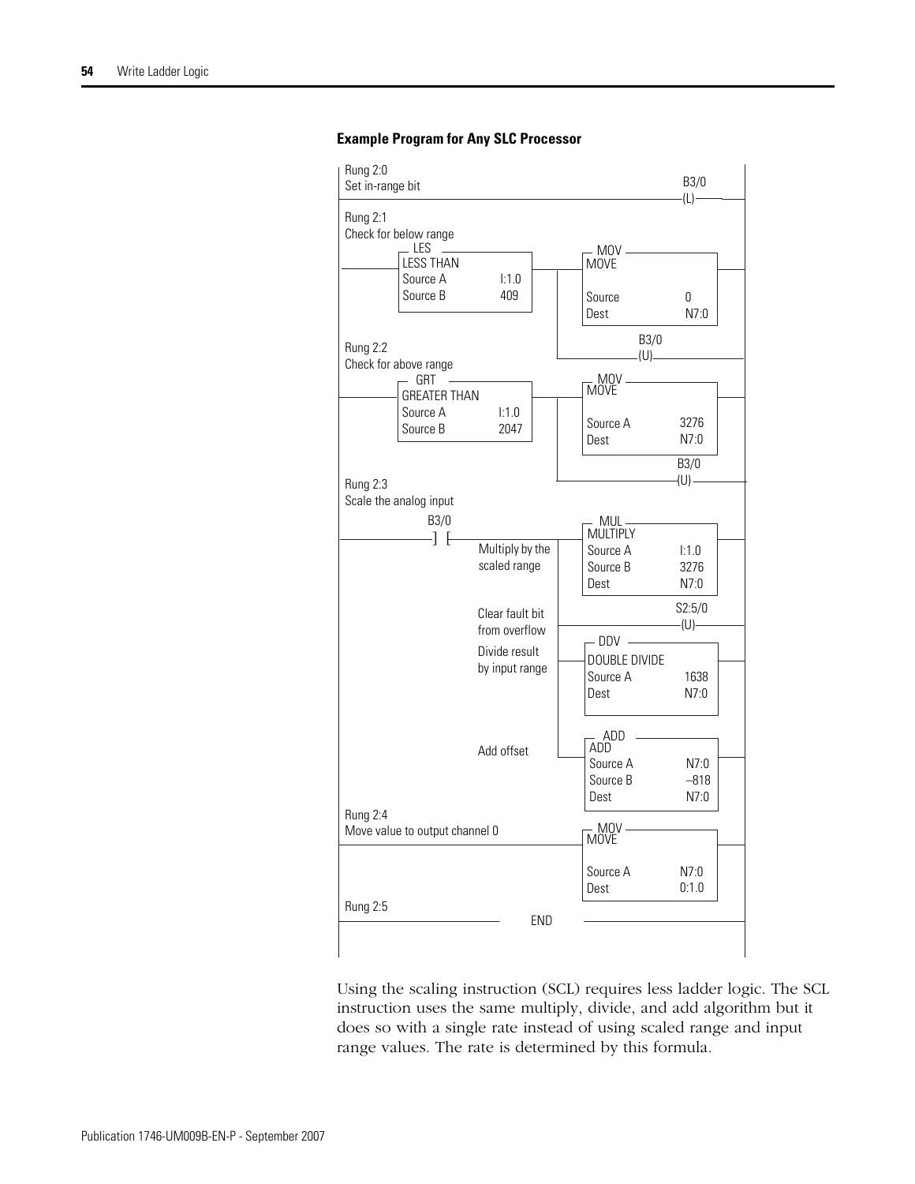**Example Program for Any SLC Processor**

```
Rung 2:0
Set in-range bit                                                    B3/0
--------------------------------------------------------------------(L)--

Rung 2:1
Check for below range
         LES                                   MOV
        +---------------------+               +--------------------+
--------|LESS THAN            |-------+-------|MOVE                |----
        |Source A       I:1.0 |       |       |Source            0 |
        |Source B       409   |       |       |Dest           N7:0 |
        +---------------------+       |       +--------------------+
                                      |              B3/0
                                      +--------------(U)-------------

Rung 2:2
Check for above range
         GRT                                   MOV
        +---------------------+               +--------------------+
--------|GREATER THAN         |-------+-------|MOVE                |----
        |Source A       I:1.0 |       |       |Source A       3276 |
        |Source B       2047  |       |       |Dest           N7:0 |
        +---------------------+       |       +--------------------+
                                      |                   B3/0
                                      +-------------------(U)--------

Rung 2:3
Scale the analog input
              B3/0                             MUL
                                              +--------------------+
--------------] [----------------------+------|MULTIPLY            |----
                   Multiply by the     |      |Source A      I:1.0 |
                   scaled range        |      |Source B       3276 |
                                       |      |Dest           N7:0 |
                                       |      +--------------------+
                   Clear fault bit     |                  S2:5/0
                   from overflow       +------------------(U)--------
                                       |       DDV
                   Divide result       |      +--------------------+
                   by input range      +------|DOUBLE DIVIDE       |----
                                       |      |Source A       1638 |
                                       |      |Dest           N7:0 |
                                       |      +--------------------+
                                       |       ADD
                                       |      +--------------------+
                   Add offset          +------|ADD                 |----
                                              |Source A       N7:0 |
                                              |Source B       -818 |
                                              |Dest           N7:0 |
                                              +--------------------+
Rung 2:4
Move value to output channel 0                 MOV
                                              +--------------------+
----------------------------------------------|MOVE                |----
                                              |Source A       N7:0 |
                                              |Dest          O:1.0 |
                                              +--------------------+
Rung 2:5
------------------------------ END ------------------------------------
```

Using the scaling instruction (SCL) requires less ladder logic. The SCL instruction uses the same multiply, divide, and add algorithm but it does so with a single rate instead of using scaled range and input range values. The rate is determined by this formula.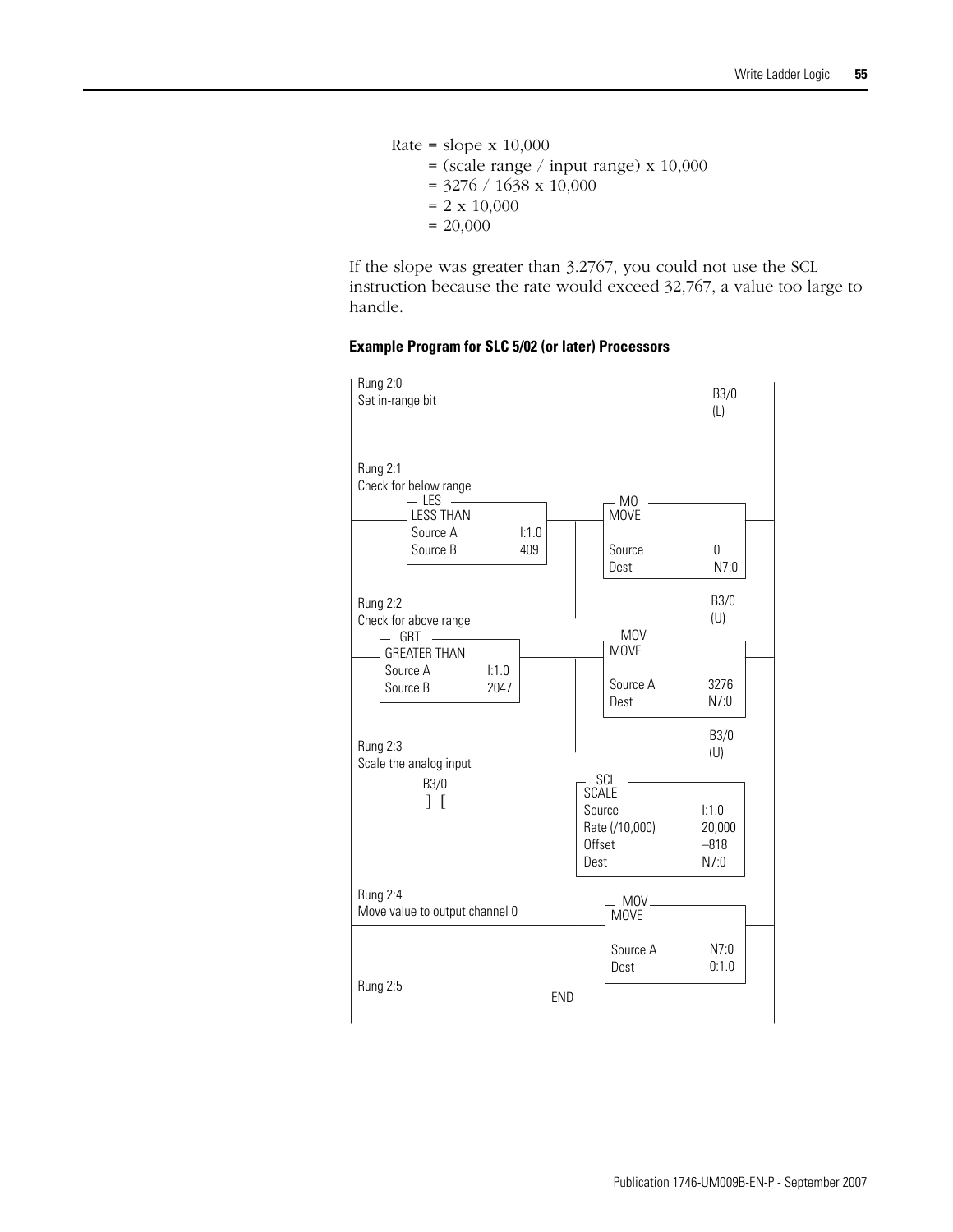Rate = slope x 10,000
= (scale range / input range) x 10,000
= 3276 / 1638 x 10,000
= 2 x 10,000
= 20,000

If the slope was greater than 3.2767, you could not use the SCL instruction because the rate would exceed 32,767, a value too large to handle.

**Example Program for SLC 5/02 (or later) Processors**

```
Rung 2:0
Set in-range bit                                                  B3/0
-----------------------------------------------------------------(L)-

Rung 2:1
Check for below range
     LES                                 MO
  +-LESS THAN---------+          +----+-MOVE--------------+
--+ Source A     I:1.0+----------+    | Source        0   +--
  | Source B     409  |          |    | Dest       N7:0   |
  +-------------------+          |    +-------------------+
                                 |                    B3/0
                                 +--------------------(U)-

Rung 2:2
Check for above range
     GRT                                 MOV
  +-GREATER THAN------+          +----+-MOVE--------------+
--+ Source A     I:1.0+----------+    | Source A   3276   +--
  | Source B     2047 |          |    | Dest       N7:0   |
  +-------------------+          |    +-------------------+
                                 |                    B3/0
                                 +--------------------(U)-

Rung 2:3
Scale the analog input
        B3/0                          SCL
--------] [---------------------+-SCALE-----------------+--
                                | Source          I:1.0 |
                                | Rate (/10,000) 20,000 |
                                | Offset          –818  |
                                | Dest            N7:0  |
                                +-----------------------+

Rung 2:4
Move value to output channel 0        MOV
--------------------------------+-MOVE------------------+--
                                | Source A        N7:0  |
                                | Dest            0:1.0 |
                                +-----------------------+

Rung 2:5
---------------------------- END ---------------------------
```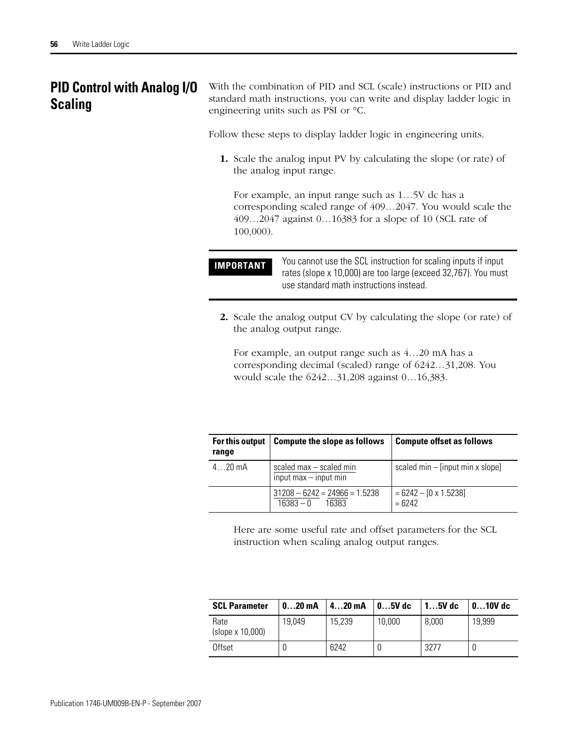## PID Control with Analog I/O Scaling

With the combination of PID and SCL (scale) instructions or PID and standard math instructions, you can write and display ladder logic in engineering units such as PSI or °C.

Follow these steps to display ladder logic in engineering units.

1. Scale the analog input PV by calculating the slope (or rate) of the analog input range.

   For example, an input range such as 1…5V dc has a corresponding scaled range of 409…2047. You would scale the 409…2047 against 0…16383 for a slope of 10 (SCL rate of 100,000).

| IMPORTANT | You cannot use the SCL instruction for scaling inputs if input rates (slope x 10,000) are too large (exceed 32,767). You must use standard math instructions instead. |
|---|---|

2. Scale the analog output CV by calculating the slope (or rate) of the analog output range.

   For example, an output range such as 4…20 mA has a corresponding decimal (scaled) range of 6242…31,208. You would scale the 6242…31,208 against 0…16,383.

| For this output range | Compute the slope as follows | Compute offset as follows |
|---|---|---|
| 4…20 mA | $\frac{\text{scaled max} - \text{scaled min}}{\text{input max} - \text{input min}}$ | scaled min – [input min x slope] |
| | $\frac{31208 - 6242}{16383 - 0} = \frac{24966}{16383} = 1.5238$ | = 6242 – [0 x 1.5238]<br>= 6242 |

Here are some useful rate and offset parameters for the SCL instruction when scaling analog output ranges.

| SCL Parameter | 0…20 mA | 4…20 mA | 0…5V dc | 1…5V dc | 0…10V dc |
|---|---|---|---|---|---|
| Rate (slope x 10,000) | 19,049 | 15,239 | 10,000 | 8,000 | 19,999 |
| Offset | 0 | 6242 | 0 | 3277 | 0 |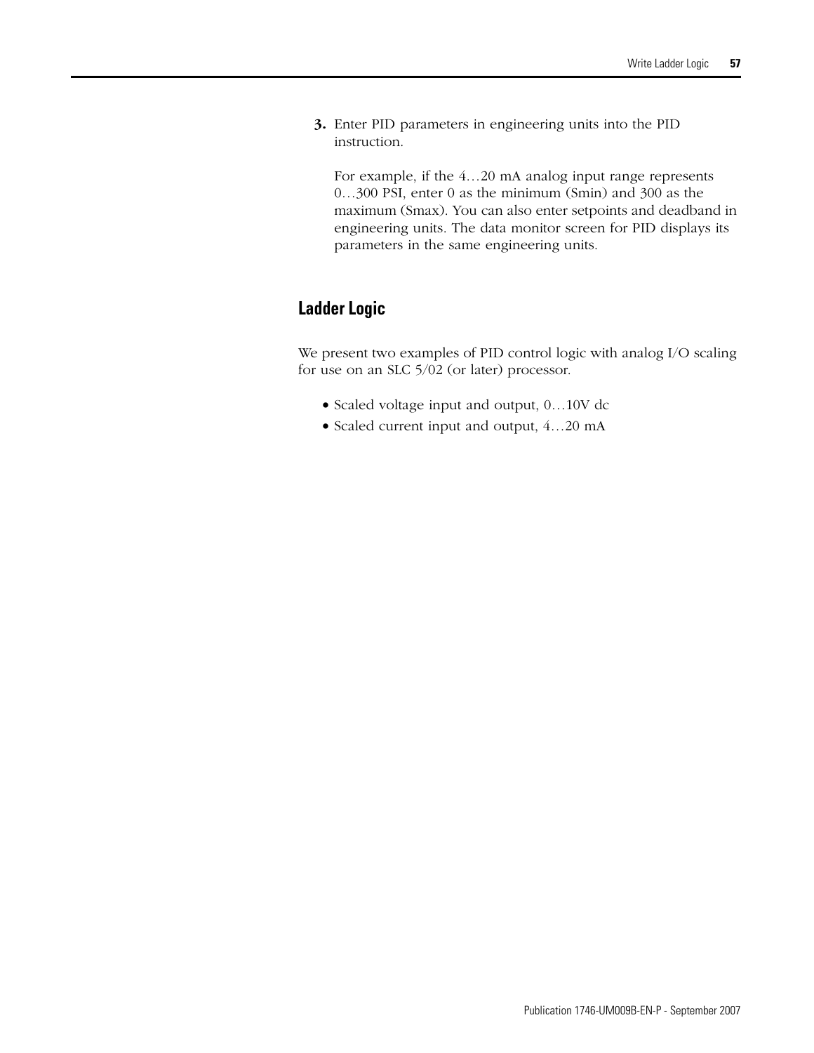3. Enter PID parameters in engineering units into the PID instruction.

   For example, if the 4…20 mA analog input range represents 0…300 PSI, enter 0 as the minimum (Smin) and 300 as the maximum (Smax). You can also enter setpoints and deadband in engineering units. The data monitor screen for PID displays its parameters in the same engineering units.

## Ladder Logic

We present two examples of PID control logic with analog I/O scaling for use on an SLC 5/02 (or later) processor.

- Scaled voltage input and output, 0…10V dc
- Scaled current input and output, 4…20 mA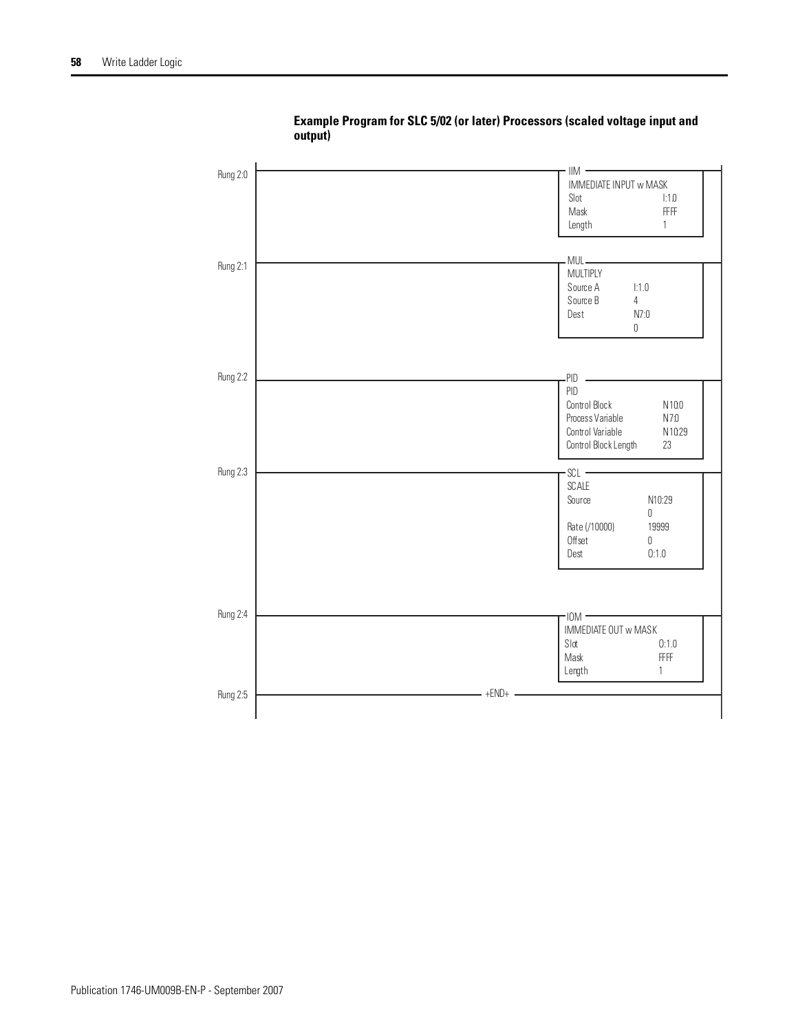**Example Program for SLC 5/02 (or later) Processors (scaled voltage input and output)**

```
Rung 2:0 ----------------------------------------- IIM ---------------------
                                                  IMMEDIATE INPUT w MASK
                                                  Slot              I:1.0
                                                  Mask              FFFF
                                                  Length            1

Rung 2:1 ----------------------------------------- MUL ---------------------
                                                  MULTIPLY
                                                  Source A     I:1.0
                                                  Source B     4
                                                  Dest         N7:0
                                                               0

Rung 2:2 ----------------------------------------- PID ---------------------
                                                  PID
                                                  Control Block          N10:0
                                                  Process Variable       N7:0
                                                  Control Variable       N10:29
                                                  Control Block Length   23

Rung 2:3 ----------------------------------------- SCL ---------------------
                                                  SCALE
                                                  Source            N10:29
                                                                    0
                                                  Rate (/10000)     19999
                                                  Offset            0
                                                  Dest              O:1.0

Rung 2:4 ----------------------------------------- IOM ---------------------
                                                  IMMEDIATE OUT w MASK
                                                  Slot              O:1.0
                                                  Mask              FFFF
                                                  Length            1

Rung 2:5 ---------------------------- +END+ --------------------------------
```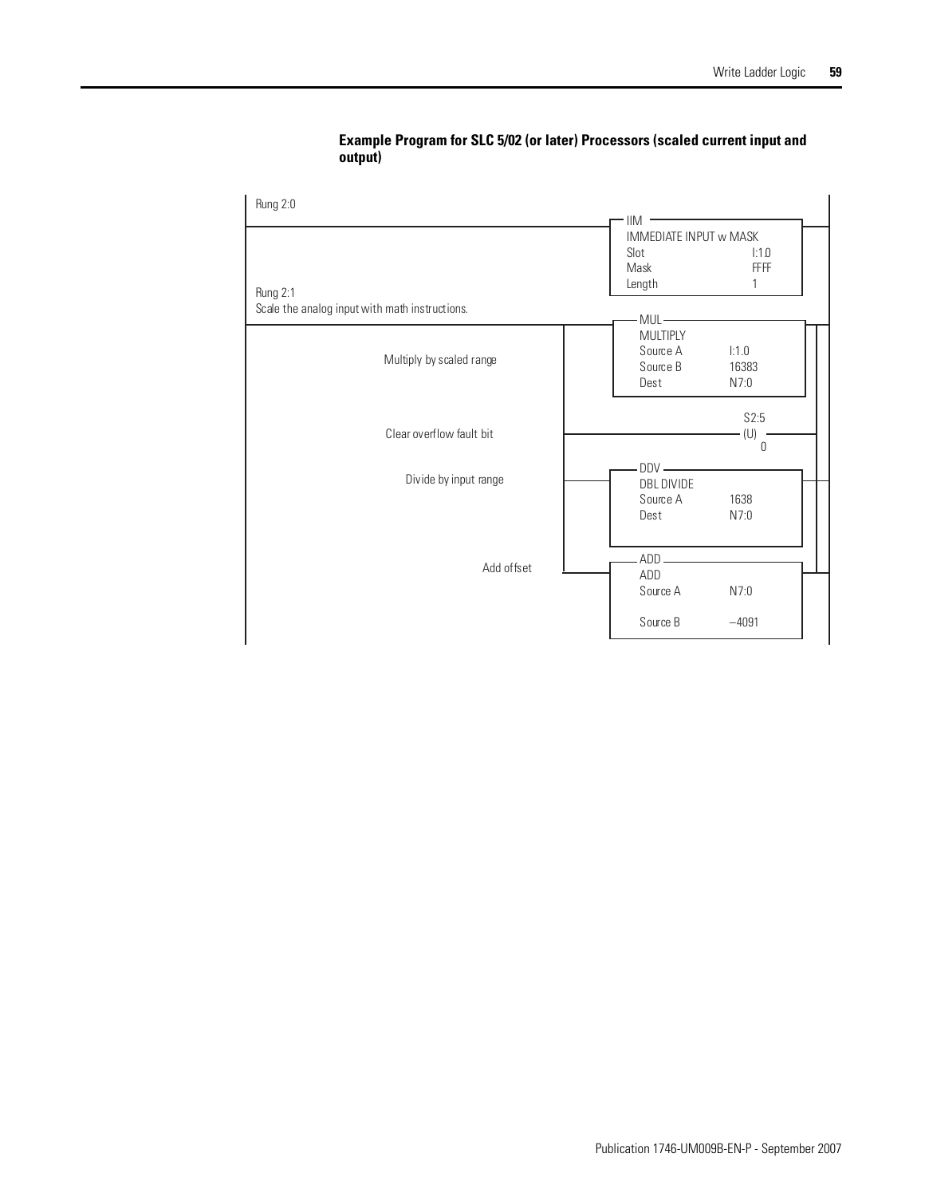**Example Program for SLC 5/02 (or later) Processors (scaled current input and output)**

```
Rung 2:0
                                              IIM
                                              IMMEDIATE INPUT w MASK
                                              Slot                I:1.0
                                              Mask                FFFF
                                              Length              1

Rung 2:1
Scale the analog input with math instructions.
                                              MUL
                                              MULTIPLY
            Multiply by scaled range          Source A            I:1.0
                                              Source B            16383
                                              Dest                N7:0

                                                                  S2:5
            Clear overflow fault bit                              (U)
                                                                  0

                                              DDV
            Divide by input range             DBL DIVIDE
                                              Source A            1638
                                              Dest                N7:0

                                              ADD
            Add offset                        ADD
                                              Source A            N7:0

                                              Source B            –4091
```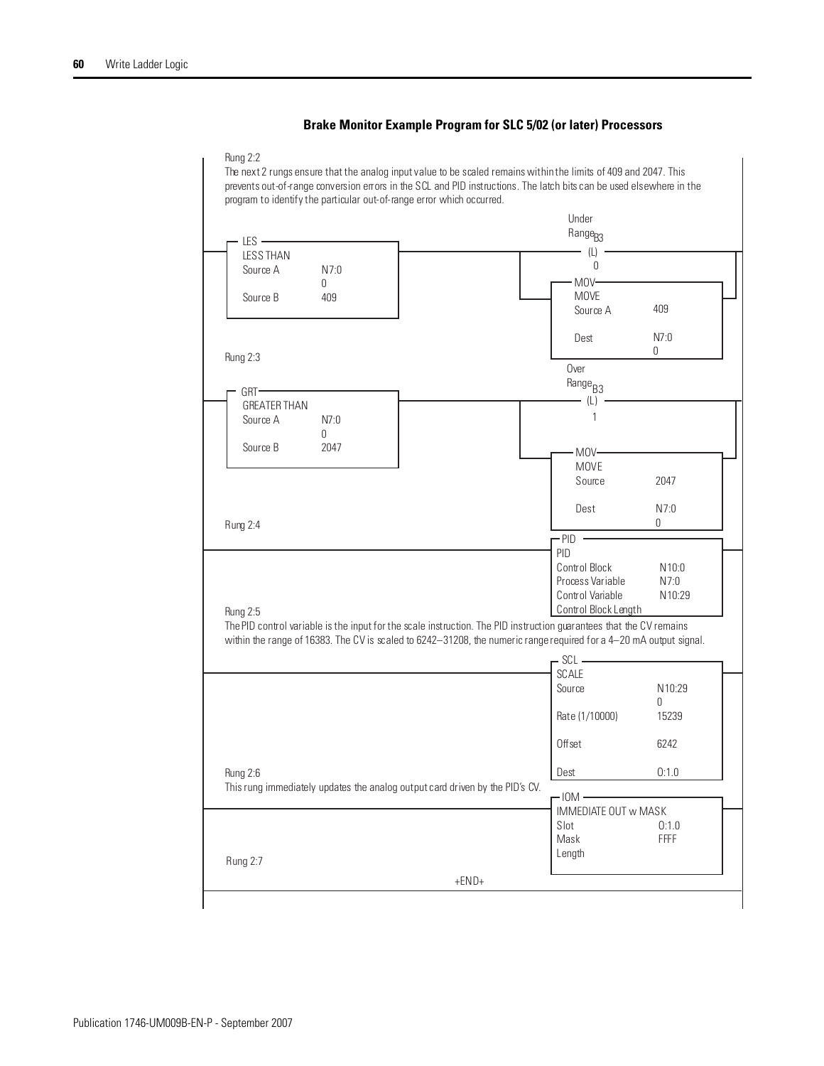## Brake Monitor Example Program for SLC 5/02 (or later) Processors

Rung 2:2

The next 2 rungs ensure that the analog input value to be scaled remains within the limits of 409 and 2047. This prevents out-of-range conversion errors in the SCL and PID instructions. The latch bits can be used elsewhere in the program to identify the particular out-of-range error which occurred.

```
LES                              Under Range B3
LESS THAN                        (L)
Source A      N7:0               0
              0                  MOV
Source B      409                MOVE
                                 Source A    409
                                 Dest        N7:0
                                             0
```

Rung 2:3

```
GRT                              Over Range B3
GREATER THAN                     (L)
Source A      N7:0               1
              0                  MOV
Source B      2047               MOVE
                                 Source      2047
                                 Dest        N7:0
                                             0
```

Rung 2:4

```
PID
PID
Control Block           N10:0
Process Variable        N7:0
Control Variable        N10:29
Control Block Length
```

Rung 2:5

The PID control variable is the input for the scale instruction. The PID instruction guarantees that the CV remains within the range of 16383. The CV is scaled to 6242–31208, the numeric range required for a 4–20 mA output signal.

```
SCL
SCALE
Source            N10:29
                  0
Rate (1/10000)    15239
Offset            6242
Dest              O:1.0
```

Rung 2:6

This rung immediately updates the analog output card driven by the PID's CV.

```
IOM
IMMEDIATE OUT w MASK
Slot        O:1.0
Mask        FFFF
Length
```

Rung 2:7

```
+END+
```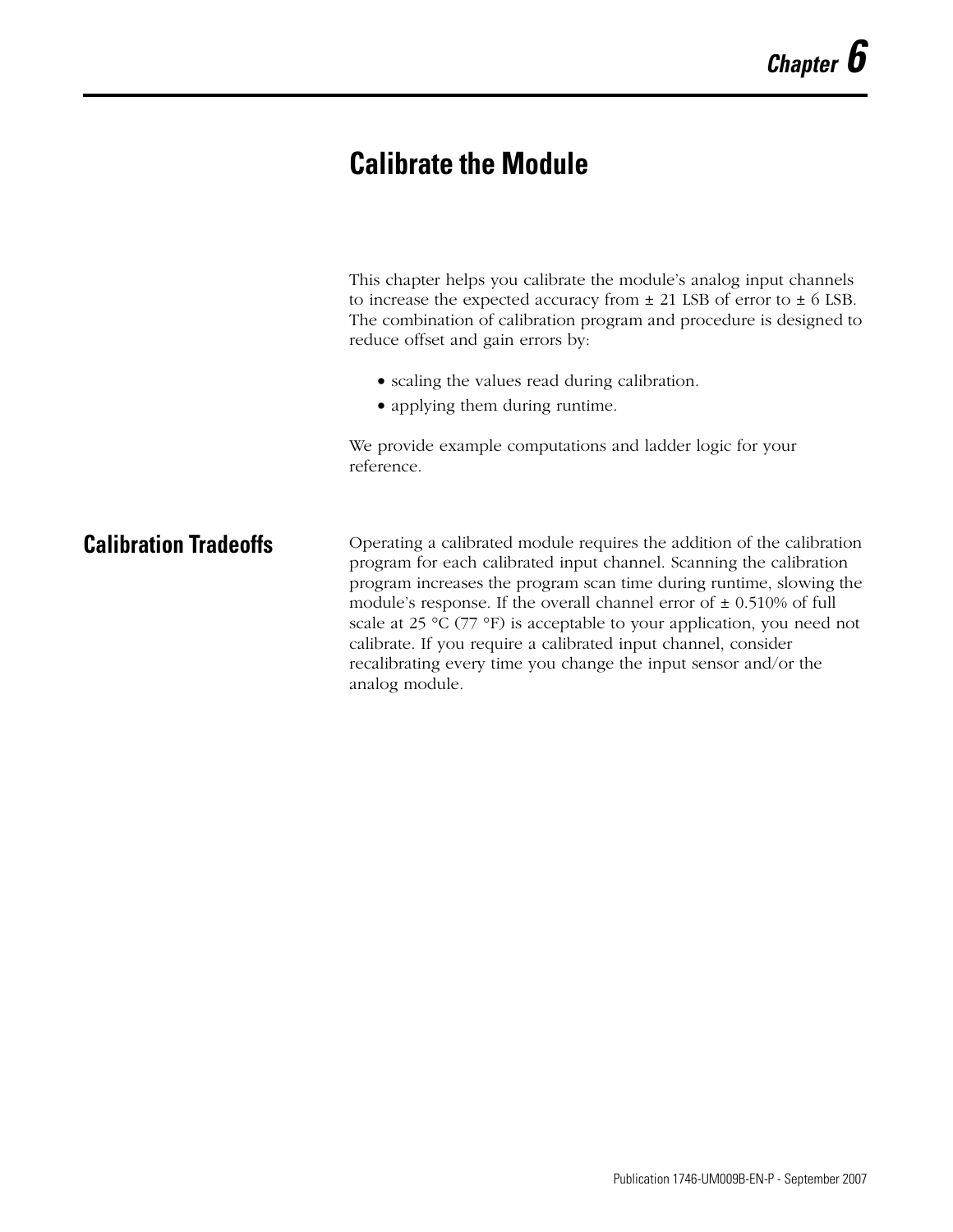# Chapter 6

# Calibrate the Module

This chapter helps you calibrate the module's analog input channels to increase the expected accuracy from ± 21 LSB of error to ± 6 LSB. The combination of calibration program and procedure is designed to reduce offset and gain errors by:

- scaling the values read during calibration.
- applying them during runtime.

We provide example computations and ladder logic for your reference.

## Calibration Tradeoffs

Operating a calibrated module requires the addition of the calibration program for each calibrated input channel. Scanning the calibration program increases the program scan time during runtime, slowing the module's response. If the overall channel error of ± 0.510% of full scale at 25 °C (77 °F) is acceptable to your application, you need not calibrate. If you require a calibrated input channel, consider recalibrating every time you change the input sensor and/or the analog module.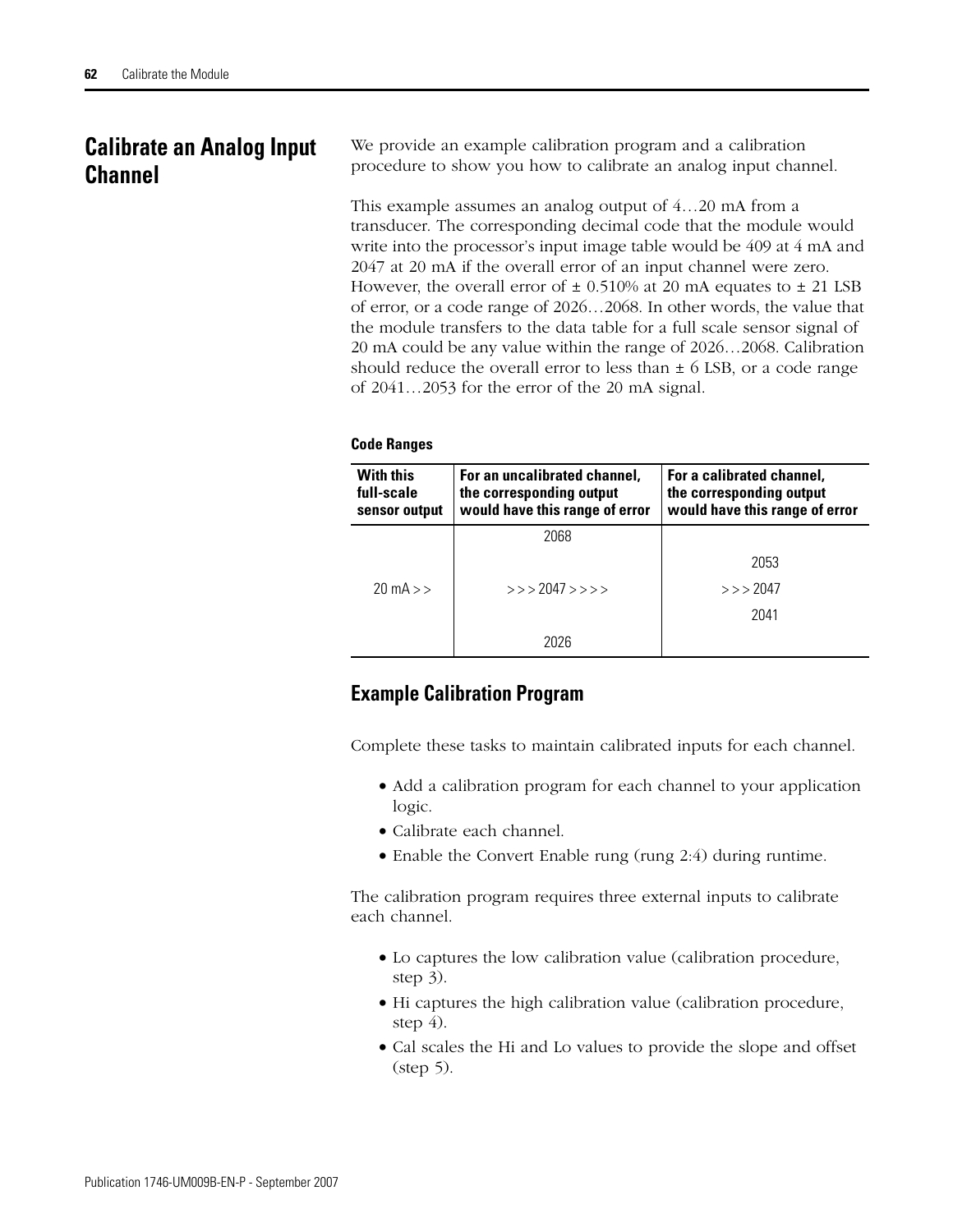## Calibrate an Analog Input Channel

We provide an example calibration program and a calibration procedure to show you how to calibrate an analog input channel.

This example assumes an analog output of 4…20 mA from a transducer. The corresponding decimal code that the module would write into the processor's input image table would be 409 at 4 mA and 2047 at 20 mA if the overall error of an input channel were zero. However, the overall error of ± 0.510% at 20 mA equates to ± 21 LSB of error, or a code range of 2026…2068. In other words, the value that the module transfers to the data table for a full scale sensor signal of 20 mA could be any value within the range of 2026…2068. Calibration should reduce the overall error to less than ± 6 LSB, or a code range of 2041…2053 for the error of the 20 mA signal.

**Code Ranges**

| With this full-scale sensor output | For an uncalibrated channel, the corresponding output would have this range of error | For a calibrated channel, the corresponding output would have this range of error |
|---|---|---|
| | 2068 | |
| | | 2053 |
| 20 mA > > | > > > 2047 > > > > | > > > 2047 |
| | | 2041 |
| | 2026 | |

### Example Calibration Program

Complete these tasks to maintain calibrated inputs for each channel.

- Add a calibration program for each channel to your application logic.
- Calibrate each channel.
- Enable the Convert Enable rung (rung 2:4) during runtime.

The calibration program requires three external inputs to calibrate each channel.

- Lo captures the low calibration value (calibration procedure, step 3).
- Hi captures the high calibration value (calibration procedure, step 4).
- Cal scales the Hi and Lo values to provide the slope and offset (step 5).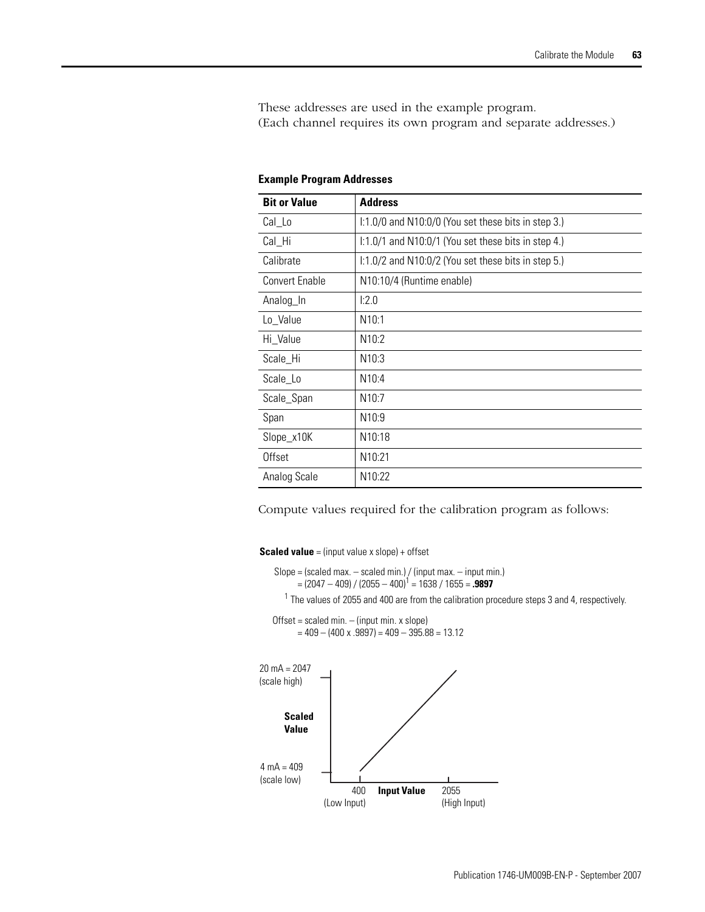These addresses are used in the example program.
(Each channel requires its own program and separate addresses.)

**Example Program Addresses**

| Bit or Value | Address |
|---|---|
| Cal_Lo | I:1.0/0 and N10:0/0 (You set these bits in step 3.) |
| Cal_Hi | I:1.0/1 and N10:0/1 (You set these bits in step 4.) |
| Calibrate | I:1.0/2 and N10:0/2 (You set these bits in step 5.) |
| Convert Enable | N10:10/4 (Runtime enable) |
| Analog_In | I:2.0 |
| Lo_Value | N10:1 |
| Hi_Value | N10:2 |
| Scale_Hi | N10:3 |
| Scale_Lo | N10:4 |
| Scale_Span | N10:7 |
| Span | N10:9 |
| Slope_x10K | N10:18 |
| Offset | N10:21 |
| Analog Scale | N10:22 |

Compute values required for the calibration program as follows:

**Scaled value** = (input value x slope) + offset

Slope = (scaled max. – scaled min.) / (input max. – input min.)
= (2047 – 409) / (2055 – 400)[1] = 1638 / 1655 = **.9897**

[1] The values of 2055 and 400 are from the calibration procedure steps 3 and 4, respectively.

Offset = scaled min. – (input min. x slope)
= 409 – (400 x .9897) = 409 – 395.88 = 13.12

20 mA = 2047 (scale high)

**Scaled Value**

4 mA = 409 (scale low)

400 (Low Input) **Input Value** 2055 (High Input)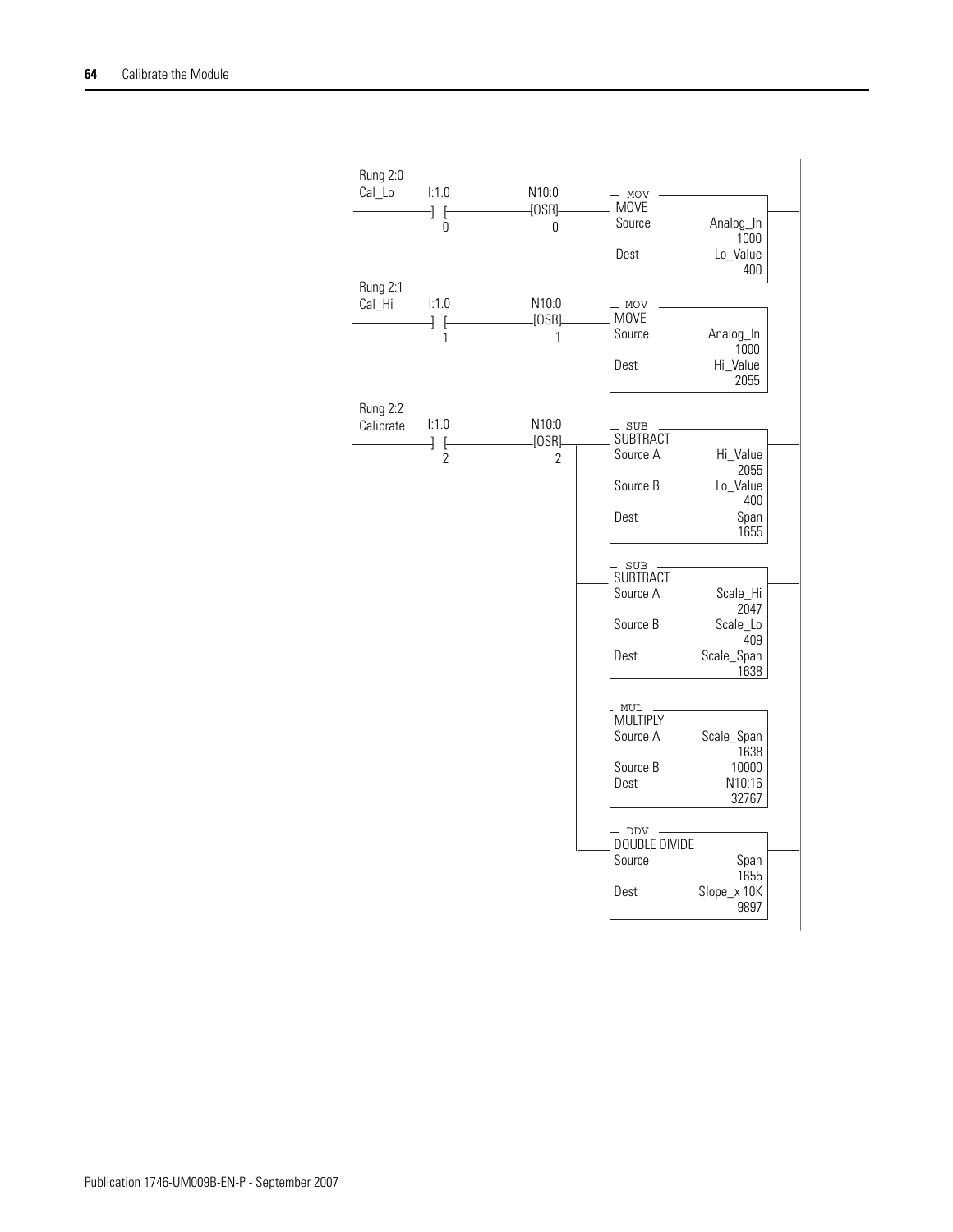```
Rung 2:0
Cal_Lo     I:1.0          N10:0        MOV
          ---] [----------[OSR]------- MOVE
              0              0          Source        Analog_In
                                                           1000
                                        Dest           Lo_Value
                                                            400

Rung 2:1
Cal_Hi     I:1.0          N10:0        MOV
          ---] [----------[OSR]------- MOVE
              1              1          Source        Analog_In
                                                           1000
                                        Dest           Hi_Value
                                                           2055

Rung 2:2
Calibrate  I:1.0          N10:0        SUB
          ---] [----------[OSR]---+--- SUBTRACT
              2              2    |     Source A       Hi_Value
                                  |                        2055
                                  |     Source B       Lo_Value
                                  |                         400
                                  |     Dest               Span
                                  |                        1655
                                  |
                                  |    SUB
                                  +--- SUBTRACT
                                  |     Source A       Scale_Hi
                                  |                        2047
                                  |     Source B       Scale_Lo
                                  |                         409
                                  |     Dest         Scale_Span
                                  |                        1638
                                  |
                                  |    MUL
                                  +--- MULTIPLY
                                  |     Source A     Scale_Span
                                  |                        1638
                                  |     Source B          10000
                                  |     Dest             N10:16
                                  |                       32767
                                  |
                                  |    DDV
                                  +--- DOUBLE DIVIDE
                                        Source             Span
                                                           1655
                                        Dest        Slope_x 10K
                                                           9897
```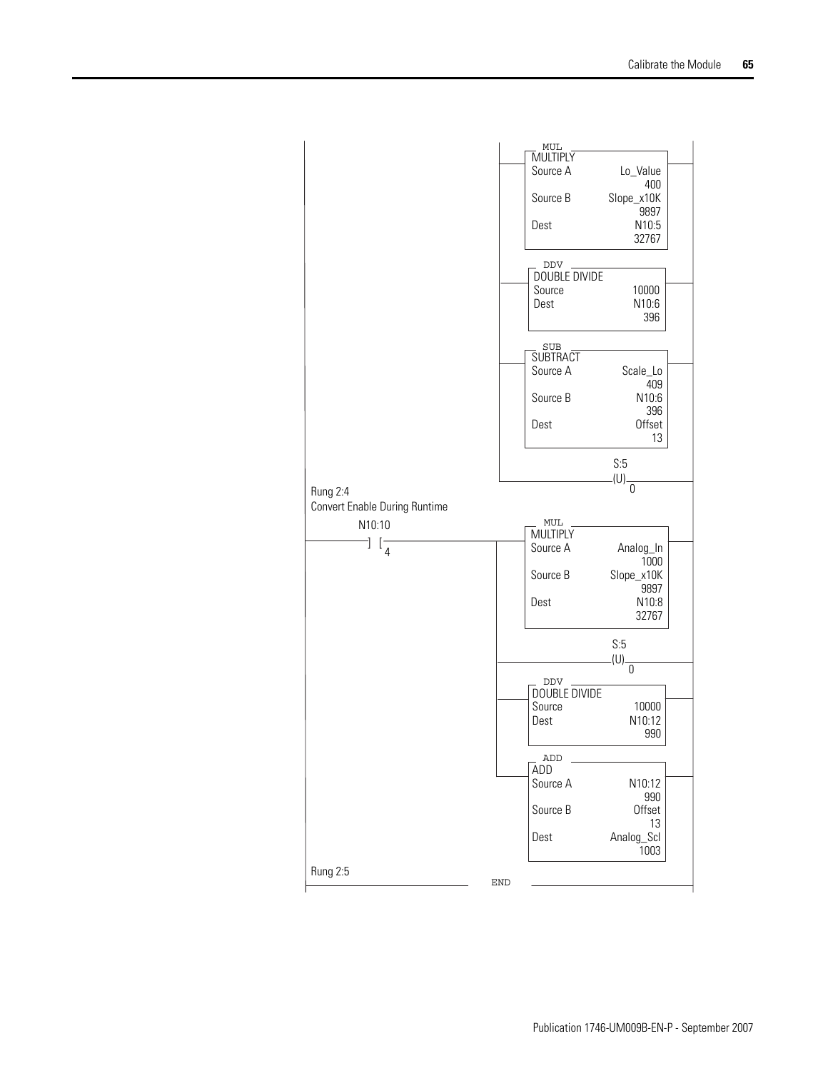```
                                         MUL
                                        MULTIPLY
                                        Source A          Lo_Value
                                                              400
                                        Source B        Slope_x10K
                                                             9897
                                        Dest                N10:5
                                                            32767

                                         DDV
                                        DOUBLE DIVIDE
                                        Source              10000
                                        Dest               N10:6
                                                              396

                                         SUB
                                        SUBTRACT
                                        Source A          Scale_Lo
                                                              409
                                        Source B            N10:6
                                                              396
                                        Dest               Offset
                                                               13

                                                      S:5
                                                     (U)
                                                        0
Rung 2:4
Convert Enable During Runtime
      N10:10
 -----] [-----                           MUL
         4                              MULTIPLY
                                        Source A         Analog_In
                                                             1000
                                        Source B        Slope_x10K
                                                             9897
                                        Dest                N10:8
                                                            32767

                                                      S:5
                                                     (U)
                                                        0

                                         DDV
                                        DOUBLE DIVIDE
                                        Source              10000
                                        Dest               N10:12
                                                              990

                                         ADD
                                        ADD
                                        Source A           N10:12
                                                              990
                                        Source B           Offset
                                                               13
                                        Dest           Analog_Scl
                                                             1003

Rung 2:5
 ----------------------------  END  ----------------------------
```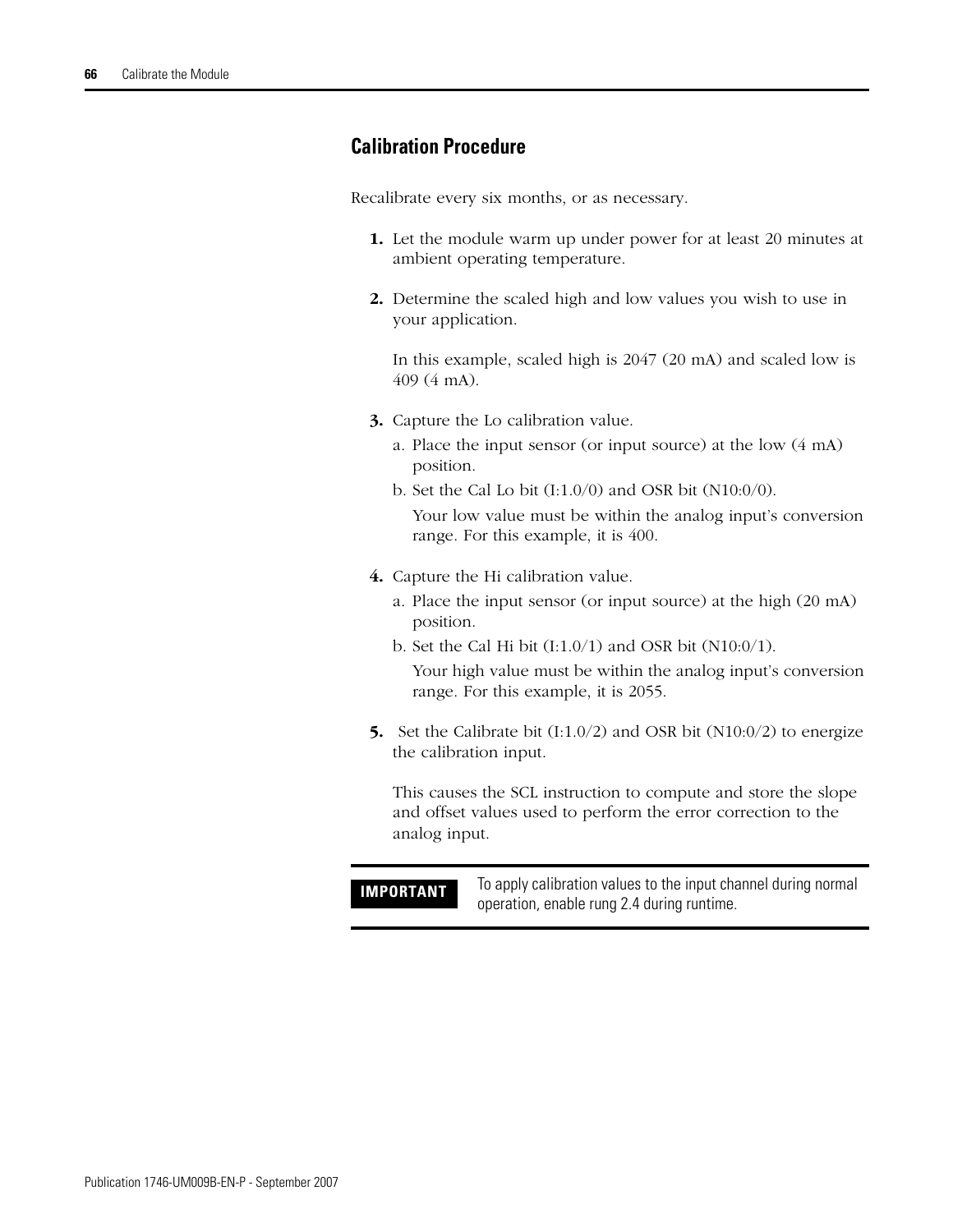## Calibration Procedure

Recalibrate every six months, or as necessary.

1. Let the module warm up under power for at least 20 minutes at ambient operating temperature.

2. Determine the scaled high and low values you wish to use in your application.

   In this example, scaled high is 2047 (20 mA) and scaled low is 409 (4 mA).

3. Capture the Lo calibration value.
   a. Place the input sensor (or input source) at the low (4 mA) position.
   b. Set the Cal Lo bit (I:1.0/0) and OSR bit (N10:0/0).

      Your low value must be within the analog input's conversion range. For this example, it is 400.

4. Capture the Hi calibration value.
   a. Place the input sensor (or input source) at the high (20 mA) position.
   b. Set the Cal Hi bit (I:1.0/1) and OSR bit (N10:0/1).

      Your high value must be within the analog input's conversion range. For this example, it is 2055.

5. Set the Calibrate bit (I:1.0/2) and OSR bit (N10:0/2) to energize the calibration input.

   This causes the SCL instruction to compute and store the slope and offset values used to perform the error correction to the analog input.

| IMPORTANT | To apply calibration values to the input channel during normal operation, enable rung 2.4 during runtime. |
|---|---|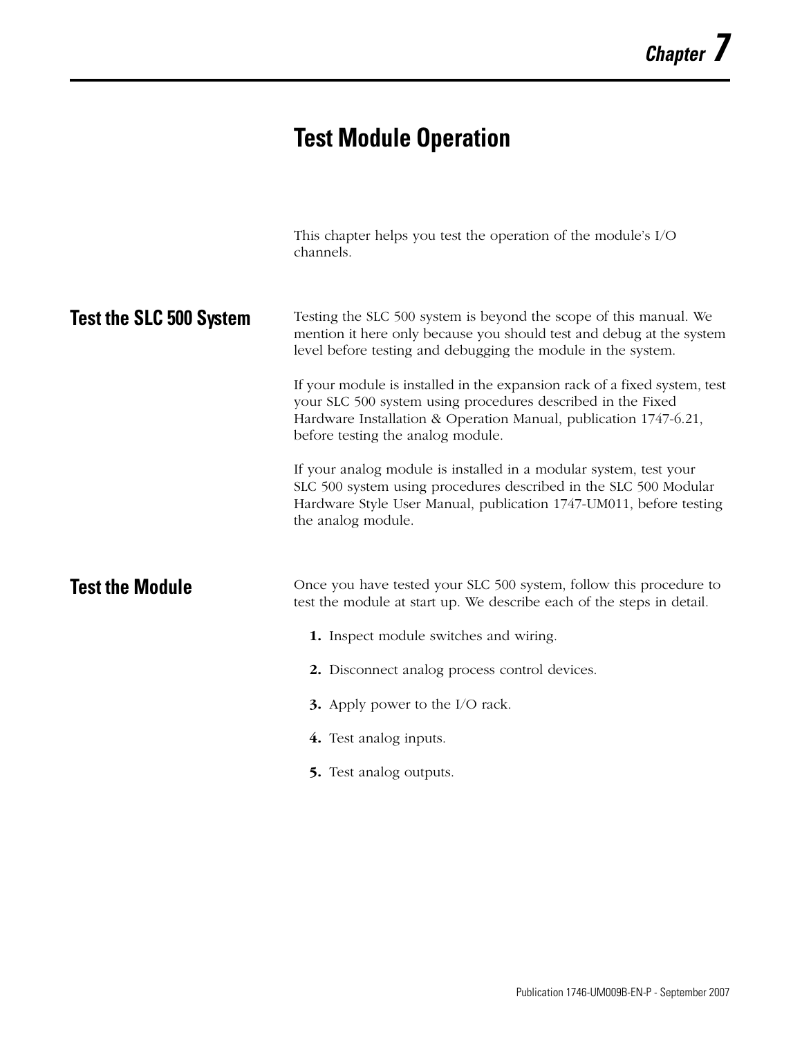# Chapter 7

# Test Module Operation

This chapter helps you test the operation of the module's I/O channels.

## Test the SLC 500 System

Testing the SLC 500 system is beyond the scope of this manual. We mention it here only because you should test and debug at the system level before testing and debugging the module in the system.

If your module is installed in the expansion rack of a fixed system, test your SLC 500 system using procedures described in the Fixed Hardware Installation & Operation Manual, publication 1747-6.21, before testing the analog module.

If your analog module is installed in a modular system, test your SLC 500 system using procedures described in the SLC 500 Modular Hardware Style User Manual, publication 1747-UM011, before testing the analog module.

## Test the Module

Once you have tested your SLC 500 system, follow this procedure to test the module at start up. We describe each of the steps in detail.

1. Inspect module switches and wiring.
2. Disconnect analog process control devices.
3. Apply power to the I/O rack.
4. Test analog inputs.
5. Test analog outputs.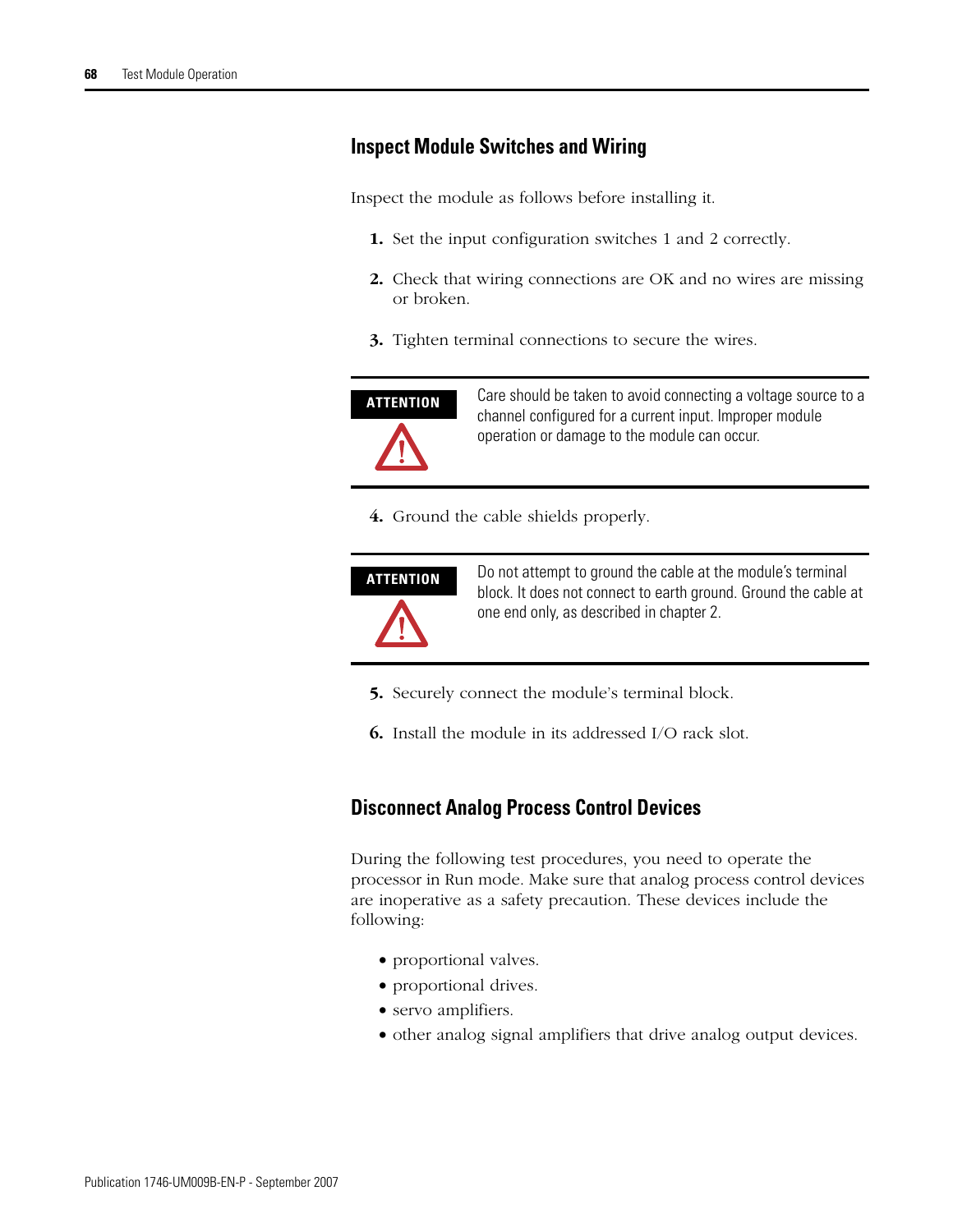## Inspect Module Switches and Wiring

Inspect the module as follows before installing it.

1. Set the input configuration switches 1 and 2 correctly.
2. Check that wiring connections are OK and no wires are missing or broken.
3. Tighten terminal connections to secure the wires.

| ATTENTION | Care should be taken to avoid connecting a voltage source to a channel configured for a current input. Improper module operation or damage to the module can occur. |
|---|---|

4. Ground the cable shields properly.

| ATTENTION | Do not attempt to ground the cable at the module's terminal block. It does not connect to earth ground. Ground the cable at one end only, as described in chapter 2. |
|---|---|

5. Securely connect the module's terminal block.
6. Install the module in its addressed I/O rack slot.

## Disconnect Analog Process Control Devices

During the following test procedures, you need to operate the processor in Run mode. Make sure that analog process control devices are inoperative as a safety precaution. These devices include the following:

- proportional valves.
- proportional drives.
- servo amplifiers.
- other analog signal amplifiers that drive analog output devices.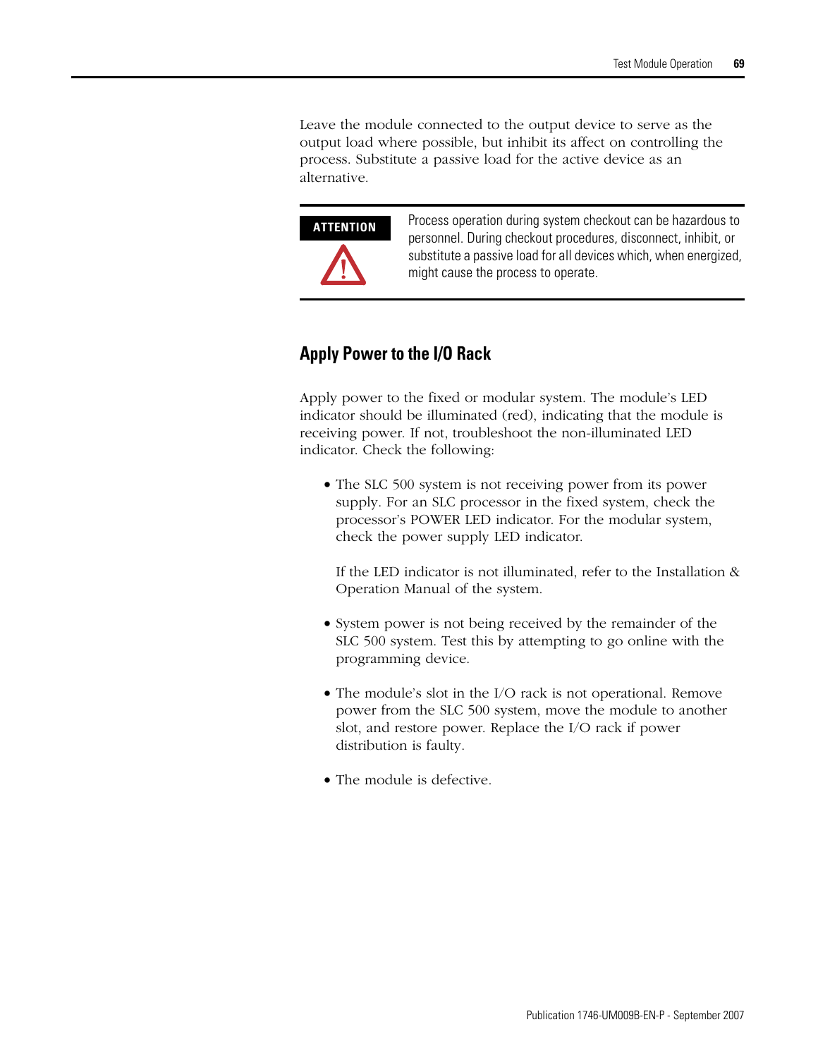Leave the module connected to the output device to serve as the output load where possible, but inhibit its affect on controlling the process. Substitute a passive load for the active device as an alternative.

**ATTENTION**

Process operation during system checkout can be hazardous to personnel. During checkout procedures, disconnect, inhibit, or substitute a passive load for all devices which, when energized, might cause the process to operate.

## Apply Power to the I/O Rack

Apply power to the fixed or modular system. The module's LED indicator should be illuminated (red), indicating that the module is receiving power. If not, troubleshoot the non-illuminated LED indicator. Check the following:

- The SLC 500 system is not receiving power from its power supply. For an SLC processor in the fixed system, check the processor's POWER LED indicator. For the modular system, check the power supply LED indicator.

  If the LED indicator is not illuminated, refer to the Installation & Operation Manual of the system.

- System power is not being received by the remainder of the SLC 500 system. Test this by attempting to go online with the programming device.

- The module's slot in the I/O rack is not operational. Remove power from the SLC 500 system, move the module to another slot, and restore power. Replace the I/O rack if power distribution is faulty.

- The module is defective.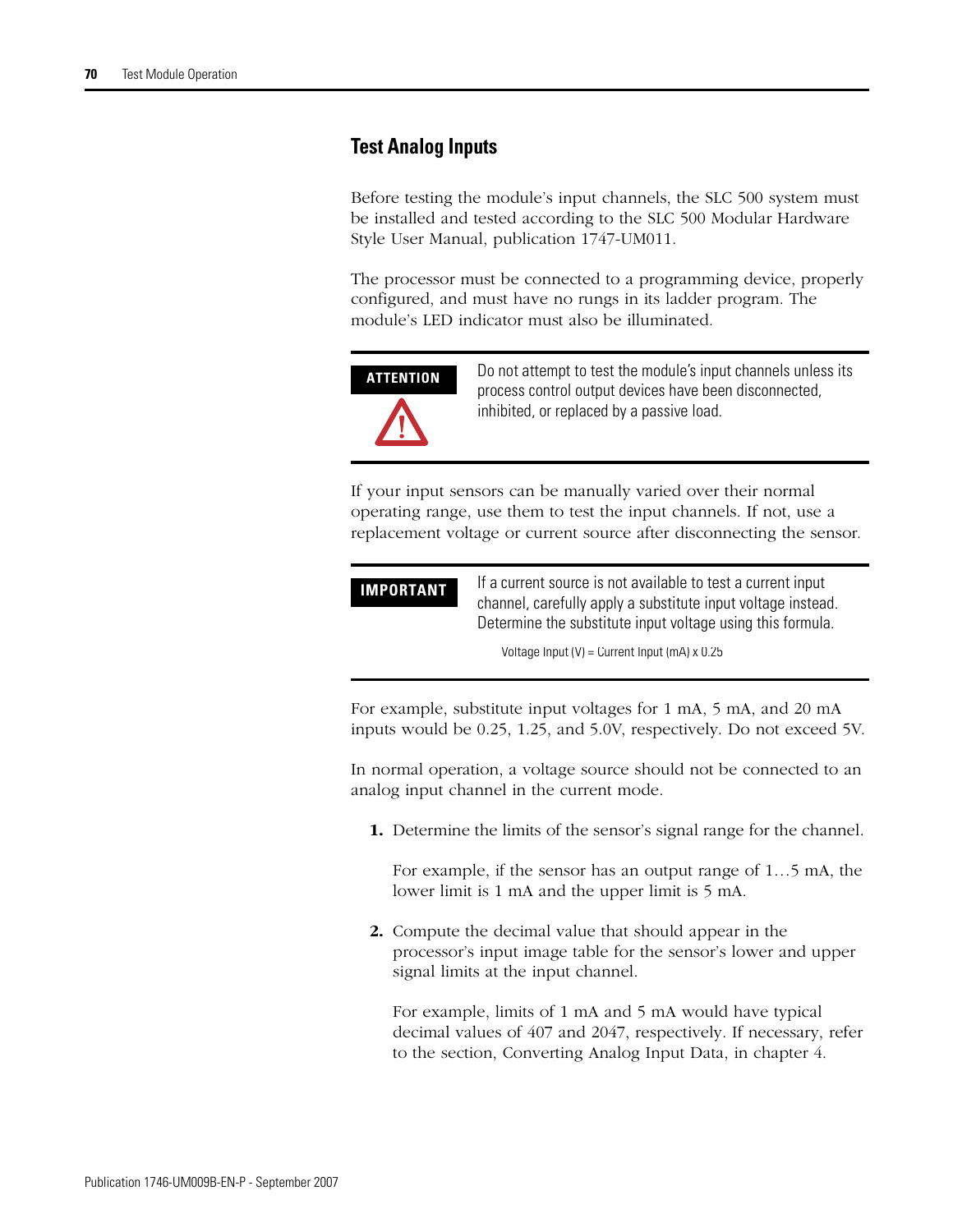## Test Analog Inputs

Before testing the module's input channels, the SLC 500 system must be installed and tested according to the SLC 500 Modular Hardware Style User Manual, publication 1747-UM011.

The processor must be connected to a programming device, properly configured, and must have no rungs in its ladder program. The module's LED indicator must also be illuminated.

| ATTENTION | Do not attempt to test the module's input channels unless its process control output devices have been disconnected, inhibited, or replaced by a passive load. |
|---|---|

If your input sensors can be manually varied over their normal operating range, use them to test the input channels. If not, use a replacement voltage or current source after disconnecting the sensor.

| IMPORTANT | If a current source is not available to test a current input channel, carefully apply a substitute input voltage instead. Determine the substitute input voltage using this formula.<br><br>Voltage Input (V) = Current Input (mA) x 0.25 |
|---|---|

For example, substitute input voltages for 1 mA, 5 mA, and 20 mA inputs would be 0.25, 1.25, and 5.0V, respectively. Do not exceed 5V.

In normal operation, a voltage source should not be connected to an analog input channel in the current mode.

1. Determine the limits of the sensor's signal range for the channel.

   For example, if the sensor has an output range of 1…5 mA, the lower limit is 1 mA and the upper limit is 5 mA.

2. Compute the decimal value that should appear in the processor's input image table for the sensor's lower and upper signal limits at the input channel.

   For example, limits of 1 mA and 5 mA would have typical decimal values of 407 and 2047, respectively. If necessary, refer to the section, Converting Analog Input Data, in chapter 4.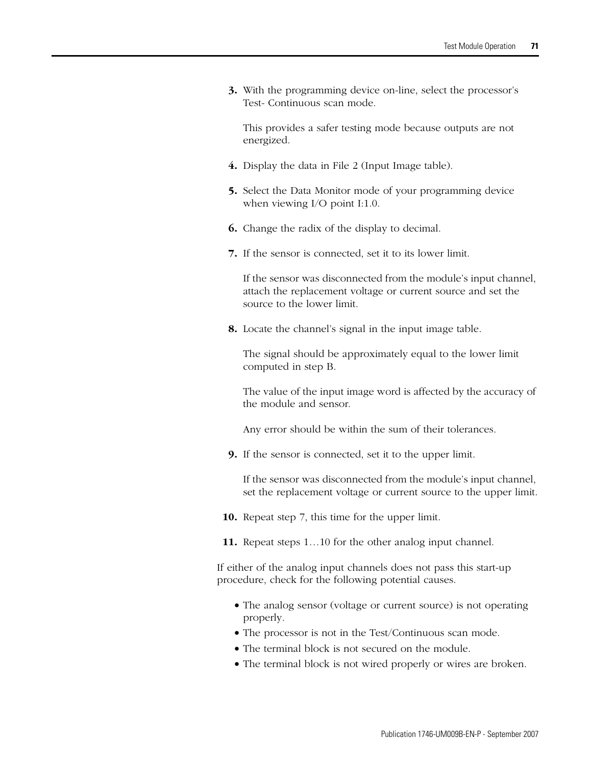3. With the programming device on-line, select the processor's Test- Continuous scan mode.

   This provides a safer testing mode because outputs are not energized.

4. Display the data in File 2 (Input Image table).

5. Select the Data Monitor mode of your programming device when viewing I/O point I:1.0.

6. Change the radix of the display to decimal.

7. If the sensor is connected, set it to its lower limit.

   If the sensor was disconnected from the module's input channel, attach the replacement voltage or current source and set the source to the lower limit.

8. Locate the channel's signal in the input image table.

   The signal should be approximately equal to the lower limit computed in step B.

   The value of the input image word is affected by the accuracy of the module and sensor.

   Any error should be within the sum of their tolerances.

9. If the sensor is connected, set it to the upper limit.

   If the sensor was disconnected from the module's input channel, set the replacement voltage or current source to the upper limit.

10. Repeat step 7, this time for the upper limit.

11. Repeat steps 1…10 for the other analog input channel.

If either of the analog input channels does not pass this start-up procedure, check for the following potential causes.

- The analog sensor (voltage or current source) is not operating properly.
- The processor is not in the Test/Continuous scan mode.
- The terminal block is not secured on the module.
- The terminal block is not wired properly or wires are broken.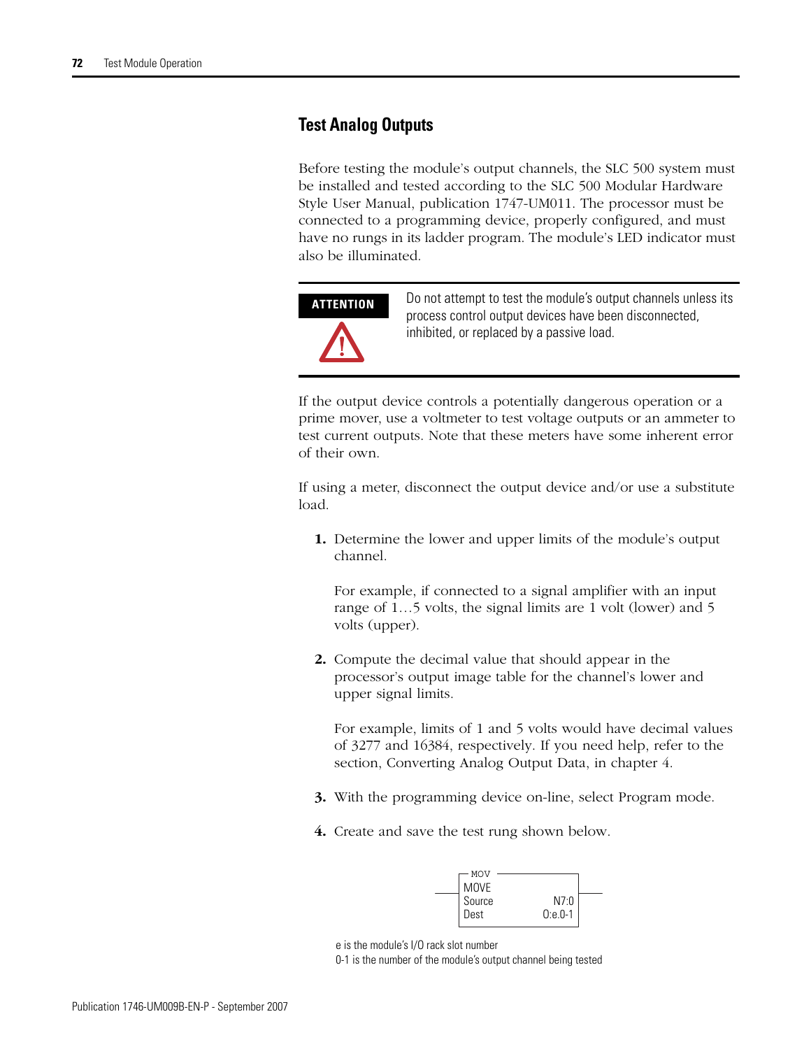## Test Analog Outputs

Before testing the module's output channels, the SLC 500 system must be installed and tested according to the SLC 500 Modular Hardware Style User Manual, publication 1747-UM011. The processor must be connected to a programming device, properly configured, and must have no rungs in its ladder program. The module's LED indicator must also be illuminated.

**ATTENTION**

Do not attempt to test the module's output channels unless its process control output devices have been disconnected, inhibited, or replaced by a passive load.

If the output device controls a potentially dangerous operation or a prime mover, use a voltmeter to test voltage outputs or an ammeter to test current outputs. Note that these meters have some inherent error of their own.

If using a meter, disconnect the output device and/or use a substitute load.

1. Determine the lower and upper limits of the module's output channel.

   For example, if connected to a signal amplifier with an input range of 1…5 volts, the signal limits are 1 volt (lower) and 5 volts (upper).

2. Compute the decimal value that should appear in the processor's output image table for the channel's lower and upper signal limits.

   For example, limits of 1 and 5 volts would have decimal values of 3277 and 16384, respectively. If you need help, refer to the section, Converting Analog Output Data, in chapter 4.

3. With the programming device on-line, select Program mode.

4. Create and save the test rung shown below.

```
        MOV
       MOVE
       Source        N7:0
       Dest       O:e.0-1
```

e is the module's I/O rack slot number

0-1 is the number of the module's output channel being tested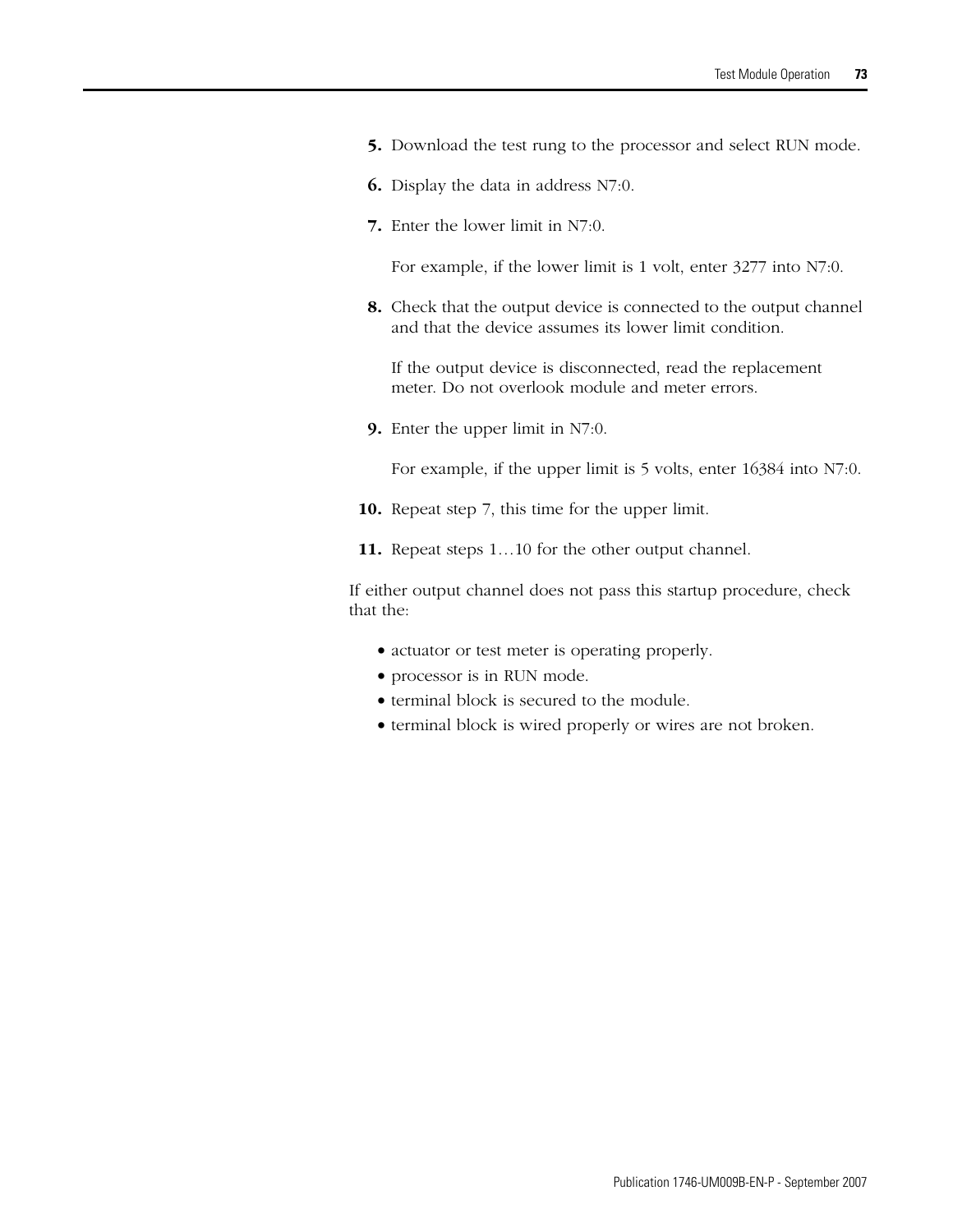5. Download the test rung to the processor and select RUN mode.
6. Display the data in address N7:0.
7. Enter the lower limit in N7:0.

   For example, if the lower limit is 1 volt, enter 3277 into N7:0.

8. Check that the output device is connected to the output channel and that the device assumes its lower limit condition.

   If the output device is disconnected, read the replacement meter. Do not overlook module and meter errors.

9. Enter the upper limit in N7:0.

   For example, if the upper limit is 5 volts, enter 16384 into N7:0.

10. Repeat step 7, this time for the upper limit.
11. Repeat steps 1…10 for the other output channel.

If either output channel does not pass this startup procedure, check that the:

- actuator or test meter is operating properly.
- processor is in RUN mode.
- terminal block is secured to the module.
- terminal block is wired properly or wires are not broken.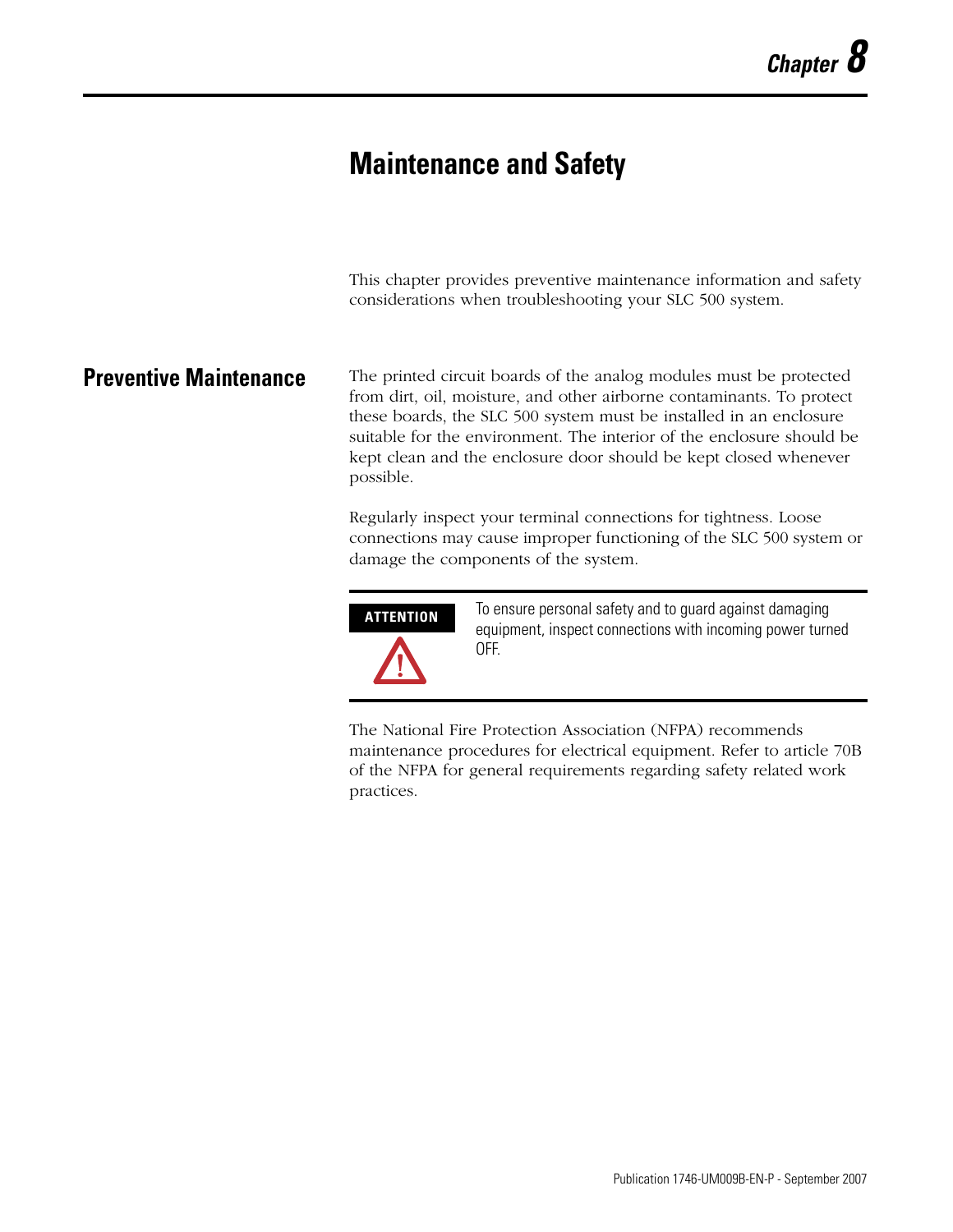# Chapter 8

# Maintenance and Safety

This chapter provides preventive maintenance information and safety considerations when troubleshooting your SLC 500 system.

## Preventive Maintenance

The printed circuit boards of the analog modules must be protected from dirt, oil, moisture, and other airborne contaminants. To protect these boards, the SLC 500 system must be installed in an enclosure suitable for the environment. The interior of the enclosure should be kept clean and the enclosure door should be kept closed whenever possible.

Regularly inspect your terminal connections for tightness. Loose connections may cause improper functioning of the SLC 500 system or damage the components of the system.

> **ATTENTION**
>
> To ensure personal safety and to guard against damaging equipment, inspect connections with incoming power turned OFF.

The National Fire Protection Association (NFPA) recommends maintenance procedures for electrical equipment. Refer to article 70B of the NFPA for general requirements regarding safety related work practices.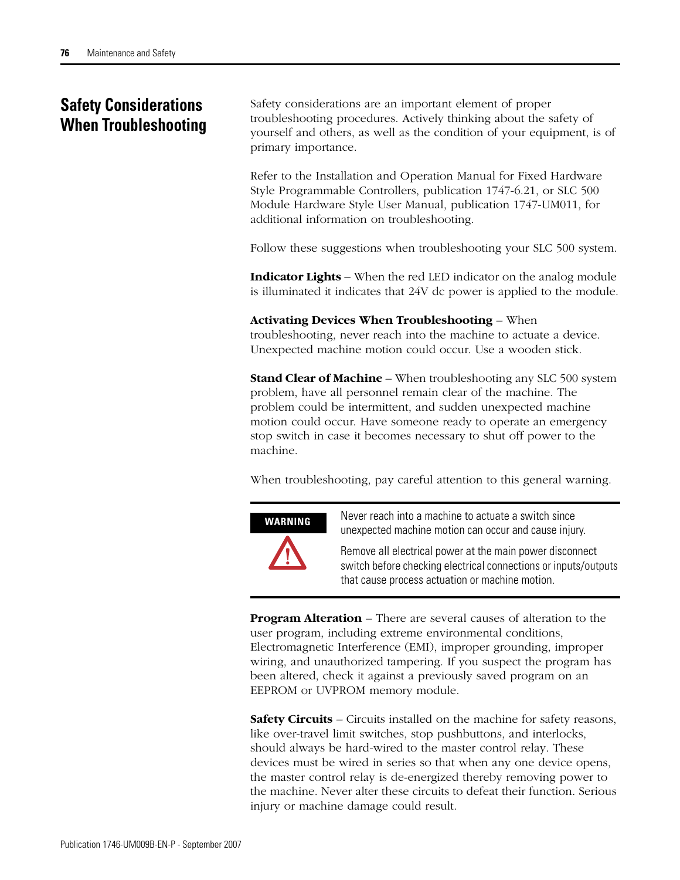## Safety Considerations When Troubleshooting

Safety considerations are an important element of proper troubleshooting procedures. Actively thinking about the safety of yourself and others, as well as the condition of your equipment, is of primary importance.

Refer to the Installation and Operation Manual for Fixed Hardware Style Programmable Controllers, publication 1747-6.21, or SLC 500 Module Hardware Style User Manual, publication 1747-UM011, for additional information on troubleshooting.

Follow these suggestions when troubleshooting your SLC 500 system.

**Indicator Lights** – When the red LED indicator on the analog module is illuminated it indicates that 24V dc power is applied to the module.

**Activating Devices When Troubleshooting** – When troubleshooting, never reach into the machine to actuate a device. Unexpected machine motion could occur. Use a wooden stick.

**Stand Clear of Machine** – When troubleshooting any SLC 500 system problem, have all personnel remain clear of the machine. The problem could be intermittent, and sudden unexpected machine motion could occur. Have someone ready to operate an emergency stop switch in case it becomes necessary to shut off power to the machine.

When troubleshooting, pay careful attention to this general warning.

**WARNING**

Never reach into a machine to actuate a switch since unexpected machine motion can occur and cause injury.

Remove all electrical power at the main power disconnect switch before checking electrical connections or inputs/outputs that cause process actuation or machine motion.

**Program Alteration** – There are several causes of alteration to the user program, including extreme environmental conditions, Electromagnetic Interference (EMI), improper grounding, improper wiring, and unauthorized tampering. If you suspect the program has been altered, check it against a previously saved program on an EEPROM or UVPROM memory module.

**Safety Circuits** – Circuits installed on the machine for safety reasons, like over-travel limit switches, stop pushbuttons, and interlocks, should always be hard-wired to the master control relay. These devices must be wired in series so that when any one device opens, the master control relay is de-energized thereby removing power to the machine. Never alter these circuits to defeat their function. Serious injury or machine damage could result.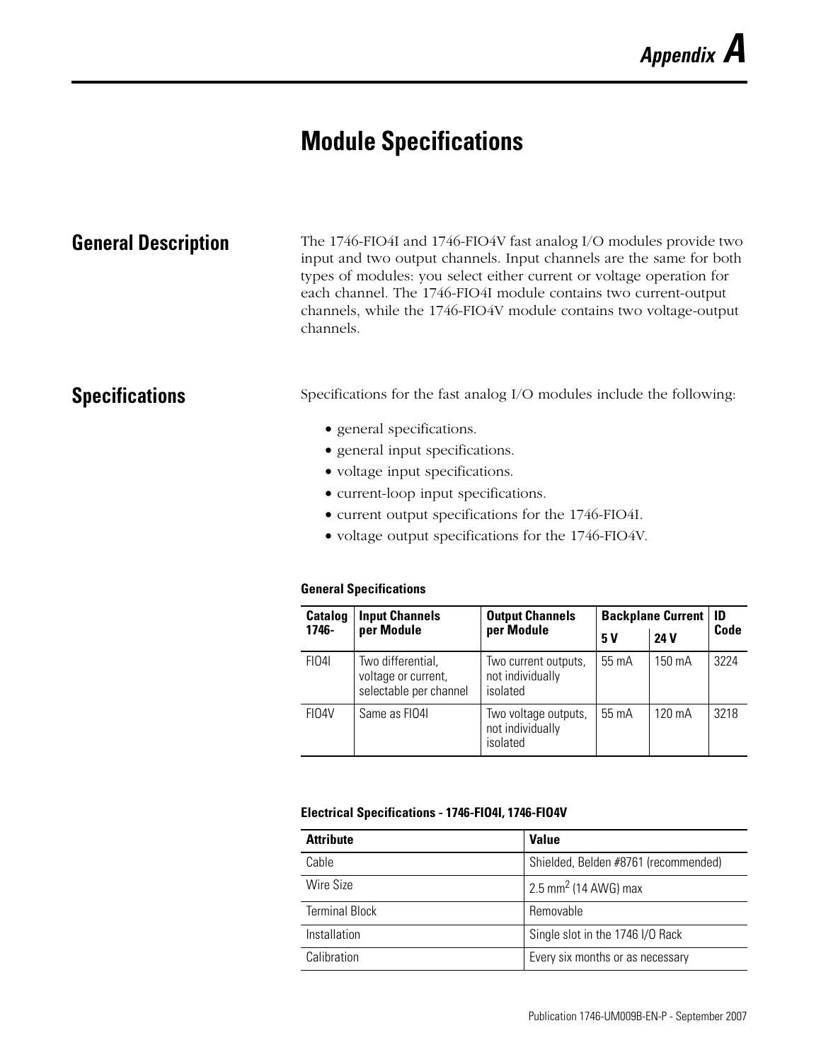# Appendix A

# Module Specifications

## General Description

The 1746-FIO4I and 1746-FIO4V fast analog I/O modules provide two input and two output channels. Input channels are the same for both types of modules: you select either current or voltage operation for each channel. The 1746-FIO4I module contains two current-output channels, while the 1746-FIO4V module contains two voltage-output channels.

## Specifications

Specifications for the fast analog I/O modules include the following:

- general specifications.
- general input specifications.
- voltage input specifications.
- current-loop input specifications.
- current output specifications for the 1746-FIO4I.
- voltage output specifications for the 1746-FIO4V.

**General Specifications**

| Catalog 1746- | Input Channels per Module | Output Channels per Module | Backplane Current | | ID Code |
|---|---|---|---|---|---|
| | | | 5 V | 24 V | |
| FIO4I | Two differential, voltage or current, selectable per channel | Two current outputs, not individually isolated | 55 mA | 150 mA | 3224 |
| FIO4V | Same as FIO4I | Two voltage outputs, not individually isolated | 55 mA | 120 mA | 3218 |

**Electrical Specifications - 1746-FIO4I, 1746-FIO4V**

| Attribute | Value |
|---|---|
| Cable | Shielded, Belden #8761 (recommended) |
| Wire Size | 2.5 $mm^2$ (14 AWG) max |
| Terminal Block | Removable |
| Installation | Single slot in the 1746 I/O Rack |
| Calibration | Every six months or as necessary |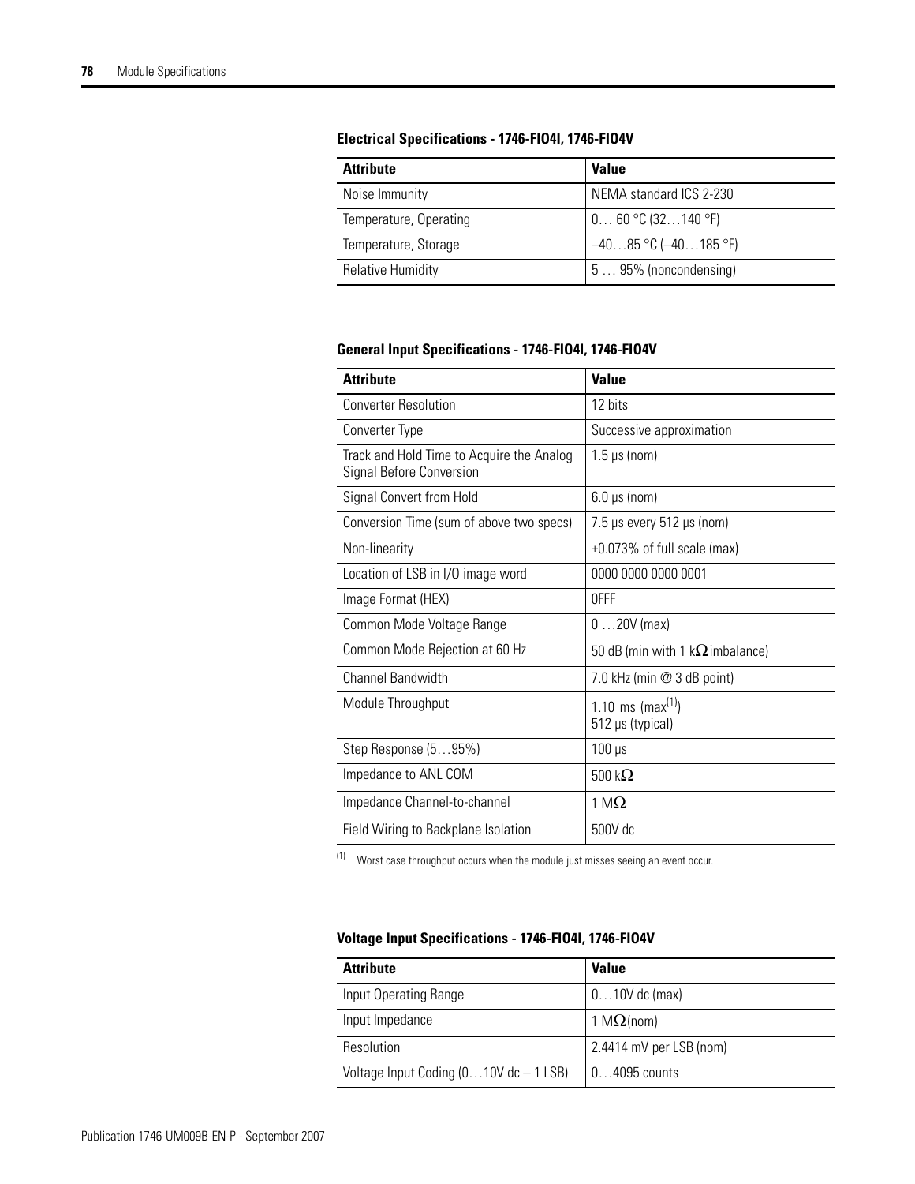**Electrical Specifications - 1746-FIO4I, 1746-FIO4V**

| Attribute | Value |
| --- | --- |
| Noise Immunity | NEMA standard ICS 2-230 |
| Temperature, Operating | 0… 60 °C (32…140 °F) |
| Temperature, Storage | –40…85 °C (–40…185 °F) |
| Relative Humidity | 5 … 95% (noncondensing) |

**General Input Specifications - 1746-FIO4I, 1746-FIO4V**

| Attribute | Value |
| --- | --- |
| Converter Resolution | 12 bits |
| Converter Type | Successive approximation |
| Track and Hold Time to Acquire the Analog Signal Before Conversion | 1.5 µs (nom) |
| Signal Convert from Hold | 6.0 µs (nom) |
| Conversion Time (sum of above two specs) | 7.5 µs every 512 µs (nom) |
| Non-linearity | ±0.073% of full scale (max) |
| Location of LSB in I/O image word | 0000 0000 0000 0001 |
| Image Format (HEX) | 0FFF |
| Common Mode Voltage Range | 0 …20V (max) |
| Common Mode Rejection at 60 Hz | 50 dB (min with 1 kΩ imbalance) |
| Channel Bandwidth | 7.0 kHz (min @ 3 dB point) |
| Module Throughput | 1.10 ms (max[1])<br>512 µs (typical) |
| Step Response (5…95%) | 100 µs |
| Impedance to ANL COM | 500 kΩ |
| Impedance Channel-to-channel | 1 MΩ |
| Field Wiring to Backplane Isolation | 500V dc |

(1) Worst case throughput occurs when the module just misses seeing an event occur.

**Voltage Input Specifications - 1746-FIO4I, 1746-FIO4V**

| Attribute | Value |
| --- | --- |
| Input Operating Range | 0…10V dc (max) |
| Input Impedance | 1 MΩ (nom) |
| Resolution | 2.4414 mV per LSB (nom) |
| Voltage Input Coding (0…10V dc – 1 LSB) | 0…4095 counts |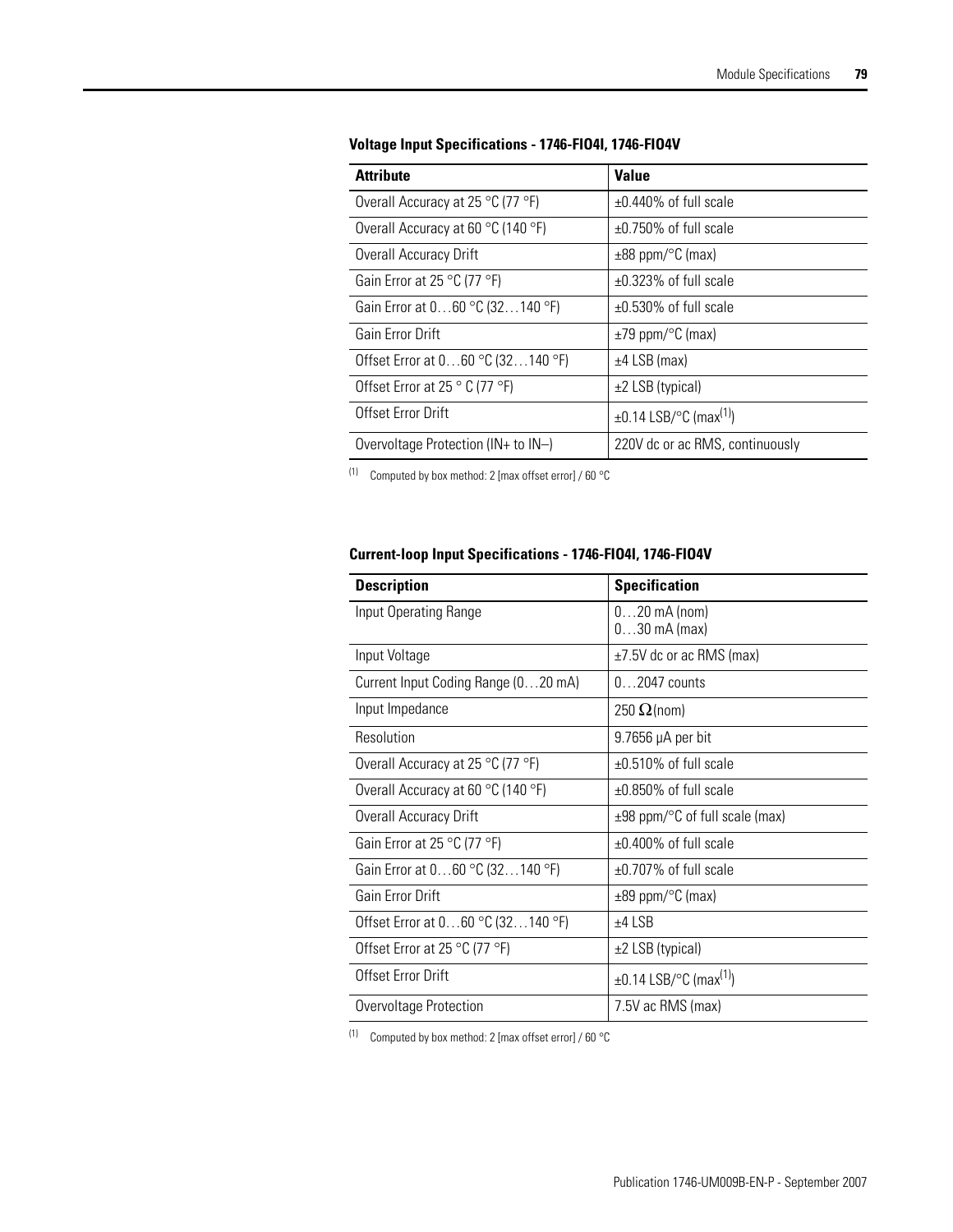**Voltage Input Specifications - 1746-FIO4I, 1746-FIO4V**

| Attribute | Value |
|---|---|
| Overall Accuracy at 25 °C (77 °F) | ±0.440% of full scale |
| Overall Accuracy at 60 °C (140 °F) | ±0.750% of full scale |
| Overall Accuracy Drift | ±88 ppm/°C (max) |
| Gain Error at 25 °C (77 °F) | ±0.323% of full scale |
| Gain Error at 0…60 °C (32…140 °F) | ±0.530% of full scale |
| Gain Error Drift | ±79 ppm/°C (max) |
| Offset Error at 0…60 °C (32…140 °F) | ±4 LSB (max) |
| Offset Error at 25 ° C (77 °F) | ±2 LSB (typical) |
| Offset Error Drift | ±0.14 LSB/°C (max[1]) |
| Overvoltage Protection (IN+ to IN–) | 220V dc or ac RMS, continuously |

[1] Computed by box method: 2 [max offset error] / 60 °C

**Current-loop Input Specifications - 1746-FIO4I, 1746-FIO4V**

| Description | Specification |
|---|---|
| Input Operating Range | 0…20 mA (nom)<br>0…30 mA (max) |
| Input Voltage | ±7.5V dc or ac RMS (max) |
| Current Input Coding Range (0…20 mA) | 0…2047 counts |
| Input Impedance | 250 Ω (nom) |
| Resolution | 9.7656 μA per bit |
| Overall Accuracy at 25 °C (77 °F) | ±0.510% of full scale |
| Overall Accuracy at 60 °C (140 °F) | ±0.850% of full scale |
| Overall Accuracy Drift | ±98 ppm/°C of full scale (max) |
| Gain Error at 25 °C (77 °F) | ±0.400% of full scale |
| Gain Error at 0…60 °C (32…140 °F) | ±0.707% of full scale |
| Gain Error Drift | ±89 ppm/°C (max) |
| Offset Error at 0…60 °C (32…140 °F) | ±4 LSB |
| Offset Error at 25 °C (77 °F) | ±2 LSB (typical) |
| Offset Error Drift | ±0.14 LSB/°C (max[1]) |
| Overvoltage Protection | 7.5V ac RMS (max) |

[1] Computed by box method: 2 [max offset error] / 60 °C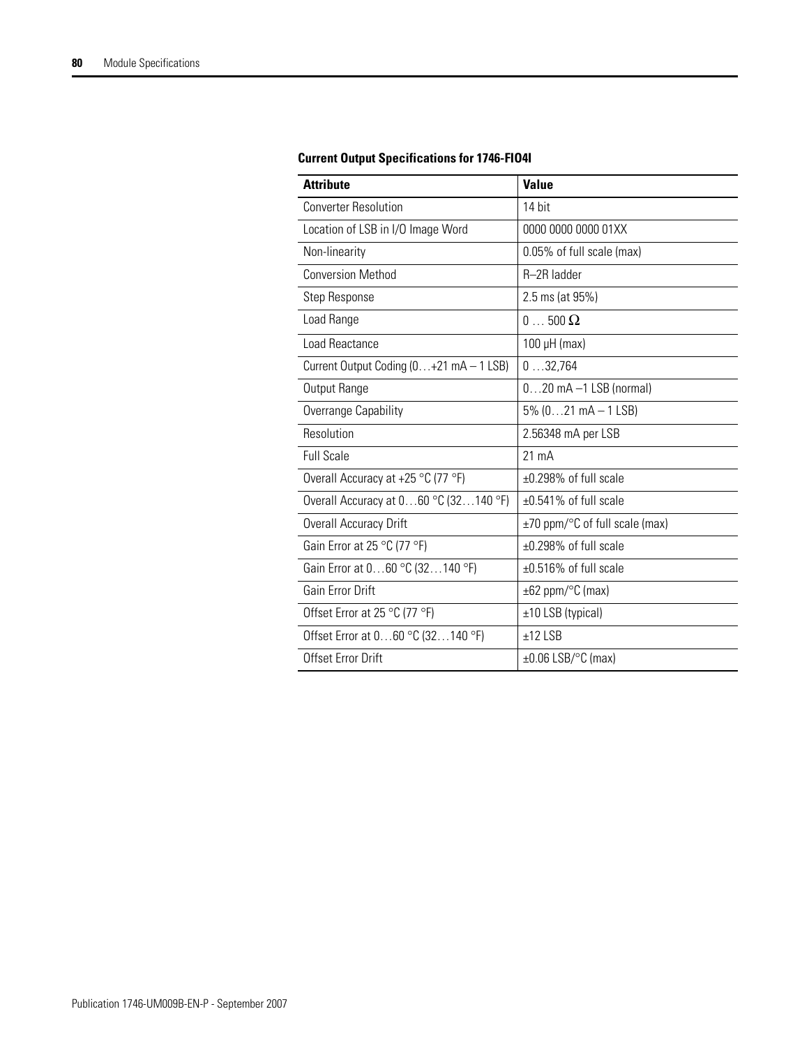**Current Output Specifications for 1746-FIO4I**

| Attribute | Value |
|---|---|
| Converter Resolution | 14 bit |
| Location of LSB in I/O Image Word | 0000 0000 0000 01XX |
| Non-linearity | 0.05% of full scale (max) |
| Conversion Method | R–2R ladder |
| Step Response | 2.5 ms (at 95%) |
| Load Range | 0 … 500 Ω |
| Load Reactance | 100 µH (max) |
| Current Output Coding (0…+21 mA – 1 LSB) | 0 …32,764 |
| Output Range | 0…20 mA –1 LSB (normal) |
| Overrange Capability | 5% (0…21 mA – 1 LSB) |
| Resolution | 2.56348 mA per LSB |
| Full Scale | 21 mA |
| Overall Accuracy at +25 °C (77 °F) | ±0.298% of full scale |
| Overall Accuracy at 0…60 °C (32…140 °F) | ±0.541% of full scale |
| Overall Accuracy Drift | ±70 ppm/°C of full scale (max) |
| Gain Error at 25 °C (77 °F) | ±0.298% of full scale |
| Gain Error at 0…60 °C (32…140 °F) | ±0.516% of full scale |
| Gain Error Drift | ±62 ppm/°C (max) |
| Offset Error at 25 °C (77 °F) | ±10 LSB (typical) |
| Offset Error at 0…60 °C (32…140 °F) | ±12 LSB |
| Offset Error Drift | ±0.06 LSB/°C (max) |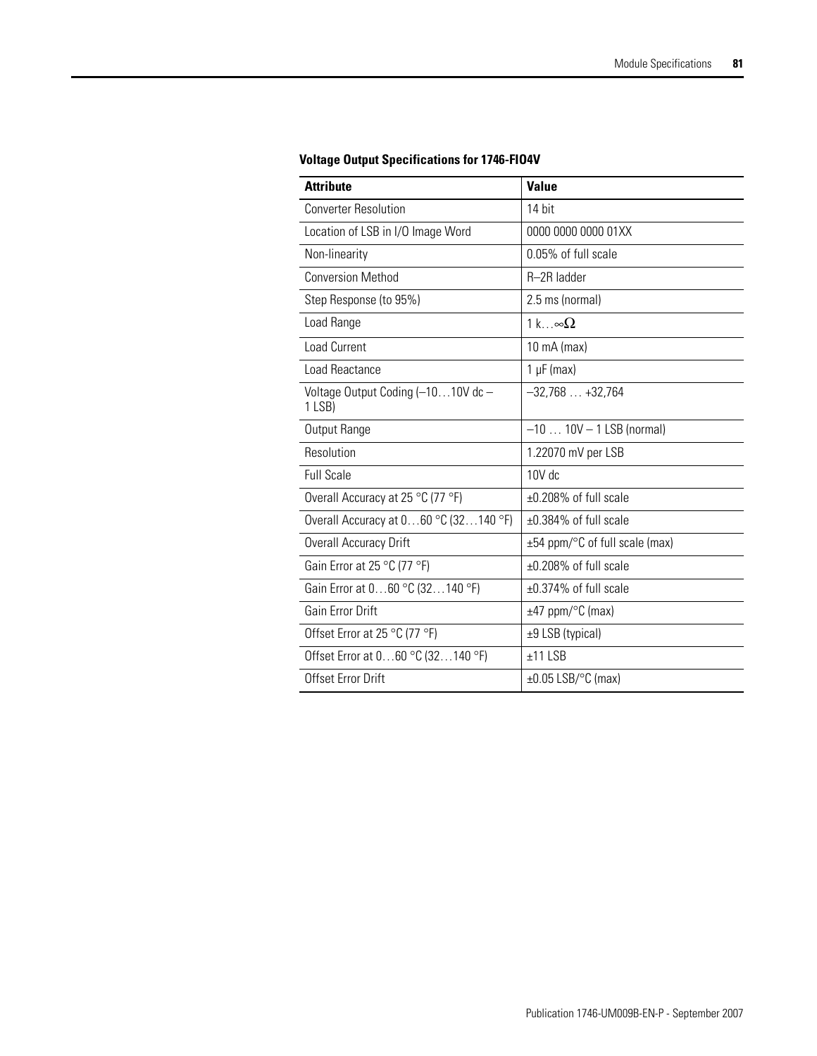**Voltage Output Specifications for 1746-FIO4V**

| Attribute | Value |
|---|---|
| Converter Resolution | 14 bit |
| Location of LSB in I/O Image Word | 0000 0000 0000 01XX |
| Non-linearity | 0.05% of full scale |
| Conversion Method | R–2R ladder |
| Step Response (to 95%) | 2.5 ms (normal) |
| Load Range | 1 k…∞Ω |
| Load Current | 10 mA (max) |
| Load Reactance | 1 µF (max) |
| Voltage Output Coding (–10…10V dc – 1 LSB) | –32,768 … +32,764 |
| Output Range | –10 … 10V – 1 LSB (normal) |
| Resolution | 1.22070 mV per LSB |
| Full Scale | 10V dc |
| Overall Accuracy at 25 °C (77 °F) | ±0.208% of full scale |
| Overall Accuracy at 0…60 °C (32…140 °F) | ±0.384% of full scale |
| Overall Accuracy Drift | ±54 ppm/°C of full scale (max) |
| Gain Error at 25 °C (77 °F) | ±0.208% of full scale |
| Gain Error at 0…60 °C (32…140 °F) | ±0.374% of full scale |
| Gain Error Drift | ±47 ppm/°C (max) |
| Offset Error at 25 °C (77 °F) | ±9 LSB (typical) |
| Offset Error at 0…60 °C (32…140 °F) | ±11 LSB |
| Offset Error Drift | ±0.05 LSB/°C (max) |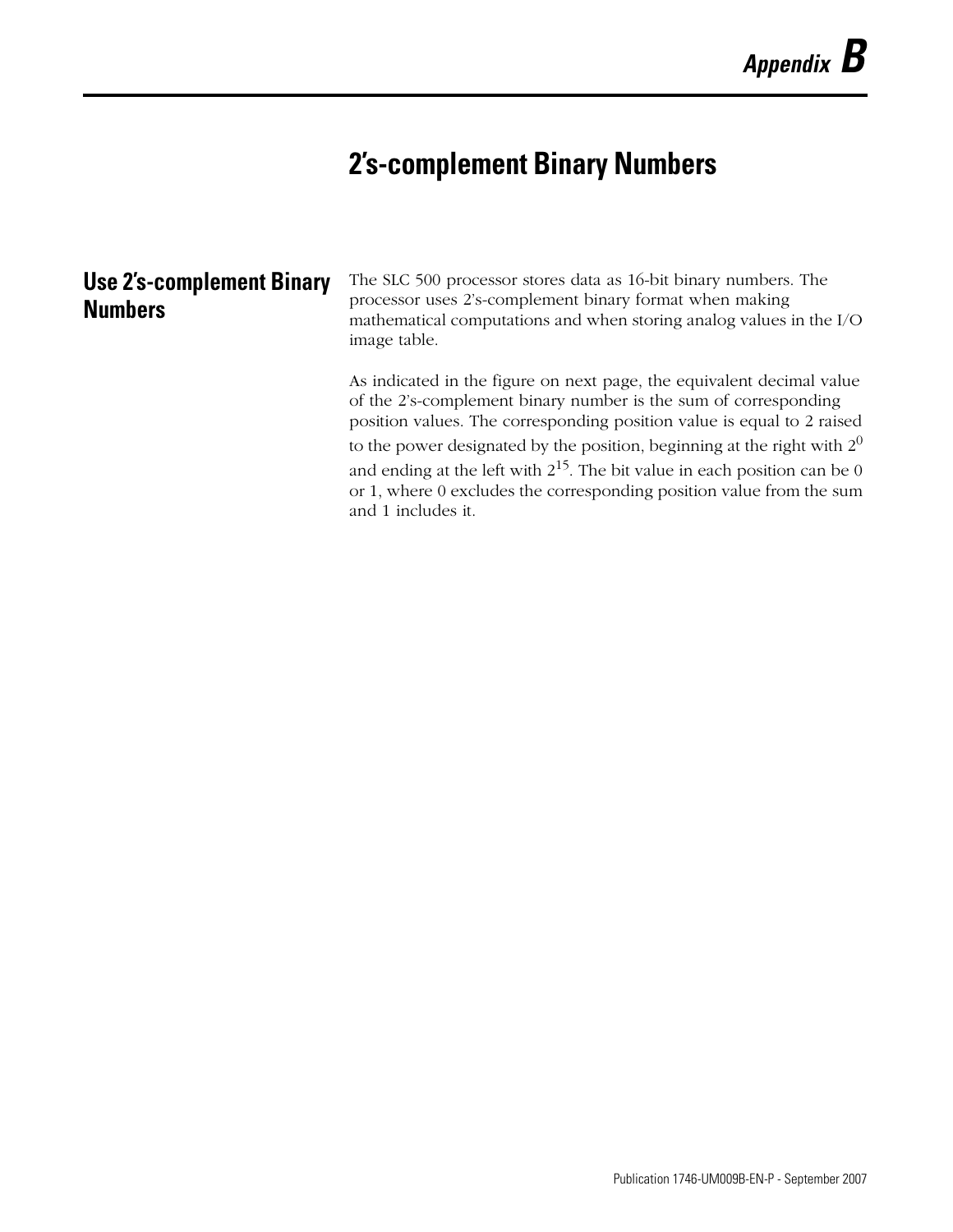# Appendix B

# 2's-complement Binary Numbers

## Use 2's-complement Binary Numbers

The SLC 500 processor stores data as 16-bit binary numbers. The processor uses 2's-complement binary format when making mathematical computations and when storing analog values in the I/O image table.

As indicated in the figure on next page, the equivalent decimal value of the 2's-complement binary number is the sum of corresponding position values. The corresponding position value is equal to 2 raised to the power designated by the position, beginning at the right with $2^0$ and ending at the left with $2^{15}$. The bit value in each position can be 0 or 1, where 0 excludes the corresponding position value from the sum and 1 includes it.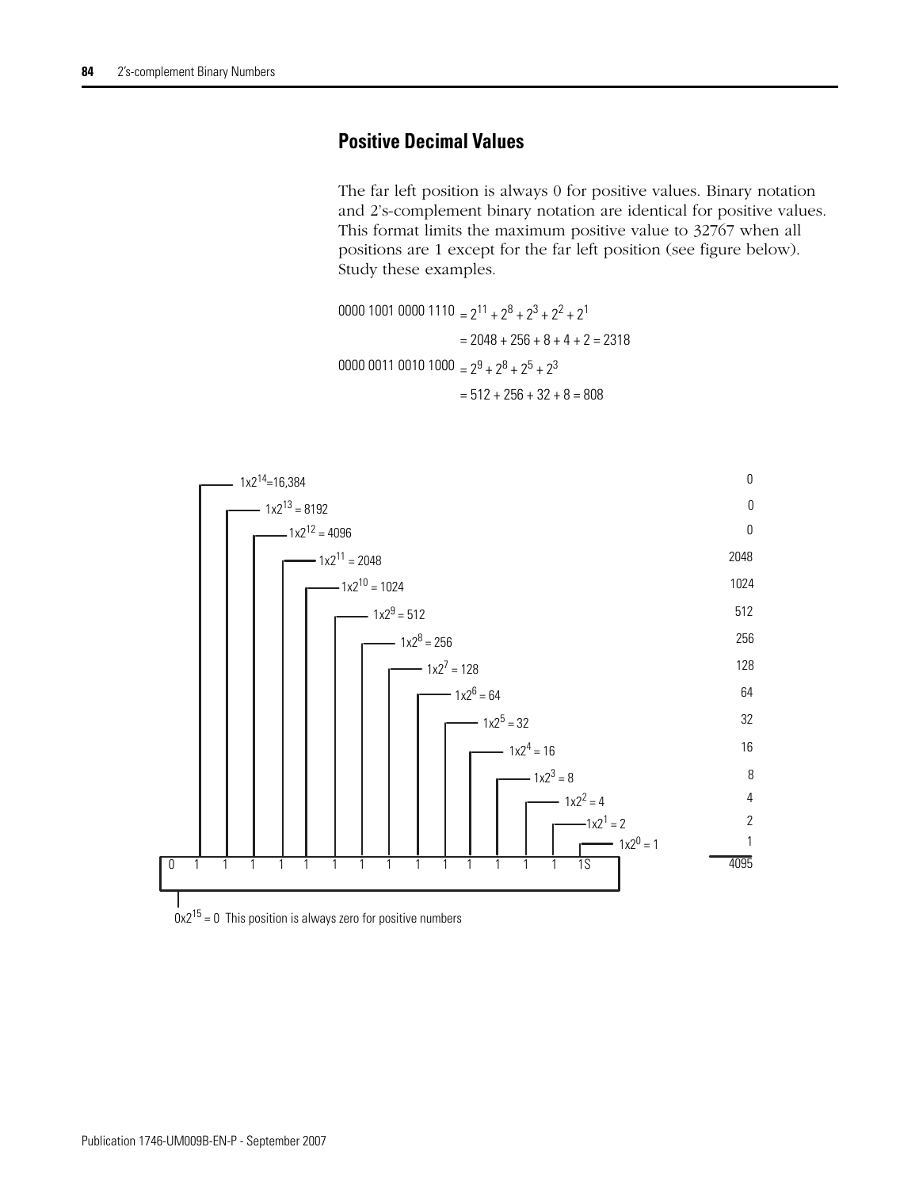## Positive Decimal Values

The far left position is always 0 for positive values. Binary notation and 2's-complement binary notation are identical for positive values. This format limits the maximum positive value to 32767 when all positions are 1 except for the far left position (see figure below). Study these examples.

$$0000\ 1001\ 0000\ 1110 = 2^{11} + 2^{8} + 2^{3} + 2^{2} + 2^{1}$$

$$= 2048 + 256 + 8 + 4 + 2 = 2318$$

$$0000\ 0011\ 0010\ 1000 = 2^{9} + 2^{8} + 2^{5} + 2^{3}$$

$$= 512 + 256 + 32 + 8 = 808$$

| Bit | Calculation | Value |
|---|---|---|
| 1 | $1x2^{14}$=16,384 | 0 |
| 1 | $1x2^{13}$ = 8192 | 0 |
| 1 | $1x2^{12}$ = 4096 | 0 |
| 1 | $1x2^{11}$ = 2048 | 2048 |
| 1 | $1x2^{10}$ = 1024 | 1024 |
| 1 | $1x2^{9}$ = 512 | 512 |
| 1 | $1x2^{8}$ = 256 | 256 |
| 1 | $1x2^{7}$ = 128 | 128 |
| 1 | $1x2^{6}$ = 64 | 64 |
| 1 | $1x2^{5}$ = 32 | 32 |
| 1 | $1x2^{4}$ = 16 | 16 |
| 1 | $1x2^{3}$ = 8 | 8 |
| 1 | $1x2^{2}$ = 4 | 4 |
| 1 | $1x2^{1}$ = 2 | 2 |
| 1S | $1x2^{0}$ = 1 | 1 |
| | | 4095 |

0 1 1 1 1 1 1 1 1 1 1 1 1 1 1 1S

$0x2^{15}$ = 0 This position is always zero for positive numbers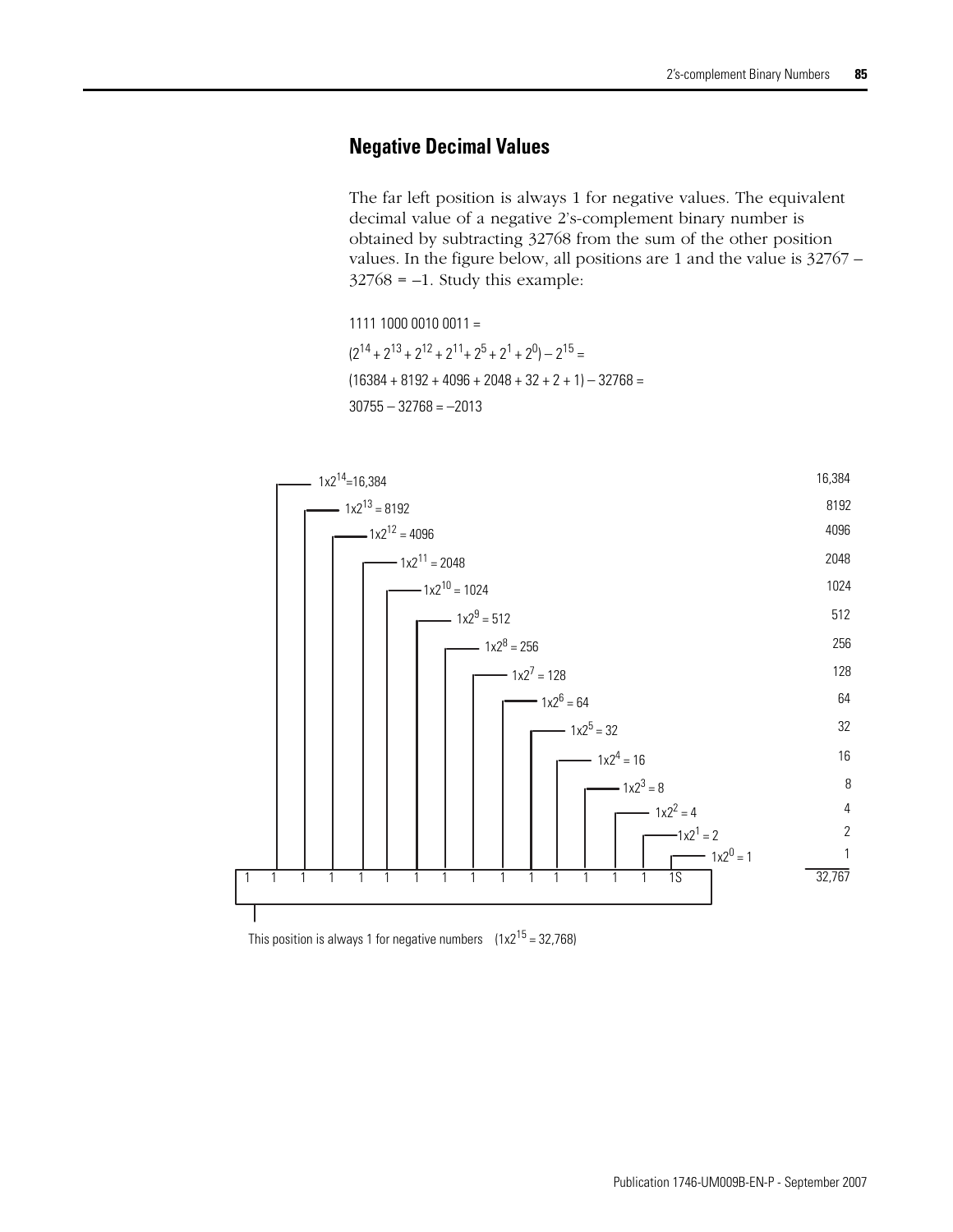## Negative Decimal Values

The far left position is always 1 for negative values. The equivalent decimal value of a negative 2's-complement binary number is obtained by subtracting 32768 from the sum of the other position values. In the figure below, all positions are 1 and the value is 32767 – 32768 = –1. Study this example:

1111 1000 0010 0011 =

$(2^{14} + 2^{13} + 2^{12} + 2^{11} + 2^{5} + 2^{1} + 2^{0}) - 2^{15} =$

$(16384 + 8192 + 4096 + 2048 + 32 + 2 + 1) - 32768 =$

$30755 - 32768 = -2013$

$1 \times 2^{14} = 16,384$ — 16,384

$1 \times 2^{13} = 8192$ — 8192

$1 \times 2^{12} = 4096$ — 4096

$1 \times 2^{11} = 2048$ — 2048

$1 \times 2^{10} = 1024$ — 1024

$1 \times 2^{9} = 512$ — 512

$1 \times 2^{8} = 256$ — 256

$1 \times 2^{7} = 128$ — 128

$1 \times 2^{6} = 64$ — 64

$1 \times 2^{5} = 32$ — 32

$1 \times 2^{4} = 16$ — 16

$1 \times 2^{3} = 8$ — 8

$1 \times 2^{2} = 4$ — 4

$1 \times 2^{1} = 2$ — 2

$1 \times 2^{0} = 1$ — 1

1 1 1 1 1 1 1 1 1 1 1 1 1 1 1 1S — 32,767

This position is always 1 for negative numbers $(1 \times 2^{15} = 32,768)$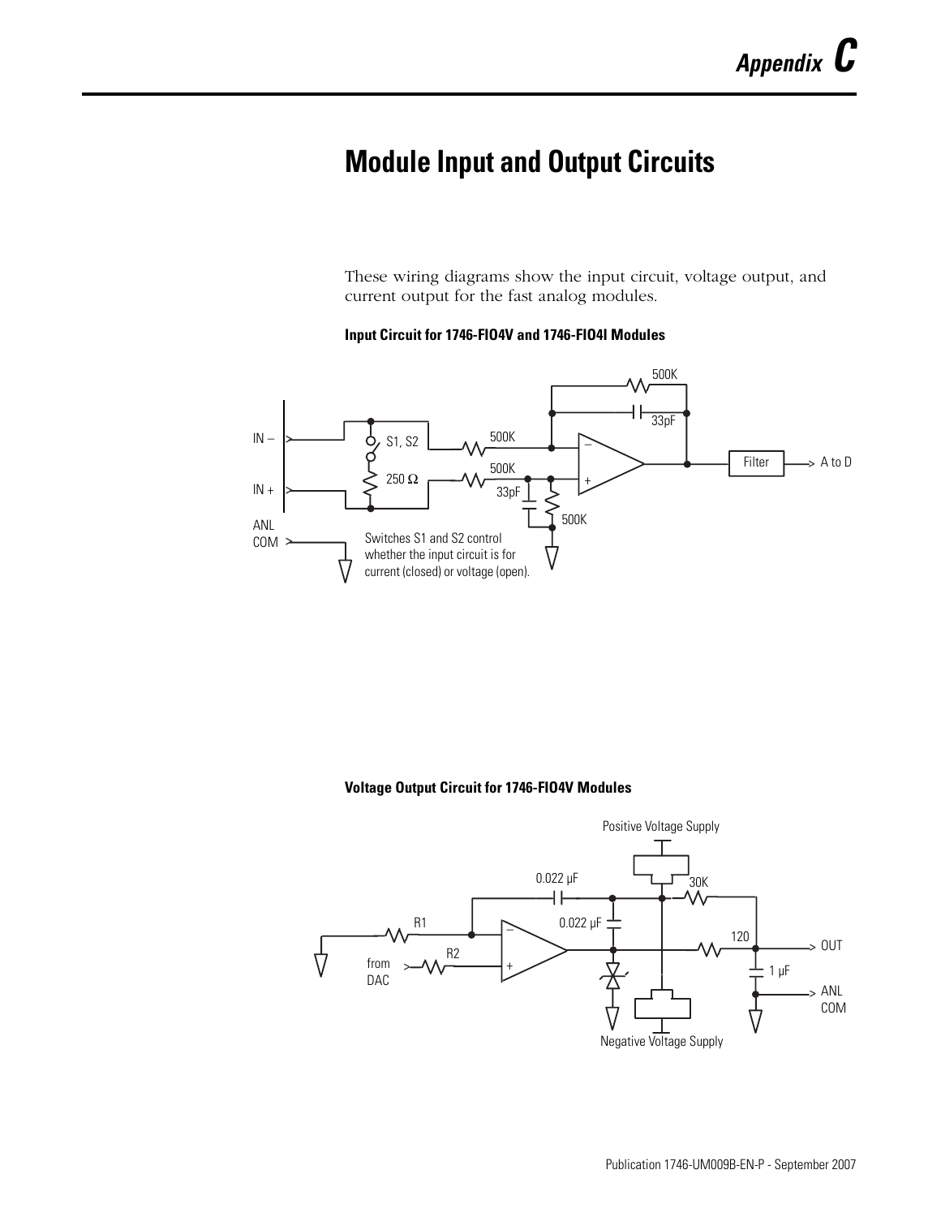# Appendix C

# Module Input and Output Circuits

These wiring diagrams show the input circuit, voltage output, and current output for the fast analog modules.

**Input Circuit for 1746-FIO4V and 1746-FIO4I Modules**

IN –

IN +

ANL COM

S1, S2

250 Ω

500K

500K

33pF

500K

500K

33pF

Filter

A to D

Switches S1 and S2 control whether the input circuit is for current (closed) or voltage (open).

**Voltage Output Circuit for 1746-FIO4V Modules**

Positive Voltage Supply

0.022 μF

30K

R1

0.022 μF

120

OUT

R2

from DAC

1 μF

ANL COM

Negative Voltage Supply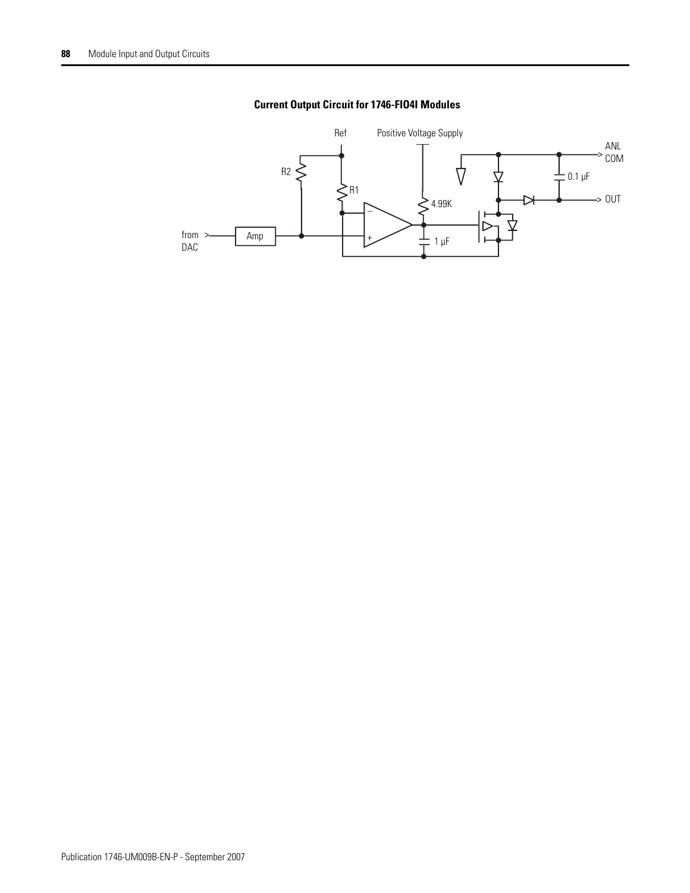**Current Output Circuit for 1746-FIO4I Modules**

Ref

Positive Voltage Supply

ANL COM

R2

R1

0.1 µF

4.99K

OUT

from DAC

Amp

1 µF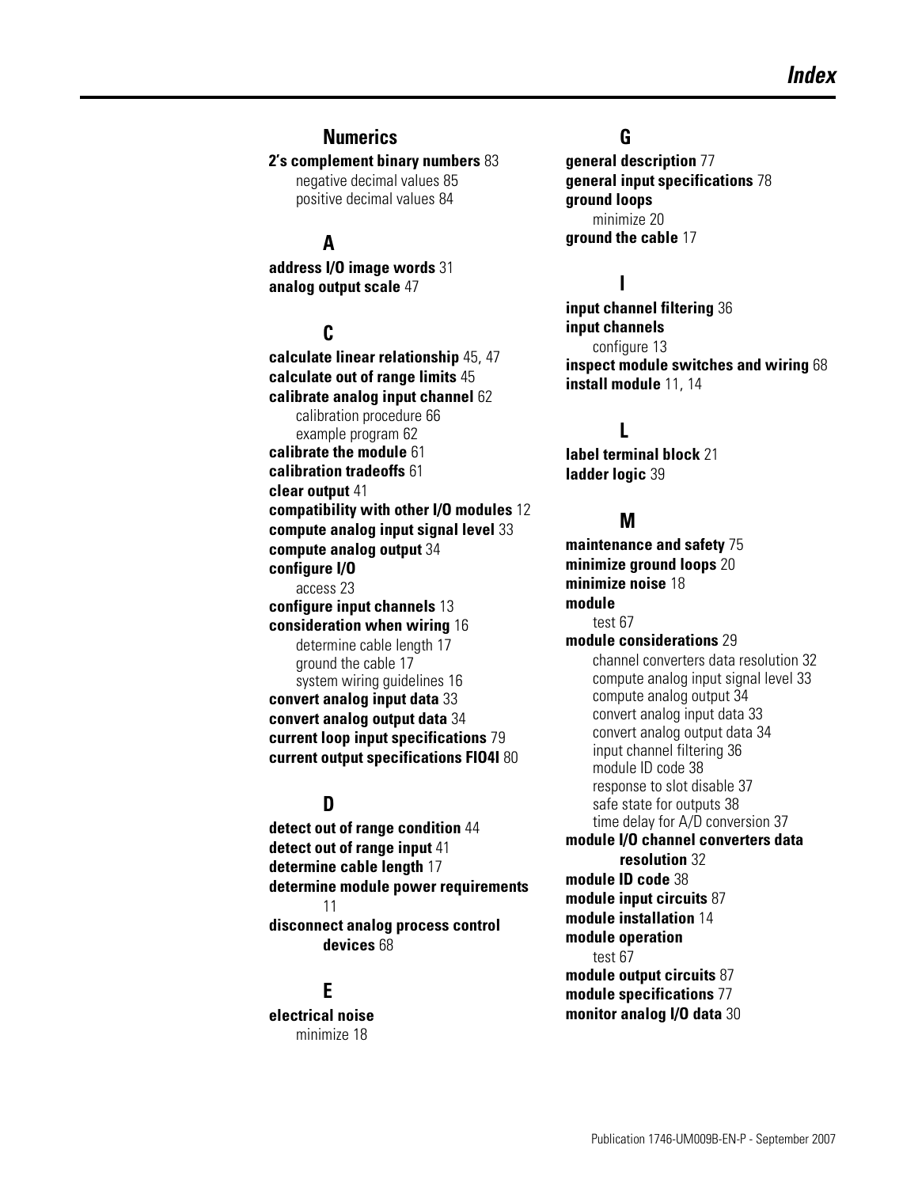# Index

## Numerics

**2's complement binary numbers** 83
- negative decimal values 85
- positive decimal values 84

## A

**address I/O image words** 31
**analog output scale** 47

## C

**calculate linear relationship** 45, 47
**calculate out of range limits** 45
**calibrate analog input channel** 62
- calibration procedure 66
- example program 62

**calibrate the module** 61
**calibration tradeoffs** 61
**clear output** 41
**compatibility with other I/O modules** 12
**compute analog input signal level** 33
**compute analog output** 34
**configure I/O**
- access 23

**configure input channels** 13
**consideration when wiring** 16
- determine cable length 17
- ground the cable 17
- system wiring guidelines 16

**convert analog input data** 33
**convert analog output data** 34
**current loop input specifications** 79
**current output specifications FIO4I** 80

## D

**detect out of range condition** 44
**detect out of range input** 41
**determine cable length** 17
**determine module power requirements** 11
**disconnect analog process control devices** 68

## E

**electrical noise**
- minimize 18

## G

**general description** 77
**general input specifications** 78
**ground loops**
- minimize 20

**ground the cable** 17

## I

**input channel filtering** 36
**input channels**
- configure 13

**inspect module switches and wiring** 68
**install module** 11, 14

## L

**label terminal block** 21
**ladder logic** 39

## M

**maintenance and safety** 75
**minimize ground loops** 20
**minimize noise** 18
**module**
- test 67

**module considerations** 29
- channel converters data resolution 32
- compute analog input signal level 33
- compute analog output 34
- convert analog input data 33
- convert analog output data 34
- input channel filtering 36
- module ID code 38
- response to slot disable 37
- safe state for outputs 38
- time delay for A/D conversion 37

**module I/O channel converters data resolution** 32
**module ID code** 38
**module input circuits** 87
**module installation** 14
**module operation**
- test 67

**module output circuits** 87
**module specifications** 77
**monitor analog I/O data** 30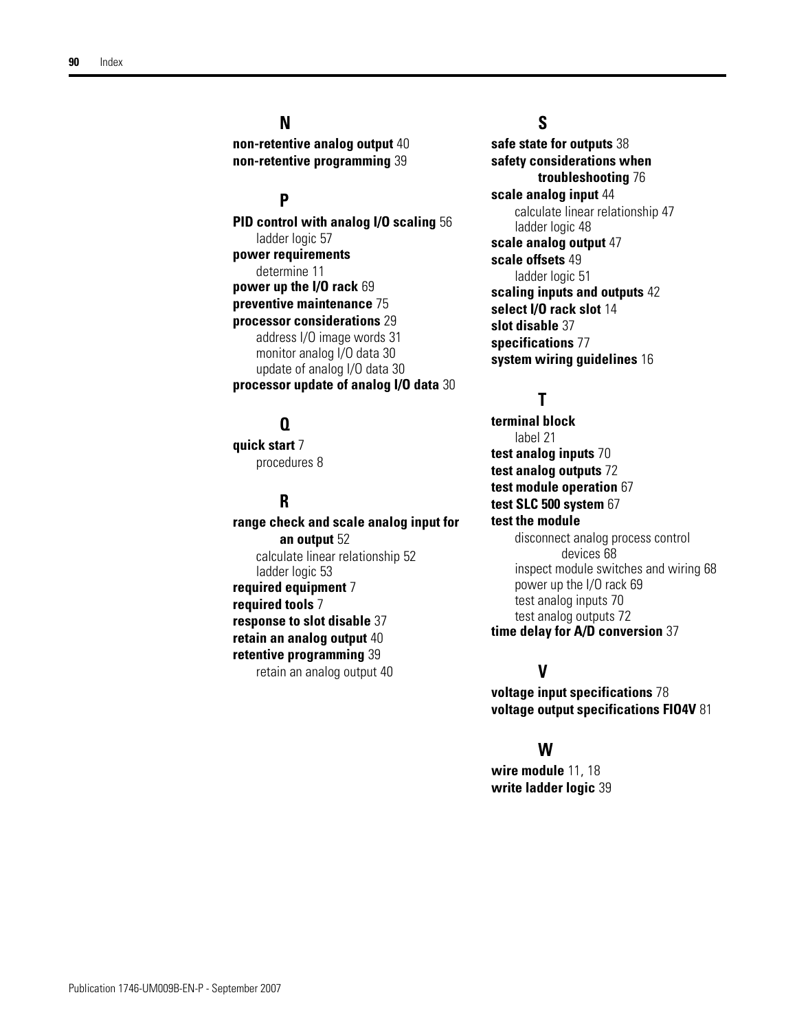## N

**non-retentive analog output** 40
**non-retentive programming** 39

## P

**PID control with analog I/O scaling** 56
- ladder logic 57

**power requirements**
- determine 11

**power up the I/O rack** 69
**preventive maintenance** 75
**processor considerations** 29
- address I/O image words 31
- monitor analog I/O data 30
- update of analog I/O data 30

**processor update of analog I/O data** 30

## Q

**quick start** 7
- procedures 8

## R

**range check and scale analog input for an output** 52
- calculate linear relationship 52
- ladder logic 53

**required equipment** 7
**required tools** 7
**response to slot disable** 37
**retain an analog output** 40
**retentive programming** 39
- retain an analog output 40

## S

**safe state for outputs** 38
**safety considerations when troubleshooting** 76
**scale analog input** 44
- calculate linear relationship 47
- ladder logic 48

**scale analog output** 47
**scale offsets** 49
- ladder logic 51

**scaling inputs and outputs** 42
**select I/O rack slot** 14
**slot disable** 37
**specifications** 77
**system wiring guidelines** 16

## T

**terminal block**
- label 21

**test analog inputs** 70
**test analog outputs** 72
**test module operation** 67
**test SLC 500 system** 67
**test the module**
- disconnect analog process control devices 68
- inspect module switches and wiring 68
- power up the I/O rack 69
- test analog inputs 70
- test analog outputs 72

**time delay for A/D conversion** 37

## V

**voltage input specifications** 78
**voltage output specifications FIO4V** 81

## W

**wire module** 11, 18
**write ladder logic** 39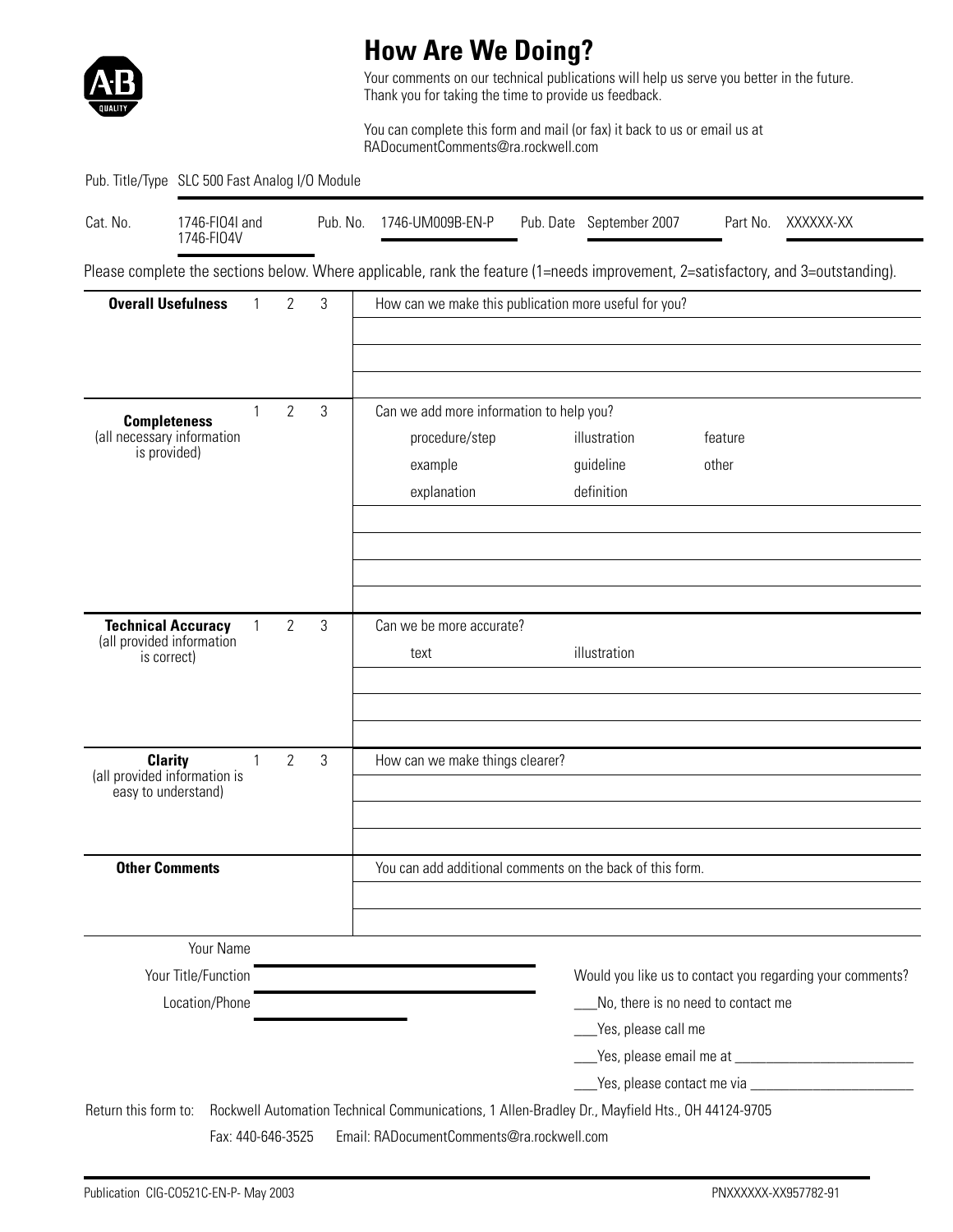# How Are We Doing?

Your comments on our technical publications will help us serve you better in the future.
Thank you for taking the time to provide us feedback.

You can complete this form and mail (or fax) it back to us or email us at
RADocumentComments@ra.rockwell.com

Pub. Title/Type SLC 500 Fast Analog I/O Module

| Cat. No. | 1746-FIO4I and 1746-FIO4V | Pub. No. | 1746-UM009B-EN-P | Pub. Date | September 2007 | Part No. | XXXXXX-XX |
|---|---|---|---|---|---|---|---|

Please complete the sections below. Where applicable, rank the feature (1=needs improvement, 2=satisfactory, and 3=outstanding).

| | | | | |
|---|---|---|---|---|
| **Overall Usefulness** | 1 | 2 | 3 | How can we make this publication more useful for you? |
| **Completeness** (all necessary information is provided) | 1 | 2 | 3 | Can we add more information to help you? procedure/step, illustration, feature, example, guideline, other, explanation, definition |
| **Technical Accuracy** (all provided information is correct) | 1 | 2 | 3 | Can we be more accurate? text, illustration |
| **Clarity** (all provided information is easy to understand) | 1 | 2 | 3 | How can we make things clearer? |
| **Other Comments** | | | | You can add additional comments on the back of this form. |

Your Name

Your Title/Function

Location/Phone

Would you like us to contact you regarding your comments?

___No, there is no need to contact me

___Yes, please call me

___Yes, please email me at ___________________________

___Yes, please contact me via _________________________

Return this form to: Rockwell Automation Technical Communications, 1 Allen-Bradley Dr., Mayfield Hts., OH 44124-9705

Fax: 440-646-3525 Email: RADocumentComments@ra.rockwell.com

Publication CIG-CO521C-EN-P- May 2003 PNXXXXXX-XX957782-91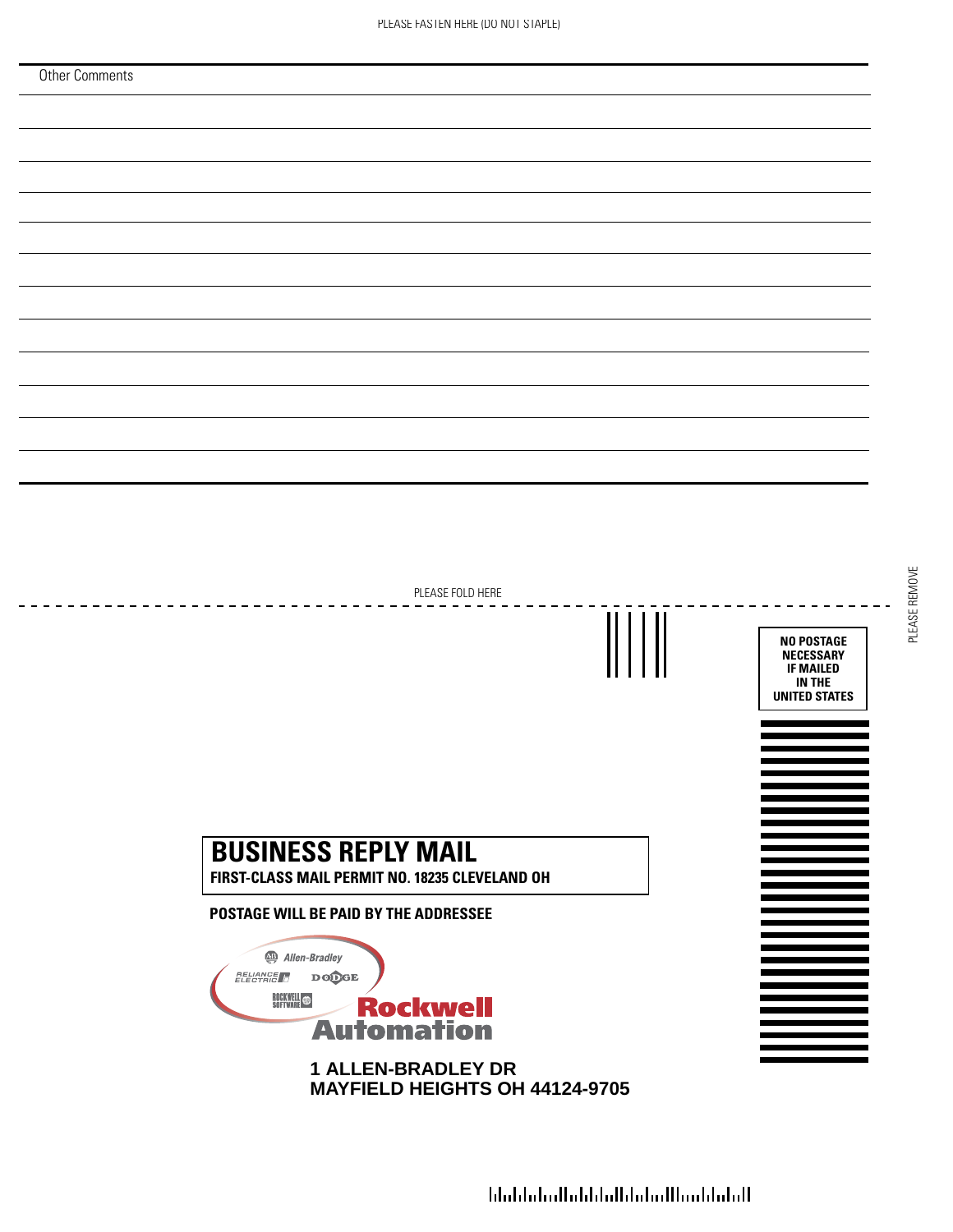PLEASE FASTEN HERE (DO NOT STAPLE)

Other Comments

PLEASE FOLD HERE

PLEASE REMOVE

NO POSTAGE NECESSARY IF MAILED IN THE UNITED STATES

# BUSINESS REPLY MAIL

**FIRST-CLASS MAIL PERMIT NO. 18235 CLEVELAND OH**

**POSTAGE WILL BE PAID BY THE ADDRESSEE**

Allen-Bradley
RELIANCE ELECTRIC
DODGE
ROCKWELL SOFTWARE
Rockwell Automation

**1 ALLEN-BRADLEY DR**
**MAYFIELD HEIGHTS OH 44124-9705**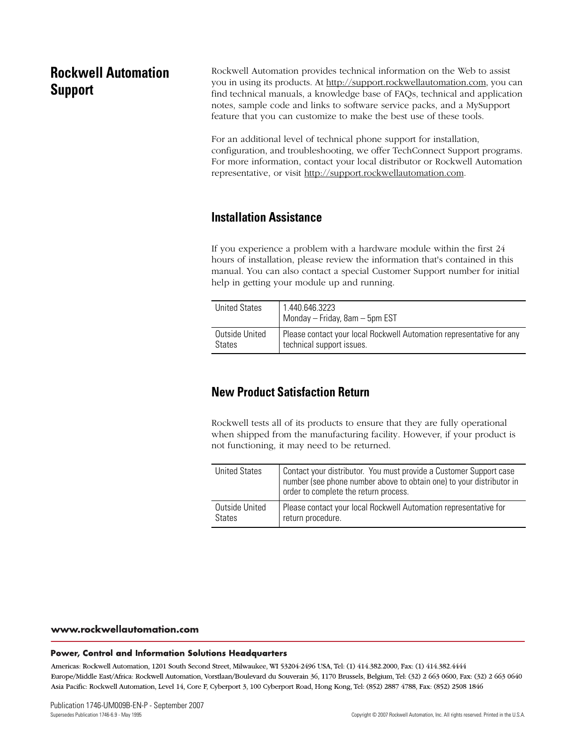## Rockwell Automation Support

Rockwell Automation provides technical information on the Web to assist you in using its products. At http://support.rockwellautomation.com, you can find technical manuals, a knowledge base of FAQs, technical and application notes, sample code and links to software service packs, and a MySupport feature that you can customize to make the best use of these tools.

For an additional level of technical phone support for installation, configuration, and troubleshooting, we offer TechConnect Support programs. For more information, contact your local distributor or Rockwell Automation representative, or visit http://support.rockwellautomation.com.

### Installation Assistance

If you experience a problem with a hardware module within the first 24 hours of installation, please review the information that's contained in this manual. You can also contact a special Customer Support number for initial help in getting your module up and running.

| | |
|---|---|
| United States | 1.440.646.3223<br>Monday – Friday, 8am – 5pm EST |
| Outside United States | Please contact your local Rockwell Automation representative for any technical support issues. |

### New Product Satisfaction Return

Rockwell tests all of its products to ensure that they are fully operational when shipped from the manufacturing facility. However, if your product is not functioning, it may need to be returned.

| | |
|---|---|
| United States | Contact your distributor. You must provide a Customer Support case number (see phone number above to obtain one) to your distributor in order to complete the return process. |
| Outside United States | Please contact your local Rockwell Automation representative for return procedure. |

**www.rockwellautomation.com**

**Power, Control and Information Solutions Headquarters**

Americas: Rockwell Automation, 1201 South Second Street, Milwaukee, WI 53204-2496 USA, Tel: (1) 414.382.2000, Fax: (1) 414.382.4444
Europe/Middle East/Africa: Rockwell Automation, Vorstlaan/Boulevard du Souverain 36, 1170 Brussels, Belgium, Tel: (32) 2 663 0600, Fax: (32) 2 663 0640
Asia Pacific: Rockwell Automation, Level 14, Core F, Cyberport 3, 100 Cyberport Road, Hong Kong, Tel: (852) 2887 4788, Fax: (852) 2508 1846

Publication 1746-UM009B-EN-P - September 2007
Supersedes Publication 1746-6.9 - May 1995

Copyright © 2007 Rockwell Automation, Inc. All rights reserved. Printed in the U.S.A.